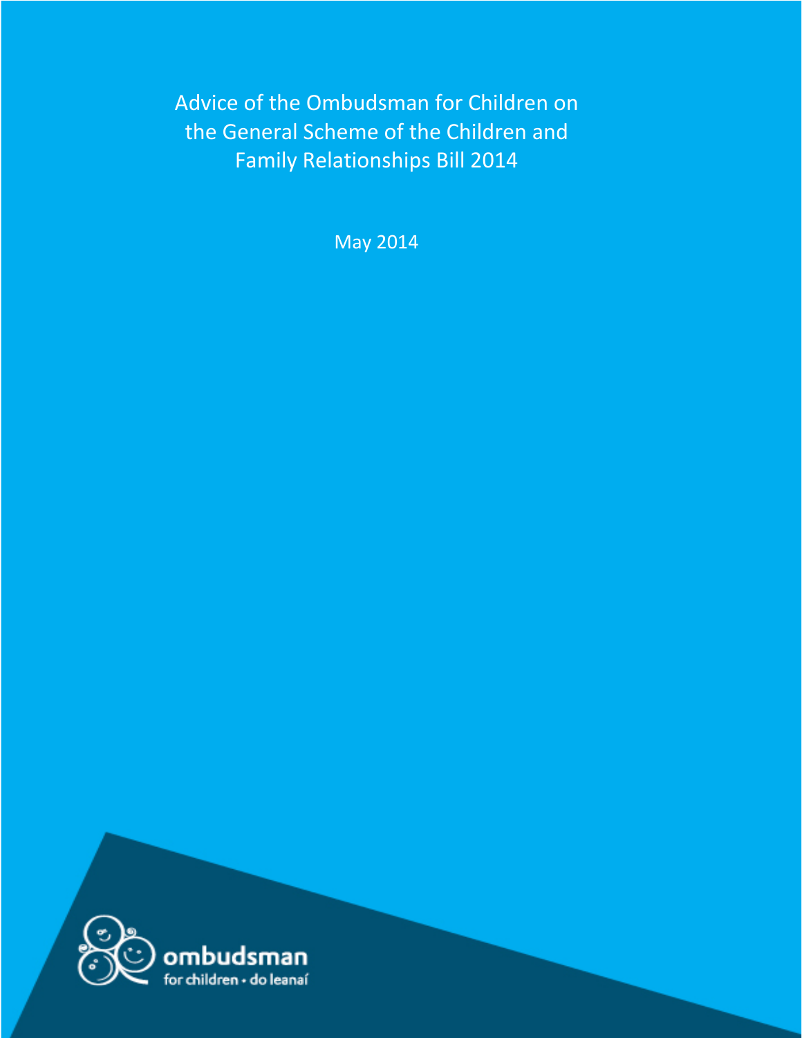# Advice of the Ombudsman for Children on the General Scheme of the Children and Family Relationships Bill 2014

May 2014

ombudsman for children • do leanaí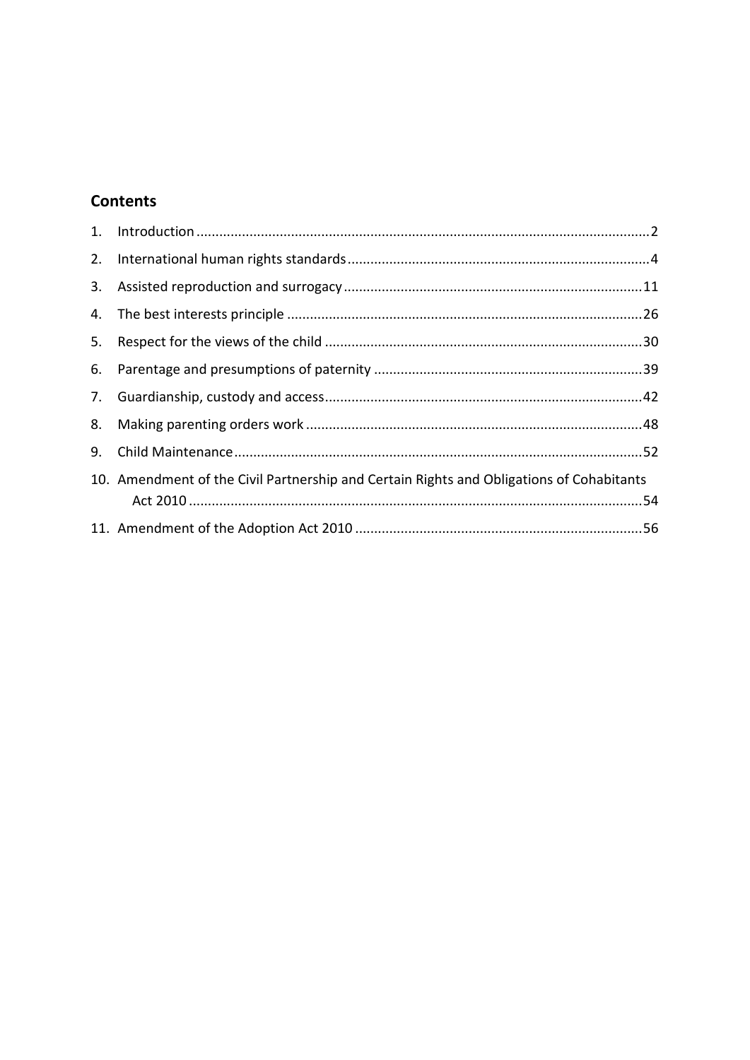## Contents

1. Introduction ..... 2
2. International human rights standards ..... 4
3. Assisted reproduction and surrogacy ..... 11
4. The best interests principle ..... 26
5. Respect for the views of the child ..... 30
6. Parentage and presumptions of paternity ..... 39
7. Guardianship, custody and access ..... 42
8. Making parenting orders work ..... 48
9. Child Maintenance ..... 52
10. Amendment of the Civil Partnership and Certain Rights and Obligations of Cohabitants Act 2010 ..... 54
11. Amendment of the Adoption Act 2010 ..... 56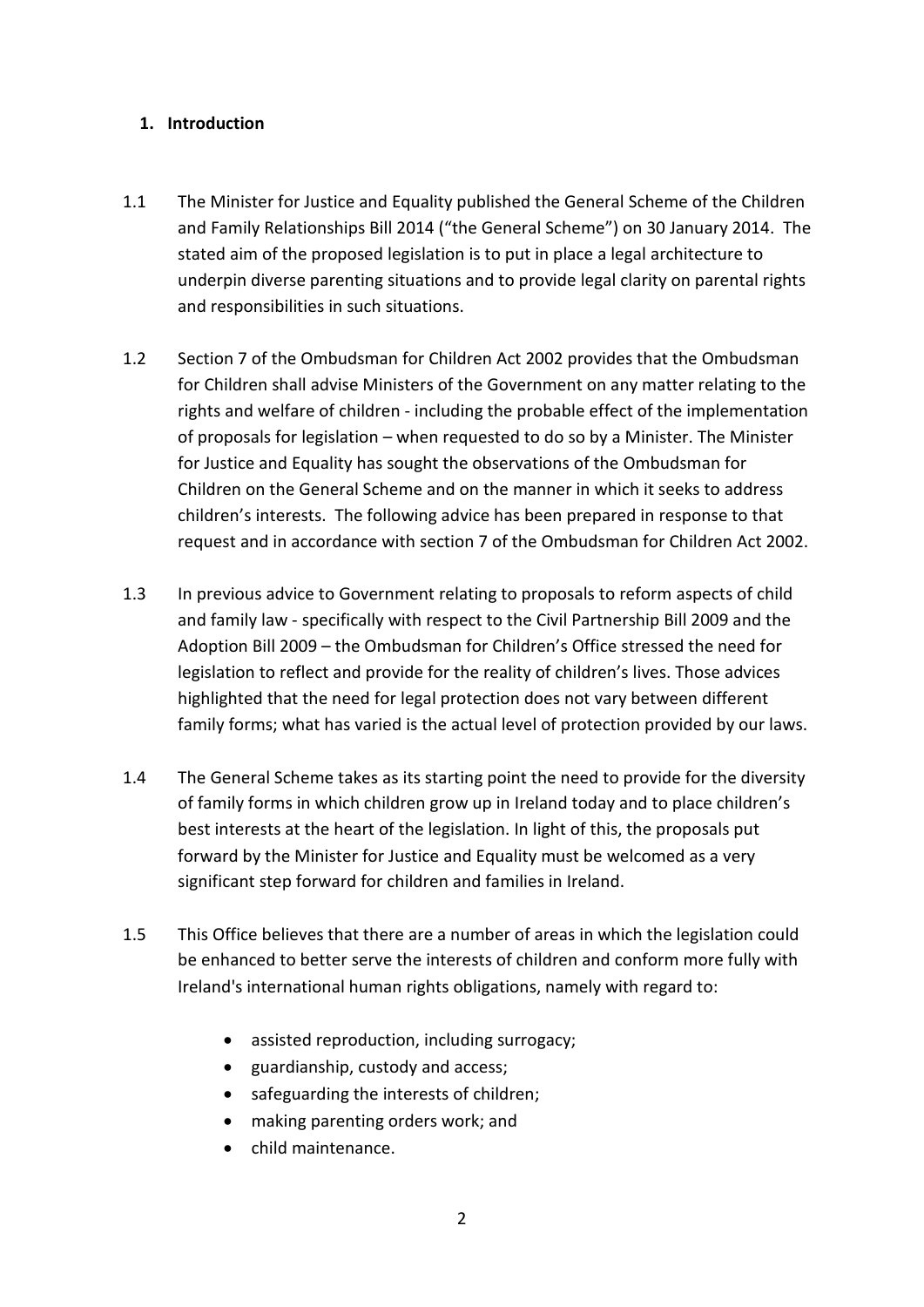## 1. Introduction

1.1 The Minister for Justice and Equality published the General Scheme of the Children and Family Relationships Bill 2014 ("the General Scheme") on 30 January 2014. The stated aim of the proposed legislation is to put in place a legal architecture to underpin diverse parenting situations and to provide legal clarity on parental rights and responsibilities in such situations.

1.2 Section 7 of the Ombudsman for Children Act 2002 provides that the Ombudsman for Children shall advise Ministers of the Government on any matter relating to the rights and welfare of children - including the probable effect of the implementation of proposals for legislation – when requested to do so by a Minister. The Minister for Justice and Equality has sought the observations of the Ombudsman for Children on the General Scheme and on the manner in which it seeks to address children's interests. The following advice has been prepared in response to that request and in accordance with section 7 of the Ombudsman for Children Act 2002.

1.3 In previous advice to Government relating to proposals to reform aspects of child and family law - specifically with respect to the Civil Partnership Bill 2009 and the Adoption Bill 2009 – the Ombudsman for Children's Office stressed the need for legislation to reflect and provide for the reality of children's lives. Those advices highlighted that the need for legal protection does not vary between different family forms; what has varied is the actual level of protection provided by our laws.

1.4 The General Scheme takes as its starting point the need to provide for the diversity of family forms in which children grow up in Ireland today and to place children's best interests at the heart of the legislation. In light of this, the proposals put forward by the Minister for Justice and Equality must be welcomed as a very significant step forward for children and families in Ireland.

1.5 This Office believes that there are a number of areas in which the legislation could be enhanced to better serve the interests of children and conform more fully with Ireland's international human rights obligations, namely with regard to:

- assisted reproduction, including surrogacy;
- guardianship, custody and access;
- safeguarding the interests of children;
- making parenting orders work; and
- child maintenance.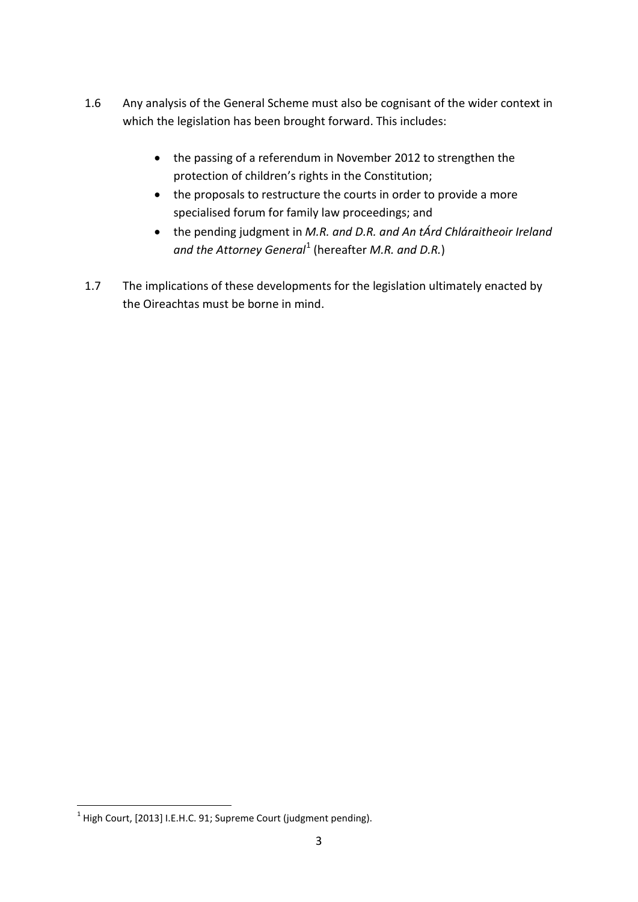1.6 Any analysis of the General Scheme must also be cognisant of the wider context in which the legislation has been brought forward. This includes:

- the passing of a referendum in November 2012 to strengthen the protection of children's rights in the Constitution;
- the proposals to restructure the courts in order to provide a more specialised forum for family law proceedings; and
- the pending judgment in *M.R. and D.R. and An tÁrd Chláraitheoir Ireland and the Attorney General*[1] (hereafter *M.R. and D.R.*)

1.7 The implications of these developments for the legislation ultimately enacted by the Oireachtas must be borne in mind.

[1] High Court, [2013] I.E.H.C. 91; Supreme Court (judgment pending).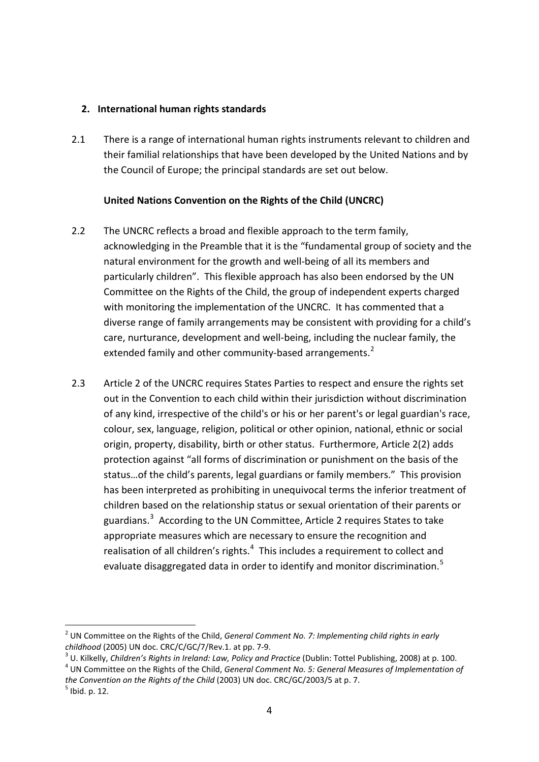## 2. International human rights standards

2.1 There is a range of international human rights instruments relevant to children and their familial relationships that have been developed by the United Nations and by the Council of Europe; the principal standards are set out below.

**United Nations Convention on the Rights of the Child (UNCRC)**

2.2 The UNCRC reflects a broad and flexible approach to the term family, acknowledging in the Preamble that it is the "fundamental group of society and the natural environment for the growth and well-being of all its members and particularly children". This flexible approach has also been endorsed by the UN Committee on the Rights of the Child, the group of independent experts charged with monitoring the implementation of the UNCRC. It has commented that a diverse range of family arrangements may be consistent with providing for a child's care, nurturance, development and well-being, including the nuclear family, the extended family and other community-based arrangements.[2]

2.3 Article 2 of the UNCRC requires States Parties to respect and ensure the rights set out in the Convention to each child within their jurisdiction without discrimination of any kind, irrespective of the child's or his or her parent's or legal guardian's race, colour, sex, language, religion, political or other opinion, national, ethnic or social origin, property, disability, birth or other status. Furthermore, Article 2(2) adds protection against "all forms of discrimination or punishment on the basis of the status…of the child's parents, legal guardians or family members." This provision has been interpreted as prohibiting in unequivocal terms the inferior treatment of children based on the relationship status or sexual orientation of their parents or guardians.[3] According to the UN Committee, Article 2 requires States to take appropriate measures which are necessary to ensure the recognition and realisation of all children's rights.[4] This includes a requirement to collect and evaluate disaggregated data in order to identify and monitor discrimination.[5]

---

[2] UN Committee on the Rights of the Child, *General Comment No. 7: Implementing child rights in early childhood* (2005) UN doc. CRC/C/GC/7/Rev.1. at pp. 7-9.

[3] U. Kilkelly, *Children's Rights in Ireland: Law, Policy and Practice* (Dublin: Tottel Publishing, 2008) at p. 100.

[4] UN Committee on the Rights of the Child, *General Comment No. 5: General Measures of Implementation of the Convention on the Rights of the Child* (2003) UN doc. CRC/GC/2003/5 at p. 7.

[5] Ibid. p. 12.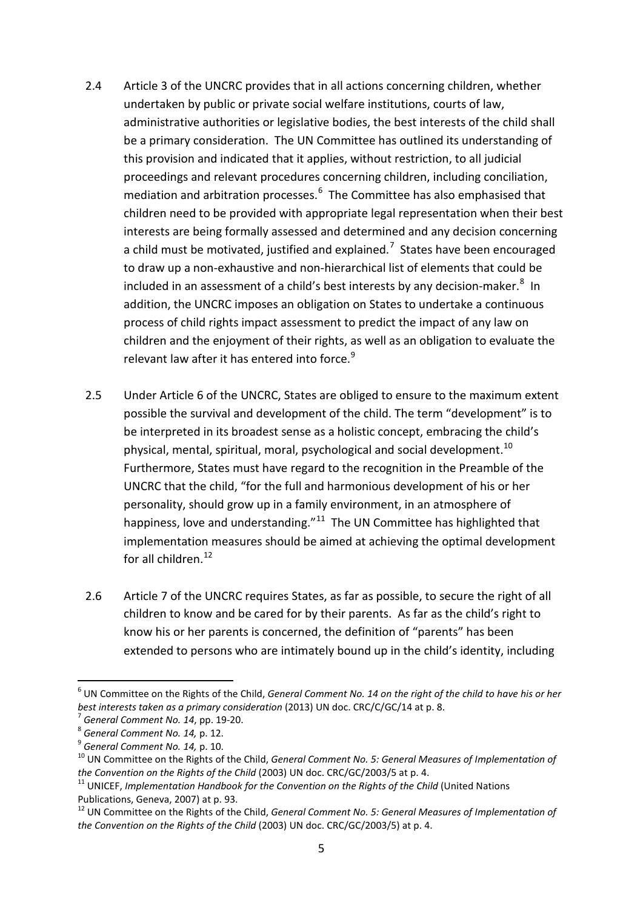2.4 Article 3 of the UNCRC provides that in all actions concerning children, whether undertaken by public or private social welfare institutions, courts of law, administrative authorities or legislative bodies, the best interests of the child shall be a primary consideration. The UN Committee has outlined its understanding of this provision and indicated that it applies, without restriction, to all judicial proceedings and relevant procedures concerning children, including conciliation, mediation and arbitration processes.[6] The Committee has also emphasised that children need to be provided with appropriate legal representation when their best interests are being formally assessed and determined and any decision concerning a child must be motivated, justified and explained.[7] States have been encouraged to draw up a non-exhaustive and non-hierarchical list of elements that could be included in an assessment of a child's best interests by any decision-maker.[8] In addition, the UNCRC imposes an obligation on States to undertake a continuous process of child rights impact assessment to predict the impact of any law on children and the enjoyment of their rights, as well as an obligation to evaluate the relevant law after it has entered into force.[9]

2.5 Under Article 6 of the UNCRC, States are obliged to ensure to the maximum extent possible the survival and development of the child. The term "development" is to be interpreted in its broadest sense as a holistic concept, embracing the child's physical, mental, spiritual, moral, psychological and social development.[10] Furthermore, States must have regard to the recognition in the Preamble of the UNCRC that the child, "for the full and harmonious development of his or her personality, should grow up in a family environment, in an atmosphere of happiness, love and understanding."[11] The UN Committee has highlighted that implementation measures should be aimed at achieving the optimal development for all children.[12]

2.6 Article 7 of the UNCRC requires States, as far as possible, to secure the right of all children to know and be cared for by their parents. As far as the child's right to know his or her parents is concerned, the definition of "parents" has been extended to persons who are intimately bound up in the child's identity, including

---

[6] UN Committee on the Rights of the Child, *General Comment No. 14 on the right of the child to have his or her best interests taken as a primary consideration* (2013) UN doc. CRC/C/GC/14 at p. 8.

[7] *General Comment No. 14*, pp. 19-20.

[8] *General Comment No. 14,* p. 12.

[9] *General Comment No. 14,* p. 10.

[10] UN Committee on the Rights of the Child, *General Comment No. 5: General Measures of Implementation of the Convention on the Rights of the Child* (2003) UN doc. CRC/GC/2003/5 at p. 4.

[11] UNICEF, *Implementation Handbook for the Convention on the Rights of the Child* (United Nations Publications, Geneva, 2007) at p. 93.

[12] UN Committee on the Rights of the Child, *General Comment No. 5: General Measures of Implementation of the Convention on the Rights of the Child* (2003) UN doc. CRC/GC/2003/5) at p. 4.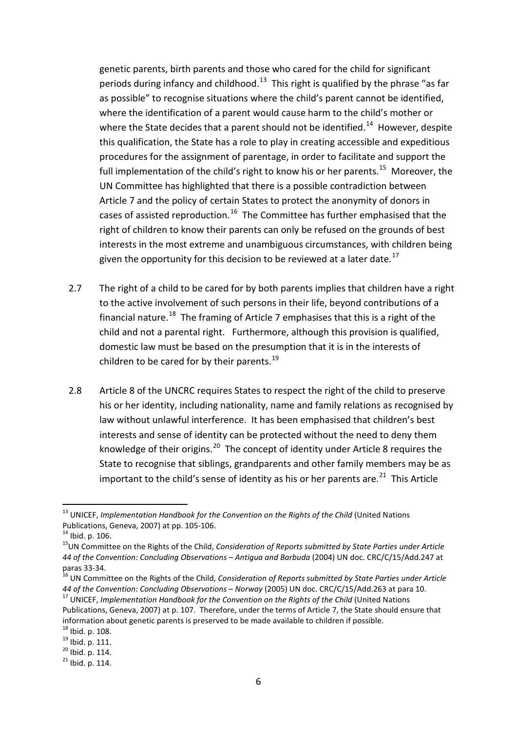genetic parents, birth parents and those who cared for the child for significant periods during infancy and childhood.[13] This right is qualified by the phrase "as far as possible" to recognise situations where the child's parent cannot be identified, where the identification of a parent would cause harm to the child's mother or where the State decides that a parent should not be identified.[14] However, despite this qualification, the State has a role to play in creating accessible and expeditious procedures for the assignment of parentage, in order to facilitate and support the full implementation of the child's right to know his or her parents.[15] Moreover, the UN Committee has highlighted that there is a possible contradiction between Article 7 and the policy of certain States to protect the anonymity of donors in cases of assisted reproduction.[16] The Committee has further emphasised that the right of children to know their parents can only be refused on the grounds of best interests in the most extreme and unambiguous circumstances, with children being given the opportunity for this decision to be reviewed at a later date.[17]

2.7 The right of a child to be cared for by both parents implies that children have a right to the active involvement of such persons in their life, beyond contributions of a financial nature.[18] The framing of Article 7 emphasises that this is a right of the child and not a parental right. Furthermore, although this provision is qualified, domestic law must be based on the presumption that it is in the interests of children to be cared for by their parents.[19]

2.8 Article 8 of the UNCRC requires States to respect the right of the child to preserve his or her identity, including nationality, name and family relations as recognised by law without unlawful interference. It has been emphasised that children's best interests and sense of identity can be protected without the need to deny them knowledge of their origins.[20] The concept of identity under Article 8 requires the State to recognise that siblings, grandparents and other family members may be as important to the child's sense of identity as his or her parents are.[21] This Article

---

[13] UNICEF, *Implementation Handbook for the Convention on the Rights of the Child* (United Nations Publications, Geneva, 2007) at pp. 105-106.

[14] Ibid. p. 106.

[15] UN Committee on the Rights of the Child, *Consideration of Reports submitted by State Parties under Article 44 of the Convention: Concluding Observations – Antigua and Barbuda* (2004) UN doc. CRC/C/15/Add.247 at paras 33-34.

[16] UN Committee on the Rights of the Child, *Consideration of Reports submitted by State Parties under Article 44 of the Convention: Concluding Observations – Norway* (2005) UN doc. CRC/C/15/Add.263 at para 10.

[17] UNICEF, *Implementation Handbook for the Convention on the Rights of the Child* (United Nations Publications, Geneva, 2007) at p. 107. Therefore, under the terms of Article 7, the State should ensure that information about genetic parents is preserved to be made available to children if possible.

[18] Ibid. p. 108.

[19] Ibid. p. 111.

[20] Ibid. p. 114.

[21] Ibid. p. 114.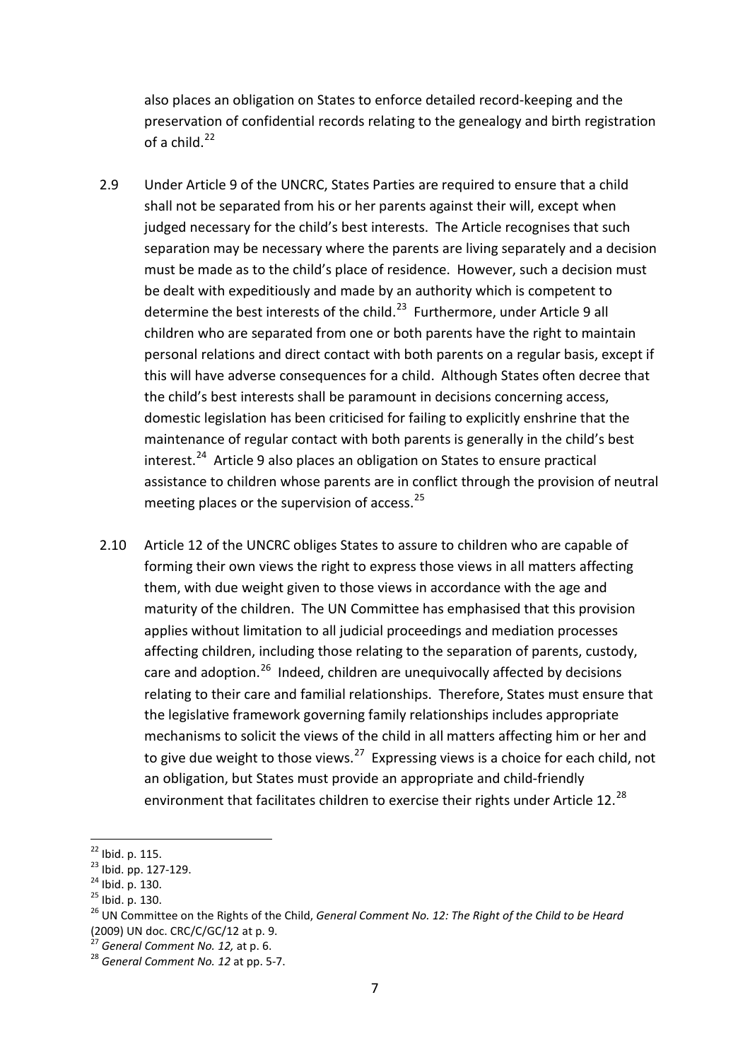also places an obligation on States to enforce detailed record-keeping and the preservation of confidential records relating to the genealogy and birth registration of a child.[22]

2.9 Under Article 9 of the UNCRC, States Parties are required to ensure that a child shall not be separated from his or her parents against their will, except when judged necessary for the child's best interests. The Article recognises that such separation may be necessary where the parents are living separately and a decision must be made as to the child's place of residence. However, such a decision must be dealt with expeditiously and made by an authority which is competent to determine the best interests of the child.[23] Furthermore, under Article 9 all children who are separated from one or both parents have the right to maintain personal relations and direct contact with both parents on a regular basis, except if this will have adverse consequences for a child. Although States often decree that the child's best interests shall be paramount in decisions concerning access, domestic legislation has been criticised for failing to explicitly enshrine that the maintenance of regular contact with both parents is generally in the child's best interest.[24] Article 9 also places an obligation on States to ensure practical assistance to children whose parents are in conflict through the provision of neutral meeting places or the supervision of access.[25]

2.10 Article 12 of the UNCRC obliges States to assure to children who are capable of forming their own views the right to express those views in all matters affecting them, with due weight given to those views in accordance with the age and maturity of the children. The UN Committee has emphasised that this provision applies without limitation to all judicial proceedings and mediation processes affecting children, including those relating to the separation of parents, custody, care and adoption.[26] Indeed, children are unequivocally affected by decisions relating to their care and familial relationships. Therefore, States must ensure that the legislative framework governing family relationships includes appropriate mechanisms to solicit the views of the child in all matters affecting him or her and to give due weight to those views.[27] Expressing views is a choice for each child, not an obligation, but States must provide an appropriate and child-friendly environment that facilitates children to exercise their rights under Article 12.[28]

---

[22] Ibid. p. 115.

[23] Ibid. pp. 127-129.

[24] Ibid. p. 130.

[25] Ibid. p. 130.

[26] UN Committee on the Rights of the Child, *General Comment No. 12: The Right of the Child to be Heard* (2009) UN doc. CRC/C/GC/12 at p. 9.

[27] *General Comment No. 12,* at p. 6.

[28] *General Comment No. 12* at pp. 5-7.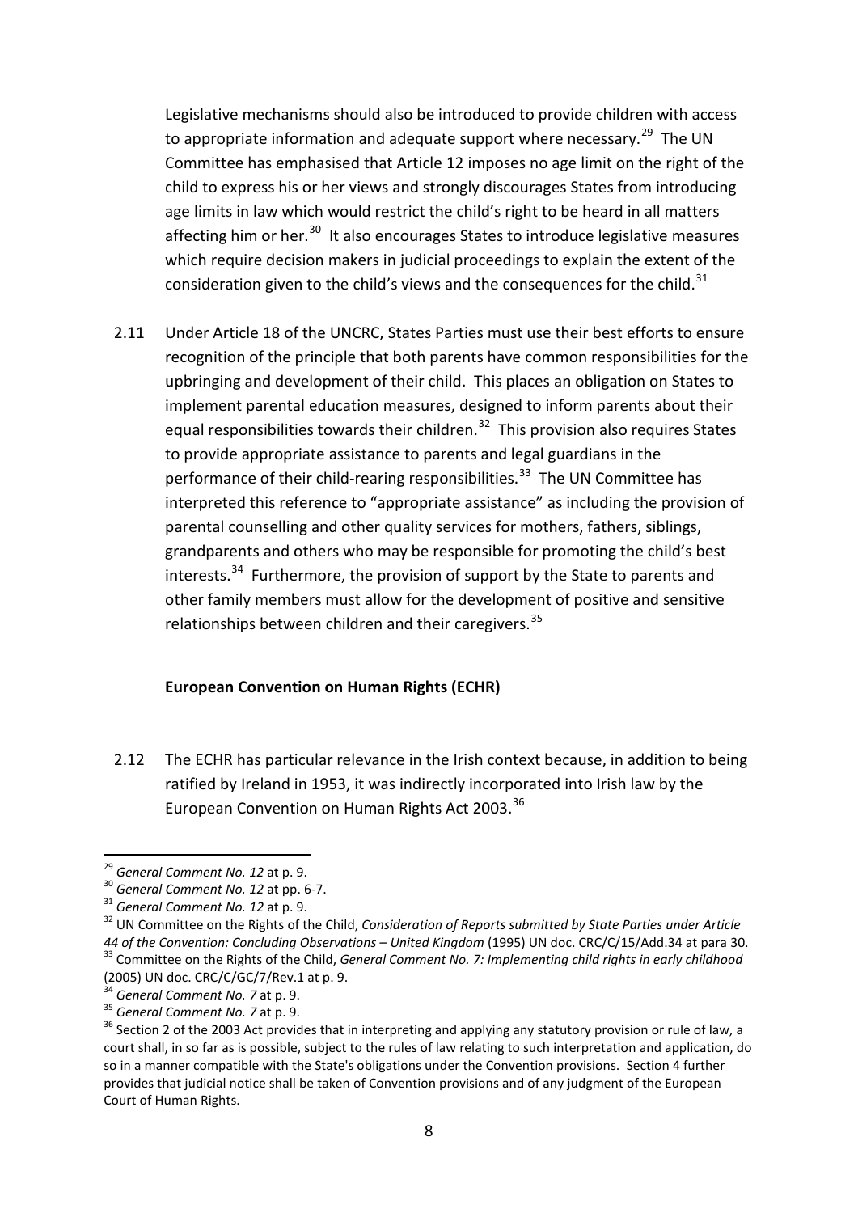Legislative mechanisms should also be introduced to provide children with access to appropriate information and adequate support where necessary.[29] The UN Committee has emphasised that Article 12 imposes no age limit on the right of the child to express his or her views and strongly discourages States from introducing age limits in law which would restrict the child's right to be heard in all matters affecting him or her.[30] It also encourages States to introduce legislative measures which require decision makers in judicial proceedings to explain the extent of the consideration given to the child's views and the consequences for the child.[31]

2.11 Under Article 18 of the UNCRC, States Parties must use their best efforts to ensure recognition of the principle that both parents have common responsibilities for the upbringing and development of their child. This places an obligation on States to implement parental education measures, designed to inform parents about their equal responsibilities towards their children.[32] This provision also requires States to provide appropriate assistance to parents and legal guardians in the performance of their child-rearing responsibilities.[33] The UN Committee has interpreted this reference to "appropriate assistance" as including the provision of parental counselling and other quality services for mothers, fathers, siblings, grandparents and others who may be responsible for promoting the child's best interests.[34] Furthermore, the provision of support by the State to parents and other family members must allow for the development of positive and sensitive relationships between children and their caregivers.[35]

**European Convention on Human Rights (ECHR)**

2.12 The ECHR has particular relevance in the Irish context because, in addition to being ratified by Ireland in 1953, it was indirectly incorporated into Irish law by the European Convention on Human Rights Act 2003.[36]

---

[29] *General Comment No. 12* at p. 9.

[30] *General Comment No. 12* at pp. 6-7.

[31] *General Comment No. 12* at p. 9.

[32] UN Committee on the Rights of the Child, *Consideration of Reports submitted by State Parties under Article 44 of the Convention: Concluding Observations – United Kingdom* (1995) UN doc. CRC/C/15/Add.34 at para 30.

[33] Committee on the Rights of the Child, *General Comment No. 7: Implementing child rights in early childhood* (2005) UN doc. CRC/C/GC/7/Rev.1 at p. 9.

[34] *General Comment No. 7* at p. 9.

[35] *General Comment No. 7* at p. 9.

[36] Section 2 of the 2003 Act provides that in interpreting and applying any statutory provision or rule of law, a court shall, in so far as is possible, subject to the rules of law relating to such interpretation and application, do so in a manner compatible with the State's obligations under the Convention provisions. Section 4 further provides that judicial notice shall be taken of Convention provisions and of any judgment of the European Court of Human Rights.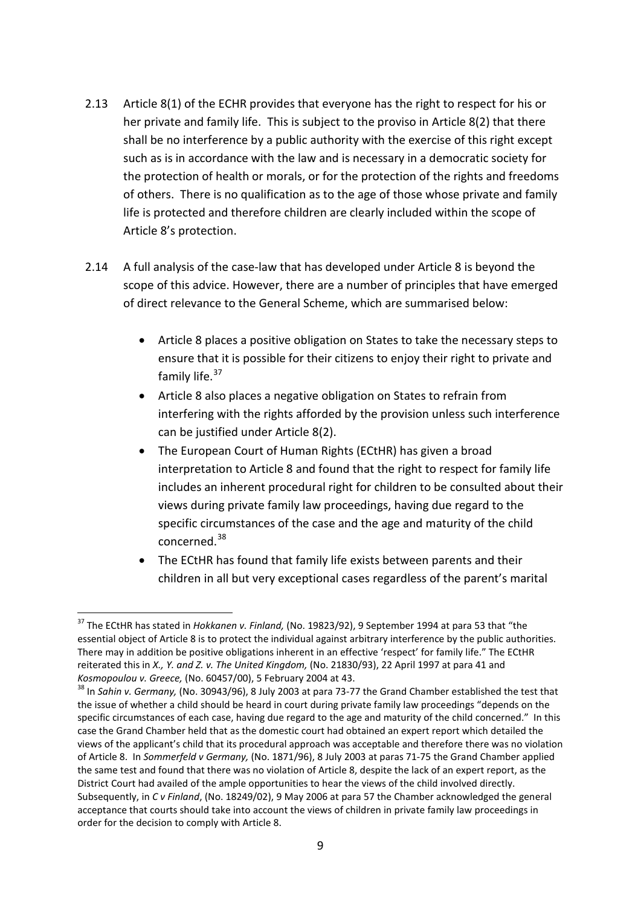2.13 Article 8(1) of the ECHR provides that everyone has the right to respect for his or her private and family life. This is subject to the proviso in Article 8(2) that there shall be no interference by a public authority with the exercise of this right except such as is in accordance with the law and is necessary in a democratic society for the protection of health or morals, or for the protection of the rights and freedoms of others. There is no qualification as to the age of those whose private and family life is protected and therefore children are clearly included within the scope of Article 8's protection.

2.14 A full analysis of the case-law that has developed under Article 8 is beyond the scope of this advice. However, there are a number of principles that have emerged of direct relevance to the General Scheme, which are summarised below:

- Article 8 places a positive obligation on States to take the necessary steps to ensure that it is possible for their citizens to enjoy their right to private and family life.[37]
- Article 8 also places a negative obligation on States to refrain from interfering with the rights afforded by the provision unless such interference can be justified under Article 8(2).
- The European Court of Human Rights (ECtHR) has given a broad interpretation to Article 8 and found that the right to respect for family life includes an inherent procedural right for children to be consulted about their views during private family law proceedings, having due regard to the specific circumstances of the case and the age and maturity of the child concerned.[38]
- The ECtHR has found that family life exists between parents and their children in all but very exceptional cases regardless of the parent's marital

---

[37] The ECtHR has stated in *Hokkanen v. Finland,* (No. 19823/92), 9 September 1994 at para 53 that "the essential object of Article 8 is to protect the individual against arbitrary interference by the public authorities. There may in addition be positive obligations inherent in an effective 'respect' for family life." The ECtHR reiterated this in *X., Y. and Z. v. The United Kingdom,* (No. 21830/93), 22 April 1997 at para 41 and *Kosmopoulou v. Greece,* (No. 60457/00), 5 February 2004 at 43.

[38] In *Sahin v. Germany,* (No. 30943/96), 8 July 2003 at para 73-77 the Grand Chamber established the test that the issue of whether a child should be heard in court during private family law proceedings "depends on the specific circumstances of each case, having due regard to the age and maturity of the child concerned." In this case the Grand Chamber held that as the domestic court had obtained an expert report which detailed the views of the applicant's child that its procedural approach was acceptable and therefore there was no violation of Article 8. In *Sommerfeld v Germany,* (No. 1871/96), 8 July 2003 at paras 71-75 the Grand Chamber applied the same test and found that there was no violation of Article 8, despite the lack of an expert report, as the District Court had availed of the ample opportunities to hear the views of the child involved directly. Subsequently, in *C v Finland*, (No. 18249/02), 9 May 2006 at para 57 the Chamber acknowledged the general acceptance that courts should take into account the views of children in private family law proceedings in order for the decision to comply with Article 8.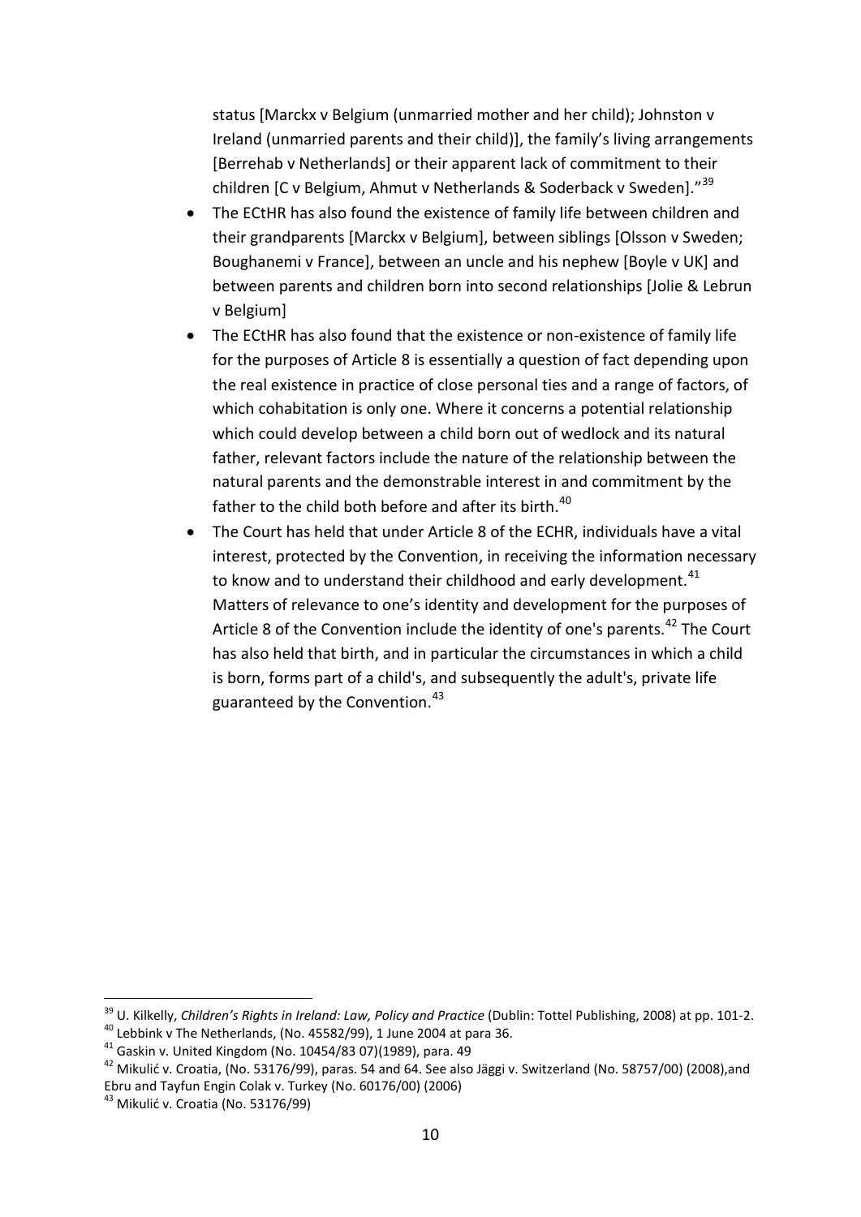status [Marckx v Belgium (unmarried mother and her child); Johnston v Ireland (unmarried parents and their child)], the family's living arrangements [Berrehab v Netherlands] or their apparent lack of commitment to their children [C v Belgium, Ahmut v Netherlands & Soderback v Sweden]."[39]

- The ECtHR has also found the existence of family life between children and their grandparents [Marckx v Belgium], between siblings [Olsson v Sweden; Boughanemi v France], between an uncle and his nephew [Boyle v UK] and between parents and children born into second relationships [Jolie & Lebrun v Belgium]
- The ECtHR has also found that the existence or non-existence of family life for the purposes of Article 8 is essentially a question of fact depending upon the real existence in practice of close personal ties and a range of factors, of which cohabitation is only one. Where it concerns a potential relationship which could develop between a child born out of wedlock and its natural father, relevant factors include the nature of the relationship between the natural parents and the demonstrable interest in and commitment by the father to the child both before and after its birth.[40]
- The Court has held that under Article 8 of the ECHR, individuals have a vital interest, protected by the Convention, in receiving the information necessary to know and to understand their childhood and early development.[41] Matters of relevance to one's identity and development for the purposes of Article 8 of the Convention include the identity of one's parents.[42] The Court has also held that birth, and in particular the circumstances in which a child is born, forms part of a child's, and subsequently the adult's, private life guaranteed by the Convention.[43]

---

[39] U. Kilkelly, *Children's Rights in Ireland: Law, Policy and Practice* (Dublin: Tottel Publishing, 2008) at pp. 101-2.

[40] Lebbink v The Netherlands, (No. 45582/99), 1 June 2004 at para 36.

[41] Gaskin v. United Kingdom (No. 10454/83 07)(1989), para. 49

[42] Mikulić v. Croatia, (No. 53176/99), paras. 54 and 64. See also Jäggi v. Switzerland (No. 58757/00) (2008),and Ebru and Tayfun Engin Colak v. Turkey (No. 60176/00) (2006)

[43] Mikulić v. Croatia (No. 53176/99)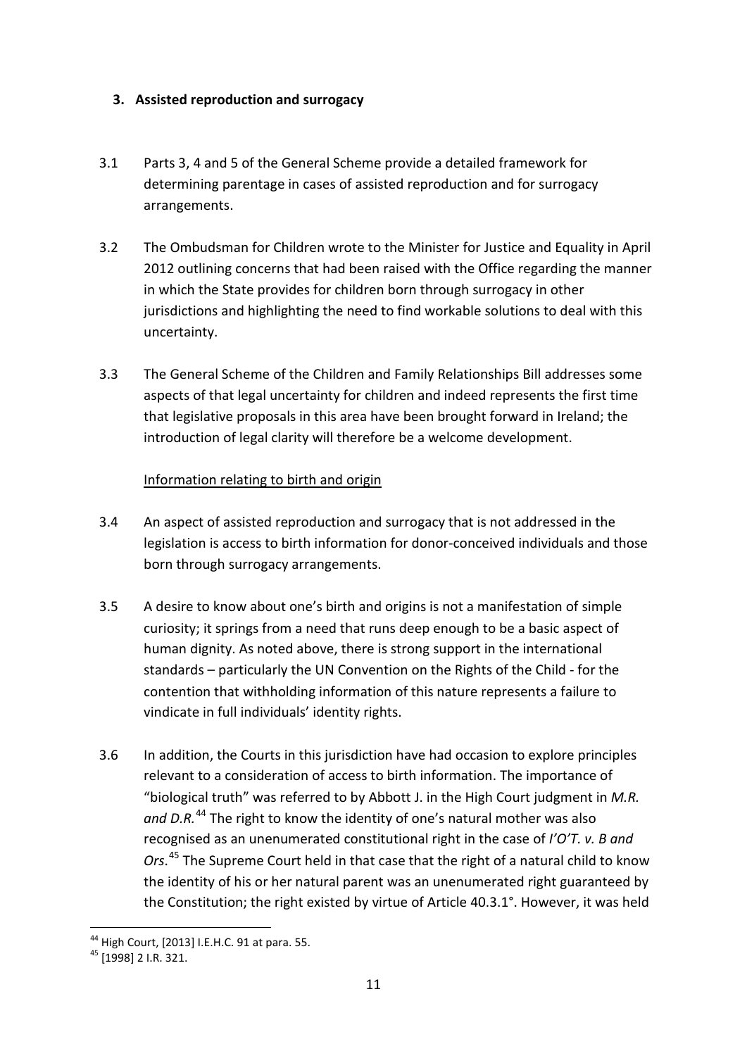## 3. Assisted reproduction and surrogacy

3.1 Parts 3, 4 and 5 of the General Scheme provide a detailed framework for determining parentage in cases of assisted reproduction and for surrogacy arrangements.

3.2 The Ombudsman for Children wrote to the Minister for Justice and Equality in April 2012 outlining concerns that had been raised with the Office regarding the manner in which the State provides for children born through surrogacy in other jurisdictions and highlighting the need to find workable solutions to deal with this uncertainty.

3.3 The General Scheme of the Children and Family Relationships Bill addresses some aspects of that legal uncertainty for children and indeed represents the first time that legislative proposals in this area have been brought forward in Ireland; the introduction of legal clarity will therefore be a welcome development.

Information relating to birth and origin

3.4 An aspect of assisted reproduction and surrogacy that is not addressed in the legislation is access to birth information for donor-conceived individuals and those born through surrogacy arrangements.

3.5 A desire to know about one's birth and origins is not a manifestation of simple curiosity; it springs from a need that runs deep enough to be a basic aspect of human dignity. As noted above, there is strong support in the international standards – particularly the UN Convention on the Rights of the Child - for the contention that withholding information of this nature represents a failure to vindicate in full individuals' identity rights.

3.6 In addition, the Courts in this jurisdiction have had occasion to explore principles relevant to a consideration of access to birth information. The importance of "biological truth" was referred to by Abbott J. in the High Court judgment in *M.R. and D.R.*[44] The right to know the identity of one's natural mother was also recognised as an unenumerated constitutional right in the case of *I'O'T. v. B and Ors*.[45] The Supreme Court held in that case that the right of a natural child to know the identity of his or her natural parent was an unenumerated right guaranteed by the Constitution; the right existed by virtue of Article 40.3.1°. However, it was held

---

[44] High Court, [2013] I.E.H.C. 91 at para. 55.

[45] [1998] 2 I.R. 321.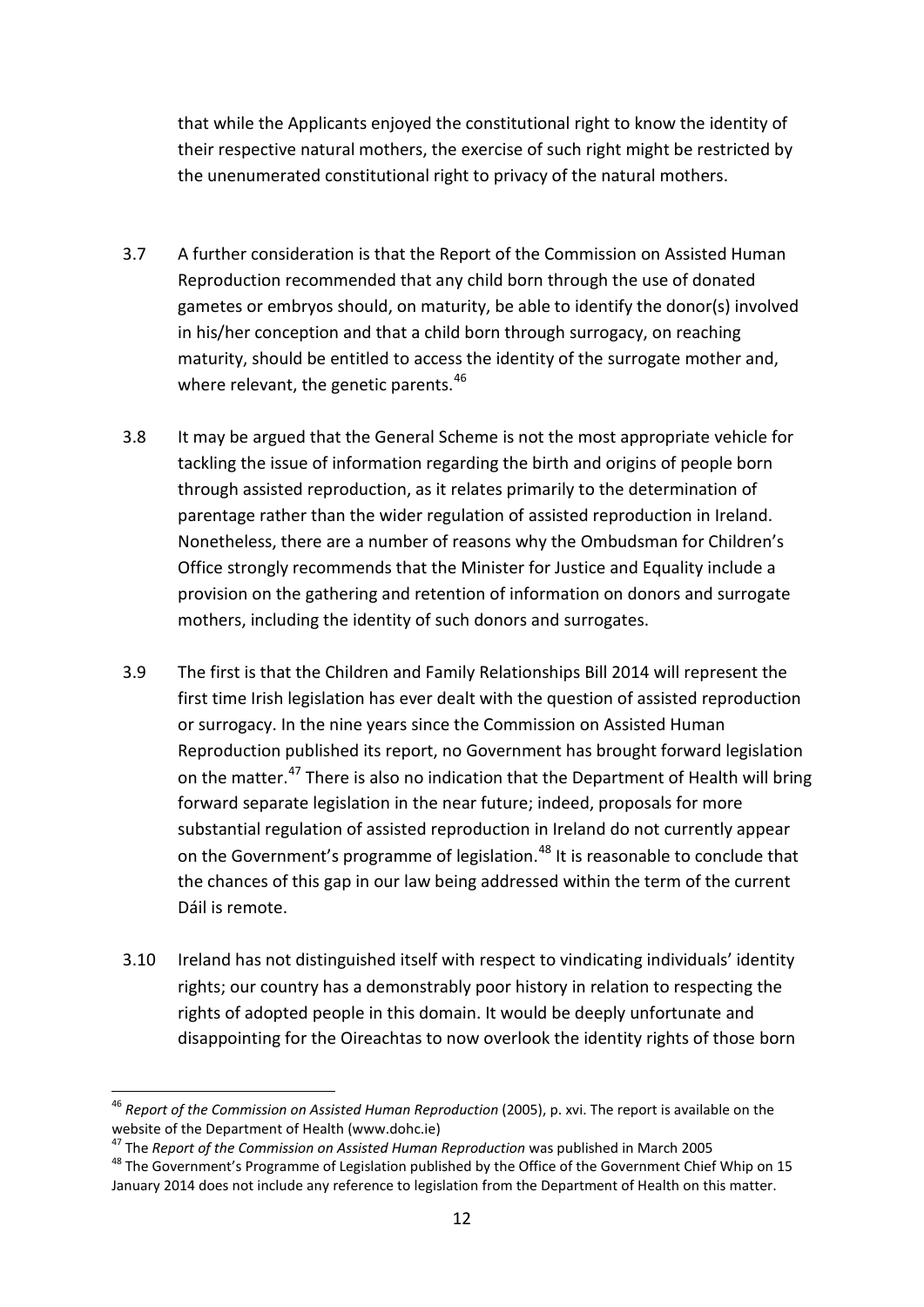that while the Applicants enjoyed the constitutional right to know the identity of their respective natural mothers, the exercise of such right might be restricted by the unenumerated constitutional right to privacy of the natural mothers.

3.7 A further consideration is that the Report of the Commission on Assisted Human Reproduction recommended that any child born through the use of donated gametes or embryos should, on maturity, be able to identify the donor(s) involved in his/her conception and that a child born through surrogacy, on reaching maturity, should be entitled to access the identity of the surrogate mother and, where relevant, the genetic parents.[46]

3.8 It may be argued that the General Scheme is not the most appropriate vehicle for tackling the issue of information regarding the birth and origins of people born through assisted reproduction, as it relates primarily to the determination of parentage rather than the wider regulation of assisted reproduction in Ireland. Nonetheless, there are a number of reasons why the Ombudsman for Children's Office strongly recommends that the Minister for Justice and Equality include a provision on the gathering and retention of information on donors and surrogate mothers, including the identity of such donors and surrogates.

3.9 The first is that the Children and Family Relationships Bill 2014 will represent the first time Irish legislation has ever dealt with the question of assisted reproduction or surrogacy. In the nine years since the Commission on Assisted Human Reproduction published its report, no Government has brought forward legislation on the matter.[47] There is also no indication that the Department of Health will bring forward separate legislation in the near future; indeed, proposals for more substantial regulation of assisted reproduction in Ireland do not currently appear on the Government's programme of legislation.[48] It is reasonable to conclude that the chances of this gap in our law being addressed within the term of the current Dáil is remote.

3.10 Ireland has not distinguished itself with respect to vindicating individuals' identity rights; our country has a demonstrably poor history in relation to respecting the rights of adopted people in this domain. It would be deeply unfortunate and disappointing for the Oireachtas to now overlook the identity rights of those born

---

[46] *Report of the Commission on Assisted Human Reproduction* (2005), p. xvi. The report is available on the website of the Department of Health (www.dohc.ie)

[47] The *Report of the Commission on Assisted Human Reproduction* was published in March 2005

[48] The Government's Programme of Legislation published by the Office of the Government Chief Whip on 15 January 2014 does not include any reference to legislation from the Department of Health on this matter.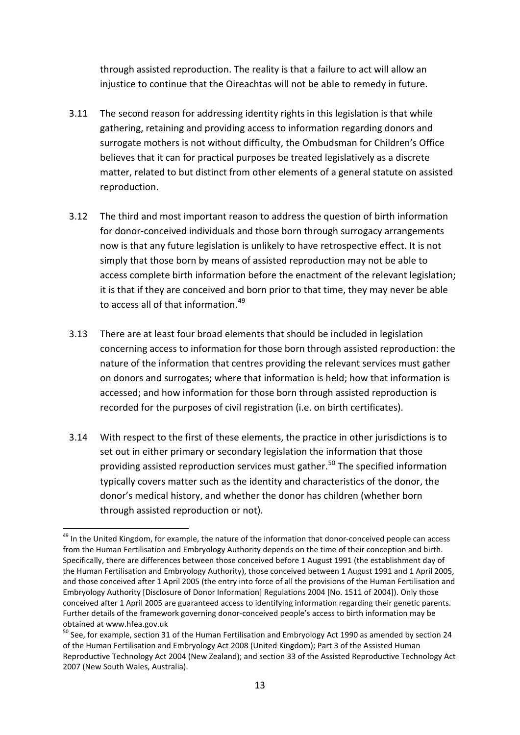through assisted reproduction. The reality is that a failure to act will allow an injustice to continue that the Oireachtas will not be able to remedy in future.

3.11 The second reason for addressing identity rights in this legislation is that while gathering, retaining and providing access to information regarding donors and surrogate mothers is not without difficulty, the Ombudsman for Children's Office believes that it can for practical purposes be treated legislatively as a discrete matter, related to but distinct from other elements of a general statute on assisted reproduction.

3.12 The third and most important reason to address the question of birth information for donor-conceived individuals and those born through surrogacy arrangements now is that any future legislation is unlikely to have retrospective effect. It is not simply that those born by means of assisted reproduction may not be able to access complete birth information before the enactment of the relevant legislation; it is that if they are conceived and born prior to that time, they may never be able to access all of that information.[49]

3.13 There are at least four broad elements that should be included in legislation concerning access to information for those born through assisted reproduction: the nature of the information that centres providing the relevant services must gather on donors and surrogates; where that information is held; how that information is accessed; and how information for those born through assisted reproduction is recorded for the purposes of civil registration (i.e. on birth certificates).

3.14 With respect to the first of these elements, the practice in other jurisdictions is to set out in either primary or secondary legislation the information that those providing assisted reproduction services must gather.[50] The specified information typically covers matter such as the identity and characteristics of the donor, the donor's medical history, and whether the donor has children (whether born through assisted reproduction or not).

---

[49] In the United Kingdom, for example, the nature of the information that donor-conceived people can access from the Human Fertilisation and Embryology Authority depends on the time of their conception and birth. Specifically, there are differences between those conceived before 1 August 1991 (the establishment day of the Human Fertilisation and Embryology Authority), those conceived between 1 August 1991 and 1 April 2005, and those conceived after 1 April 2005 (the entry into force of all the provisions of the Human Fertilisation and Embryology Authority [Disclosure of Donor Information] Regulations 2004 [No. 1511 of 2004]). Only those conceived after 1 April 2005 are guaranteed access to identifying information regarding their genetic parents. Further details of the framework governing donor-conceived people's access to birth information may be obtained at www.hfea.gov.uk

[50] See, for example, section 31 of the Human Fertilisation and Embryology Act 1990 as amended by section 24 of the Human Fertilisation and Embryology Act 2008 (United Kingdom); Part 3 of the Assisted Human Reproductive Technology Act 2004 (New Zealand); and section 33 of the Assisted Reproductive Technology Act 2007 (New South Wales, Australia).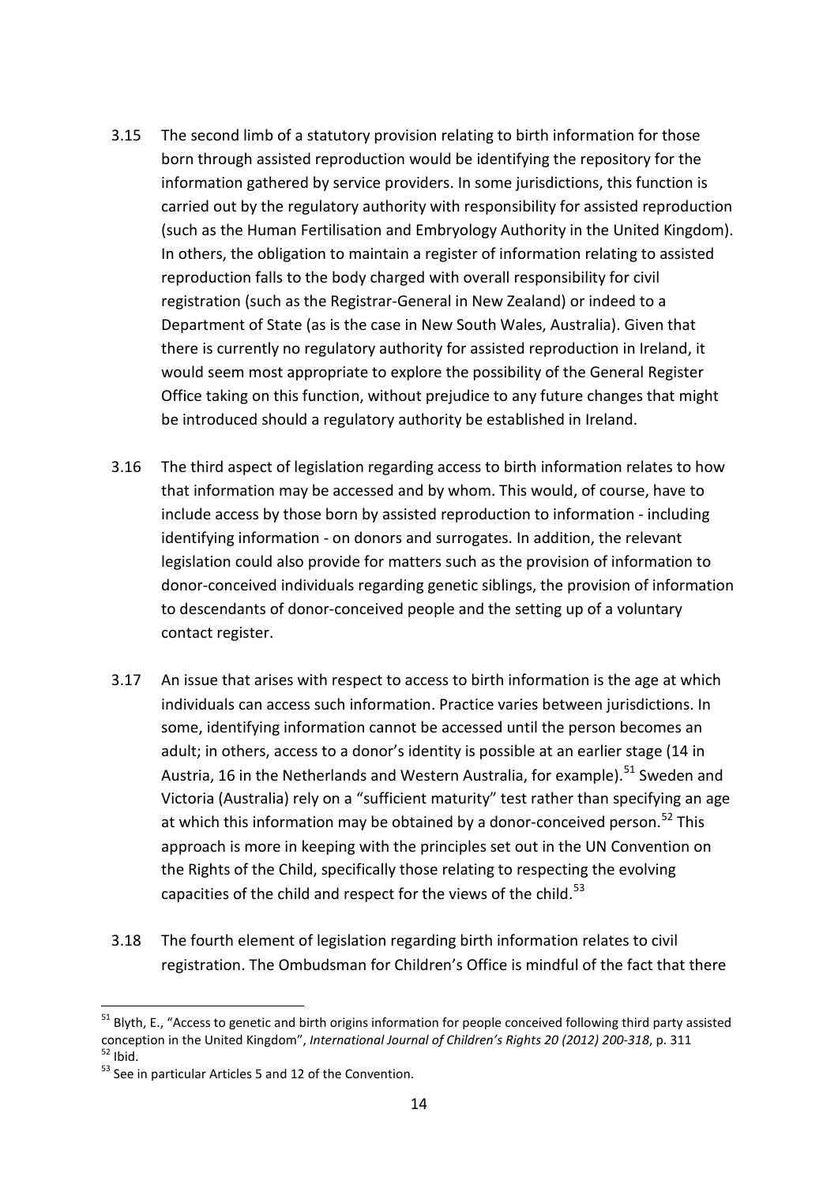3.15 The second limb of a statutory provision relating to birth information for those born through assisted reproduction would be identifying the repository for the information gathered by service providers. In some jurisdictions, this function is carried out by the regulatory authority with responsibility for assisted reproduction (such as the Human Fertilisation and Embryology Authority in the United Kingdom). In others, the obligation to maintain a register of information relating to assisted reproduction falls to the body charged with overall responsibility for civil registration (such as the Registrar-General in New Zealand) or indeed to a Department of State (as is the case in New South Wales, Australia). Given that there is currently no regulatory authority for assisted reproduction in Ireland, it would seem most appropriate to explore the possibility of the General Register Office taking on this function, without prejudice to any future changes that might be introduced should a regulatory authority be established in Ireland.

3.16 The third aspect of legislation regarding access to birth information relates to how that information may be accessed and by whom. This would, of course, have to include access by those born by assisted reproduction to information - including identifying information - on donors and surrogates. In addition, the relevant legislation could also provide for matters such as the provision of information to donor-conceived individuals regarding genetic siblings, the provision of information to descendants of donor-conceived people and the setting up of a voluntary contact register.

3.17 An issue that arises with respect to access to birth information is the age at which individuals can access such information. Practice varies between jurisdictions. In some, identifying information cannot be accessed until the person becomes an adult; in others, access to a donor's identity is possible at an earlier stage (14 in Austria, 16 in the Netherlands and Western Australia, for example).[51] Sweden and Victoria (Australia) rely on a "sufficient maturity" test rather than specifying an age at which this information may be obtained by a donor-conceived person.[52] This approach is more in keeping with the principles set out in the UN Convention on the Rights of the Child, specifically those relating to respecting the evolving capacities of the child and respect for the views of the child.[53]

3.18 The fourth element of legislation regarding birth information relates to civil registration. The Ombudsman for Children's Office is mindful of the fact that there

---

[51] Blyth, E., "Access to genetic and birth origins information for people conceived following third party assisted conception in the United Kingdom", *International Journal of Children's Rights 20 (2012) 200-318*, p. 311

[52] Ibid.

[53] See in particular Articles 5 and 12 of the Convention.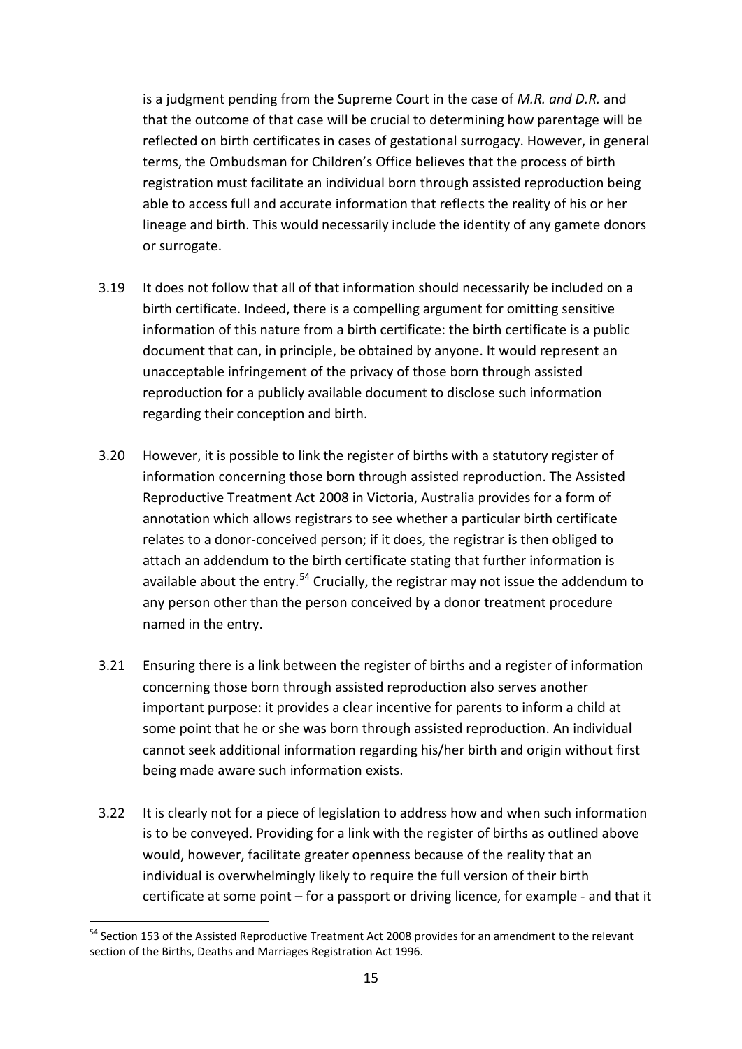is a judgment pending from the Supreme Court in the case of *M.R. and D.R.* and that the outcome of that case will be crucial to determining how parentage will be reflected on birth certificates in cases of gestational surrogacy. However, in general terms, the Ombudsman for Children's Office believes that the process of birth registration must facilitate an individual born through assisted reproduction being able to access full and accurate information that reflects the reality of his or her lineage and birth. This would necessarily include the identity of any gamete donors or surrogate.

3.19 It does not follow that all of that information should necessarily be included on a birth certificate. Indeed, there is a compelling argument for omitting sensitive information of this nature from a birth certificate: the birth certificate is a public document that can, in principle, be obtained by anyone. It would represent an unacceptable infringement of the privacy of those born through assisted reproduction for a publicly available document to disclose such information regarding their conception and birth.

3.20 However, it is possible to link the register of births with a statutory register of information concerning those born through assisted reproduction. The Assisted Reproductive Treatment Act 2008 in Victoria, Australia provides for a form of annotation which allows registrars to see whether a particular birth certificate relates to a donor-conceived person; if it does, the registrar is then obliged to attach an addendum to the birth certificate stating that further information is available about the entry.[54] Crucially, the registrar may not issue the addendum to any person other than the person conceived by a donor treatment procedure named in the entry.

3.21 Ensuring there is a link between the register of births and a register of information concerning those born through assisted reproduction also serves another important purpose: it provides a clear incentive for parents to inform a child at some point that he or she was born through assisted reproduction. An individual cannot seek additional information regarding his/her birth and origin without first being made aware such information exists.

3.22 It is clearly not for a piece of legislation to address how and when such information is to be conveyed. Providing for a link with the register of births as outlined above would, however, facilitate greater openness because of the reality that an individual is overwhelmingly likely to require the full version of their birth certificate at some point – for a passport or driving licence, for example - and that it

---

[54] Section 153 of the Assisted Reproductive Treatment Act 2008 provides for an amendment to the relevant section of the Births, Deaths and Marriages Registration Act 1996.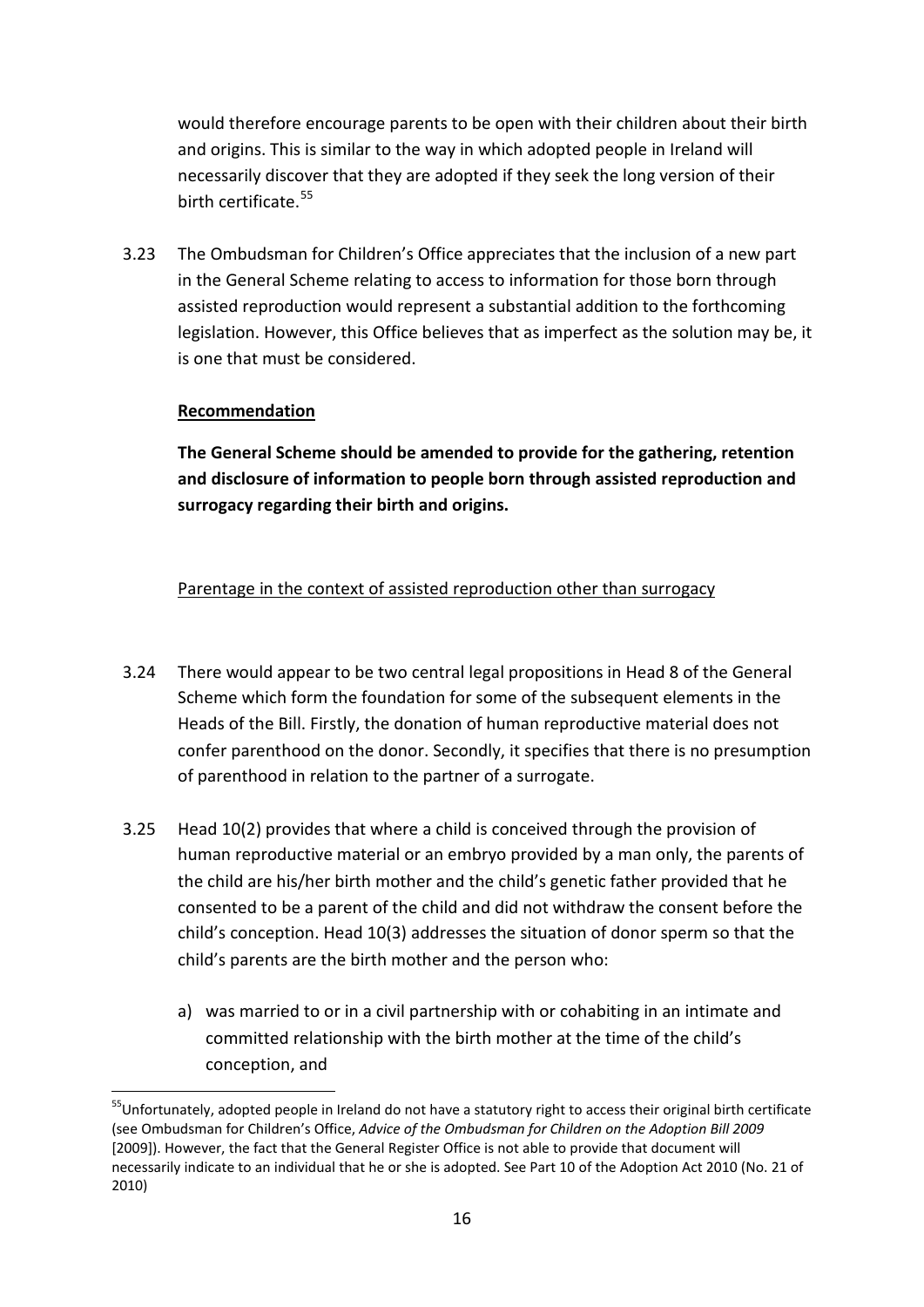would therefore encourage parents to be open with their children about their birth and origins. This is similar to the way in which adopted people in Ireland will necessarily discover that they are adopted if they seek the long version of their birth certificate.[55]

3.23 The Ombudsman for Children's Office appreciates that the inclusion of a new part in the General Scheme relating to access to information for those born through assisted reproduction would represent a substantial addition to the forthcoming legislation. However, this Office believes that as imperfect as the solution may be, it is one that must be considered.

**Recommendation**

**The General Scheme should be amended to provide for the gathering, retention and disclosure of information to people born through assisted reproduction and surrogacy regarding their birth and origins.**

Parentage in the context of assisted reproduction other than surrogacy

3.24 There would appear to be two central legal propositions in Head 8 of the General Scheme which form the foundation for some of the subsequent elements in the Heads of the Bill. Firstly, the donation of human reproductive material does not confer parenthood on the donor. Secondly, it specifies that there is no presumption of parenthood in relation to the partner of a surrogate.

3.25 Head 10(2) provides that where a child is conceived through the provision of human reproductive material or an embryo provided by a man only, the parents of the child are his/her birth mother and the child's genetic father provided that he consented to be a parent of the child and did not withdraw the consent before the child's conception. Head 10(3) addresses the situation of donor sperm so that the child's parents are the birth mother and the person who:

a) was married to or in a civil partnership with or cohabiting in an intimate and committed relationship with the birth mother at the time of the child's conception, and

[55] Unfortunately, adopted people in Ireland do not have a statutory right to access their original birth certificate (see Ombudsman for Children's Office, *Advice of the Ombudsman for Children on the Adoption Bill 2009* [2009]). However, the fact that the General Register Office is not able to provide that document will necessarily indicate to an individual that he or she is adopted. See Part 10 of the Adoption Act 2010 (No. 21 of 2010)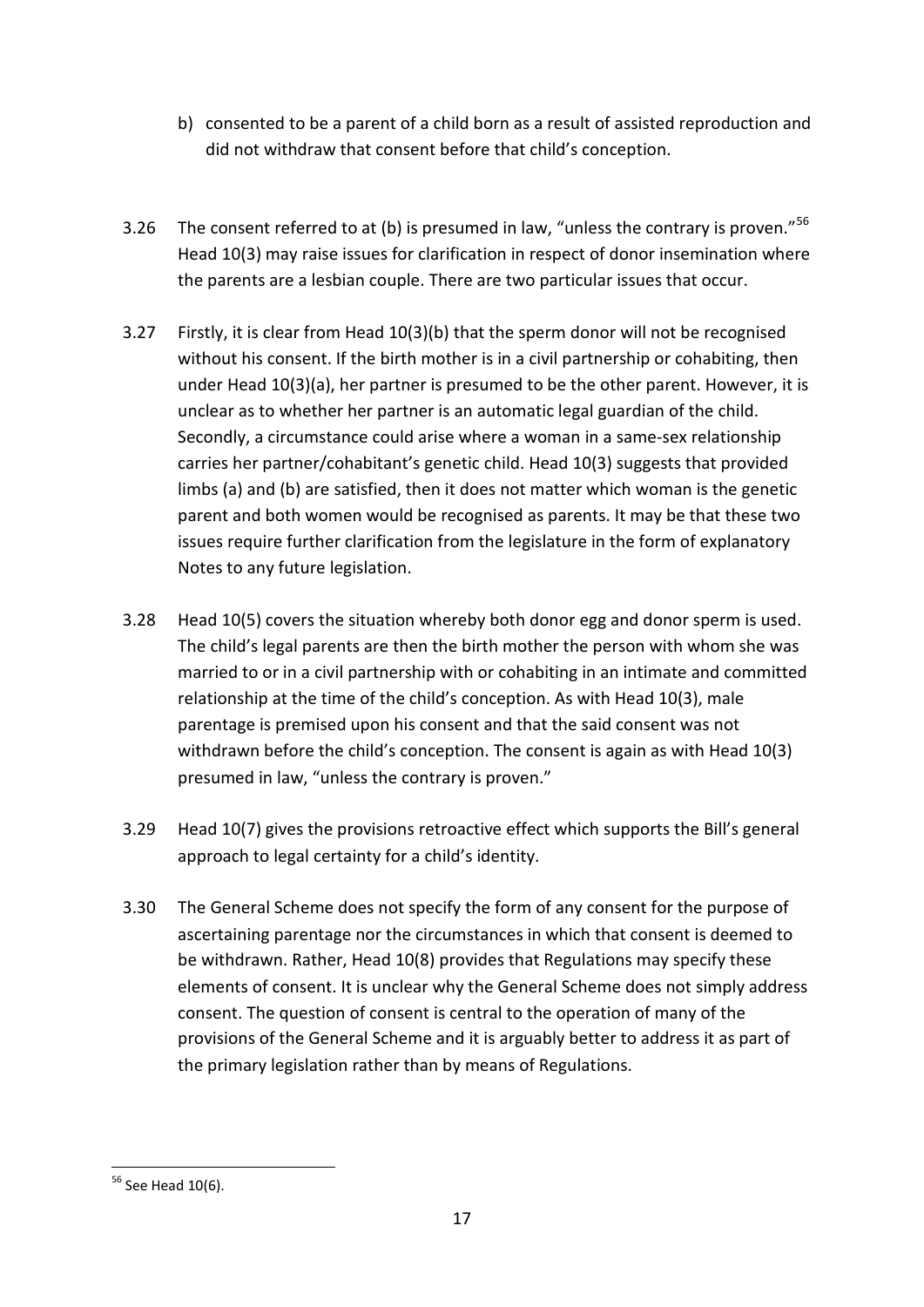b) consented to be a parent of a child born as a result of assisted reproduction and did not withdraw that consent before that child's conception.

3.26 The consent referred to at (b) is presumed in law, "unless the contrary is proven."[56] Head 10(3) may raise issues for clarification in respect of donor insemination where the parents are a lesbian couple. There are two particular issues that occur.

3.27 Firstly, it is clear from Head 10(3)(b) that the sperm donor will not be recognised without his consent. If the birth mother is in a civil partnership or cohabiting, then under Head 10(3)(a), her partner is presumed to be the other parent. However, it is unclear as to whether her partner is an automatic legal guardian of the child. Secondly, a circumstance could arise where a woman in a same-sex relationship carries her partner/cohabitant's genetic child. Head 10(3) suggests that provided limbs (a) and (b) are satisfied, then it does not matter which woman is the genetic parent and both women would be recognised as parents. It may be that these two issues require further clarification from the legislature in the form of explanatory Notes to any future legislation.

3.28 Head 10(5) covers the situation whereby both donor egg and donor sperm is used. The child's legal parents are then the birth mother the person with whom she was married to or in a civil partnership with or cohabiting in an intimate and committed relationship at the time of the child's conception. As with Head 10(3), male parentage is premised upon his consent and that the said consent was not withdrawn before the child's conception. The consent is again as with Head 10(3) presumed in law, "unless the contrary is proven."

3.29 Head 10(7) gives the provisions retroactive effect which supports the Bill's general approach to legal certainty for a child's identity.

3.30 The General Scheme does not specify the form of any consent for the purpose of ascertaining parentage nor the circumstances in which that consent is deemed to be withdrawn. Rather, Head 10(8) provides that Regulations may specify these elements of consent. It is unclear why the General Scheme does not simply address consent. The question of consent is central to the operation of many of the provisions of the General Scheme and it is arguably better to address it as part of the primary legislation rather than by means of Regulations.

---

[56] See Head 10(6).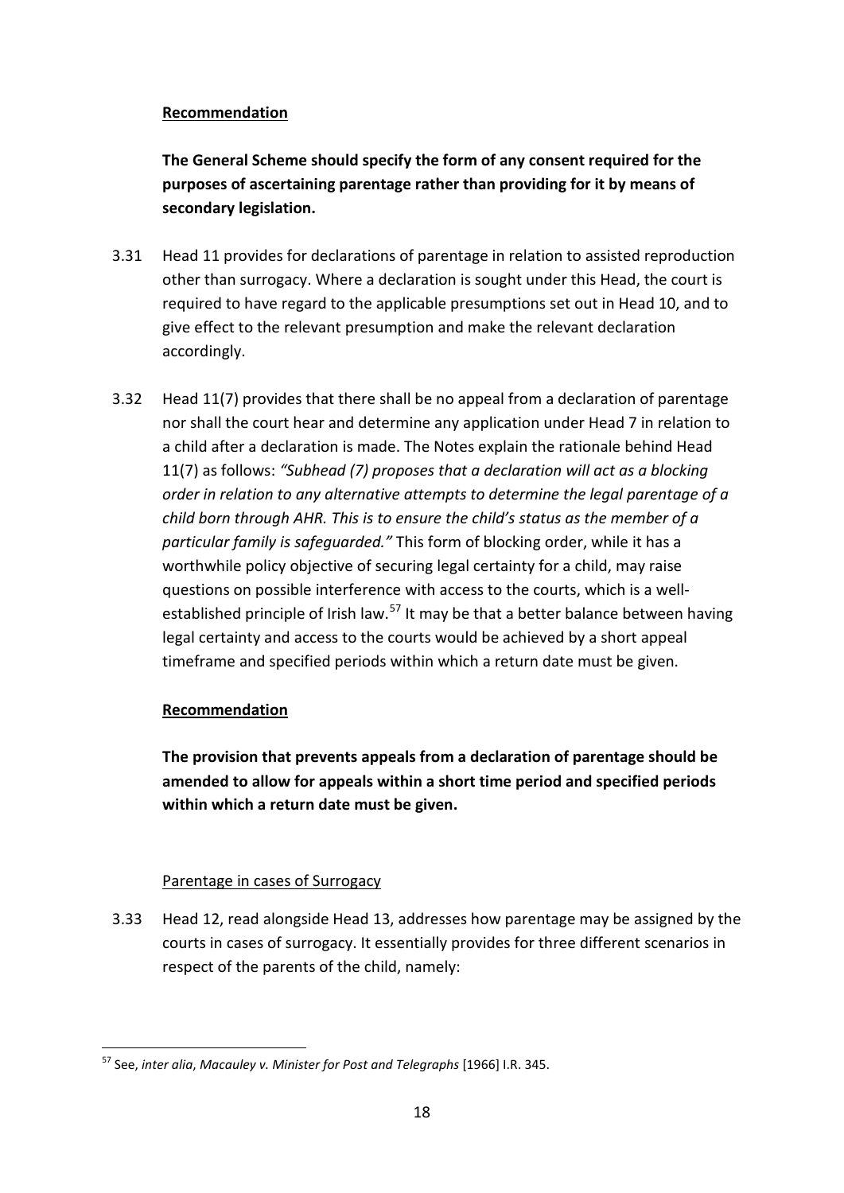**Recommendation**

**The General Scheme should specify the form of any consent required for the purposes of ascertaining parentage rather than providing for it by means of secondary legislation.**

3.31 Head 11 provides for declarations of parentage in relation to assisted reproduction other than surrogacy. Where a declaration is sought under this Head, the court is required to have regard to the applicable presumptions set out in Head 10, and to give effect to the relevant presumption and make the relevant declaration accordingly.

3.32 Head 11(7) provides that there shall be no appeal from a declaration of parentage nor shall the court hear and determine any application under Head 7 in relation to a child after a declaration is made. The Notes explain the rationale behind Head 11(7) as follows: *"Subhead (7) proposes that a declaration will act as a blocking order in relation to any alternative attempts to determine the legal parentage of a child born through AHR. This is to ensure the child's status as the member of a particular family is safeguarded."* This form of blocking order, while it has a worthwhile policy objective of securing legal certainty for a child, may raise questions on possible interference with access to the courts, which is a well-established principle of Irish law.[57] It may be that a better balance between having legal certainty and access to the courts would be achieved by a short appeal timeframe and specified periods within which a return date must be given.

**Recommendation**

**The provision that prevents appeals from a declaration of parentage should be amended to allow for appeals within a short time period and specified periods within which a return date must be given.**

Parentage in cases of Surrogacy

3.33 Head 12, read alongside Head 13, addresses how parentage may be assigned by the courts in cases of surrogacy. It essentially provides for three different scenarios in respect of the parents of the child, namely:

[57] See, *inter alia*, *Macauley v. Minister for Post and Telegraphs* [1966] I.R. 345.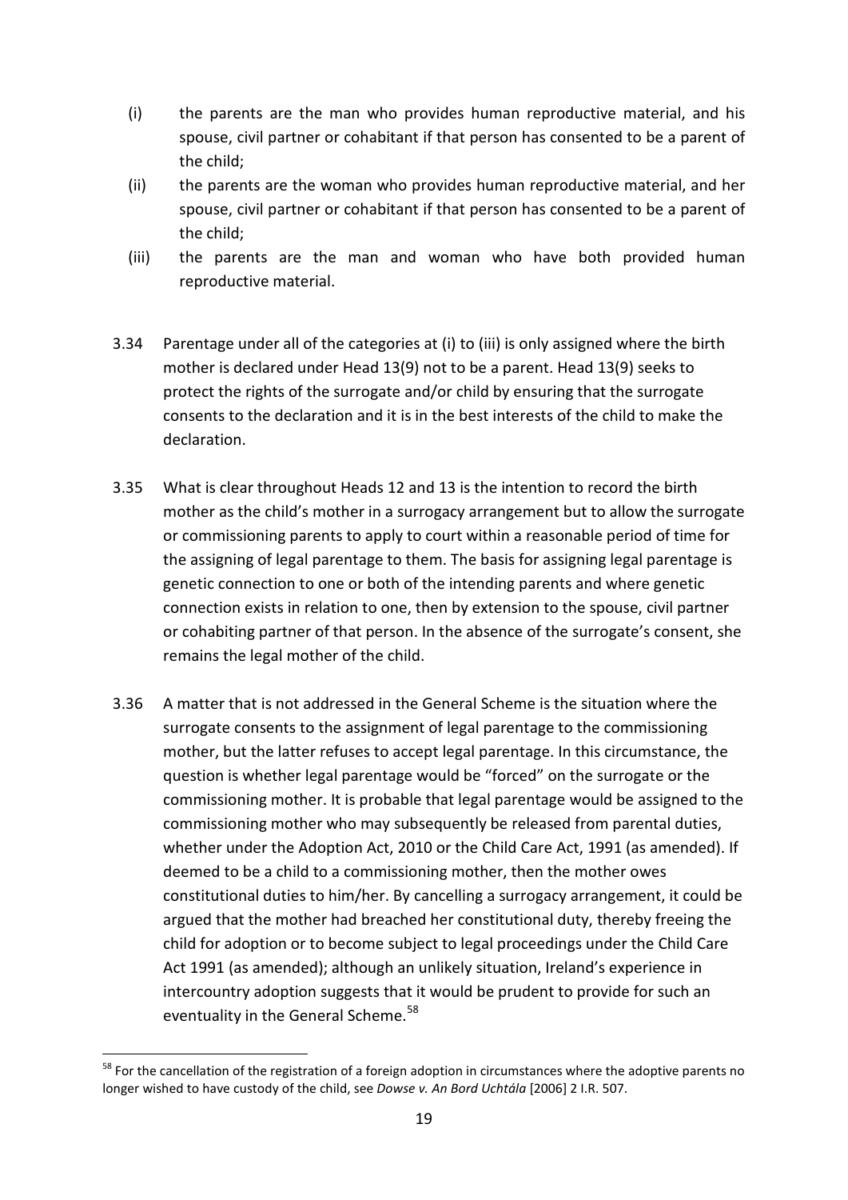(i) the parents are the man who provides human reproductive material, and his spouse, civil partner or cohabitant if that person has consented to be a parent of the child;

(ii) the parents are the woman who provides human reproductive material, and her spouse, civil partner or cohabitant if that person has consented to be a parent of the child;

(iii) the parents are the man and woman who have both provided human reproductive material.

3.34 Parentage under all of the categories at (i) to (iii) is only assigned where the birth mother is declared under Head 13(9) not to be a parent. Head 13(9) seeks to protect the rights of the surrogate and/or child by ensuring that the surrogate consents to the declaration and it is in the best interests of the child to make the declaration.

3.35 What is clear throughout Heads 12 and 13 is the intention to record the birth mother as the child's mother in a surrogacy arrangement but to allow the surrogate or commissioning parents to apply to court within a reasonable period of time for the assigning of legal parentage to them. The basis for assigning legal parentage is genetic connection to one or both of the intending parents and where genetic connection exists in relation to one, then by extension to the spouse, civil partner or cohabiting partner of that person. In the absence of the surrogate's consent, she remains the legal mother of the child.

3.36 A matter that is not addressed in the General Scheme is the situation where the surrogate consents to the assignment of legal parentage to the commissioning mother, but the latter refuses to accept legal parentage. In this circumstance, the question is whether legal parentage would be "forced" on the surrogate or the commissioning mother. It is probable that legal parentage would be assigned to the commissioning mother who may subsequently be released from parental duties, whether under the Adoption Act, 2010 or the Child Care Act, 1991 (as amended). If deemed to be a child to a commissioning mother, then the mother owes constitutional duties to him/her. By cancelling a surrogacy arrangement, it could be argued that the mother had breached her constitutional duty, thereby freeing the child for adoption or to become subject to legal proceedings under the Child Care Act 1991 (as amended); although an unlikely situation, Ireland's experience in intercountry adoption suggests that it would be prudent to provide for such an eventuality in the General Scheme.[58]

---

[58] For the cancellation of the registration of a foreign adoption in circumstances where the adoptive parents no longer wished to have custody of the child, see *Dowse v. An Bord Uchtála* [2006] 2 I.R. 507.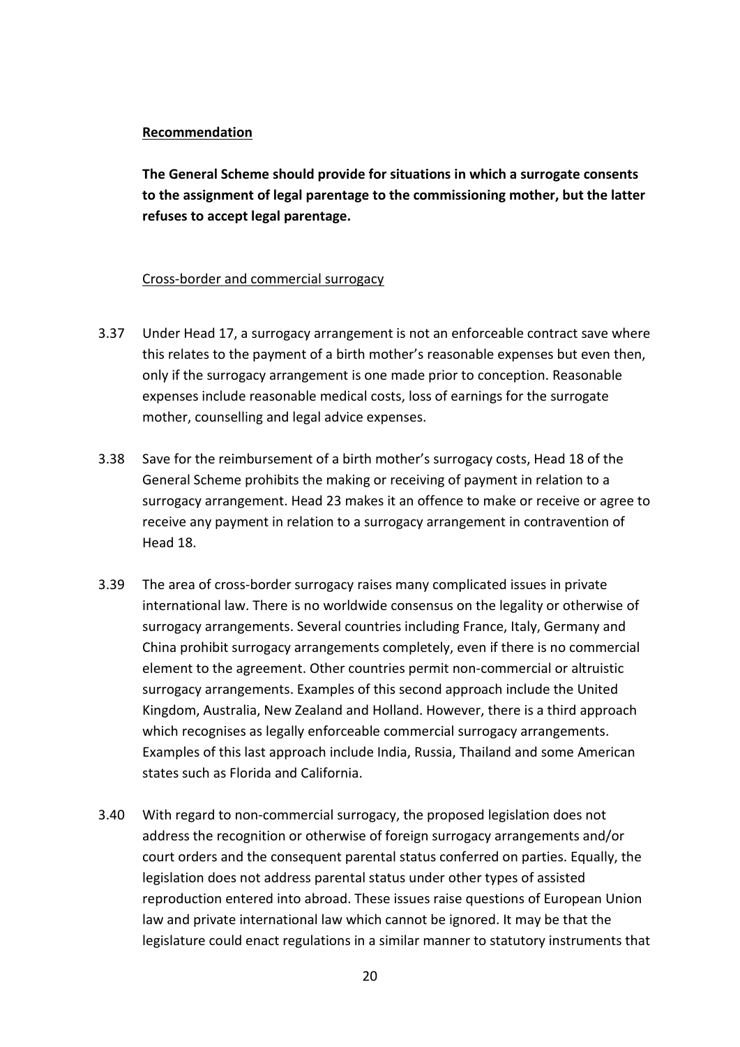**Recommendation**

**The General Scheme should provide for situations in which a surrogate consents to the assignment of legal parentage to the commissioning mother, but the latter refuses to accept legal parentage.**

Cross-border and commercial surrogacy

3.37 Under Head 17, a surrogacy arrangement is not an enforceable contract save where this relates to the payment of a birth mother's reasonable expenses but even then, only if the surrogacy arrangement is one made prior to conception. Reasonable expenses include reasonable medical costs, loss of earnings for the surrogate mother, counselling and legal advice expenses.

3.38 Save for the reimbursement of a birth mother's surrogacy costs, Head 18 of the General Scheme prohibits the making or receiving of payment in relation to a surrogacy arrangement. Head 23 makes it an offence to make or receive or agree to receive any payment in relation to a surrogacy arrangement in contravention of Head 18.

3.39 The area of cross-border surrogacy raises many complicated issues in private international law. There is no worldwide consensus on the legality or otherwise of surrogacy arrangements. Several countries including France, Italy, Germany and China prohibit surrogacy arrangements completely, even if there is no commercial element to the agreement. Other countries permit non-commercial or altruistic surrogacy arrangements. Examples of this second approach include the United Kingdom, Australia, New Zealand and Holland. However, there is a third approach which recognises as legally enforceable commercial surrogacy arrangements. Examples of this last approach include India, Russia, Thailand and some American states such as Florida and California.

3.40 With regard to non-commercial surrogacy, the proposed legislation does not address the recognition or otherwise of foreign surrogacy arrangements and/or court orders and the consequent parental status conferred on parties. Equally, the legislation does not address parental status under other types of assisted reproduction entered into abroad. These issues raise questions of European Union law and private international law which cannot be ignored. It may be that the legislature could enact regulations in a similar manner to statutory instruments that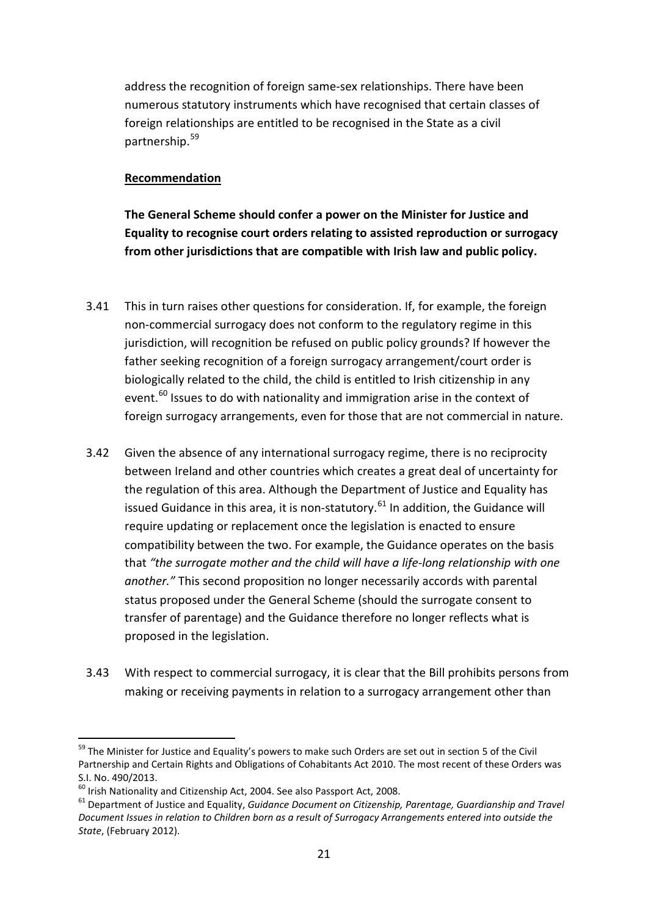address the recognition of foreign same-sex relationships. There have been numerous statutory instruments which have recognised that certain classes of foreign relationships are entitled to be recognised in the State as a civil partnership.[59]

**Recommendation**

**The General Scheme should confer a power on the Minister for Justice and Equality to recognise court orders relating to assisted reproduction or surrogacy from other jurisdictions that are compatible with Irish law and public policy.**

3.41 This in turn raises other questions for consideration. If, for example, the foreign non-commercial surrogacy does not conform to the regulatory regime in this jurisdiction, will recognition be refused on public policy grounds? If however the father seeking recognition of a foreign surrogacy arrangement/court order is biologically related to the child, the child is entitled to Irish citizenship in any event.[60] Issues to do with nationality and immigration arise in the context of foreign surrogacy arrangements, even for those that are not commercial in nature.

3.42 Given the absence of any international surrogacy regime, there is no reciprocity between Ireland and other countries which creates a great deal of uncertainty for the regulation of this area. Although the Department of Justice and Equality has issued Guidance in this area, it is non-statutory.[61] In addition, the Guidance will require updating or replacement once the legislation is enacted to ensure compatibility between the two. For example, the Guidance operates on the basis that *"the surrogate mother and the child will have a life-long relationship with one another."* This second proposition no longer necessarily accords with parental status proposed under the General Scheme (should the surrogate consent to transfer of parentage) and the Guidance therefore no longer reflects what is proposed in the legislation.

3.43 With respect to commercial surrogacy, it is clear that the Bill prohibits persons from making or receiving payments in relation to a surrogacy arrangement other than

---

[59] The Minister for Justice and Equality's powers to make such Orders are set out in section 5 of the Civil Partnership and Certain Rights and Obligations of Cohabitants Act 2010. The most recent of these Orders was S.I. No. 490/2013.

[60] Irish Nationality and Citizenship Act, 2004. See also Passport Act, 2008.

[61] Department of Justice and Equality, *Guidance Document on Citizenship, Parentage, Guardianship and Travel Document Issues in relation to Children born as a result of Surrogacy Arrangements entered into outside the State*, (February 2012).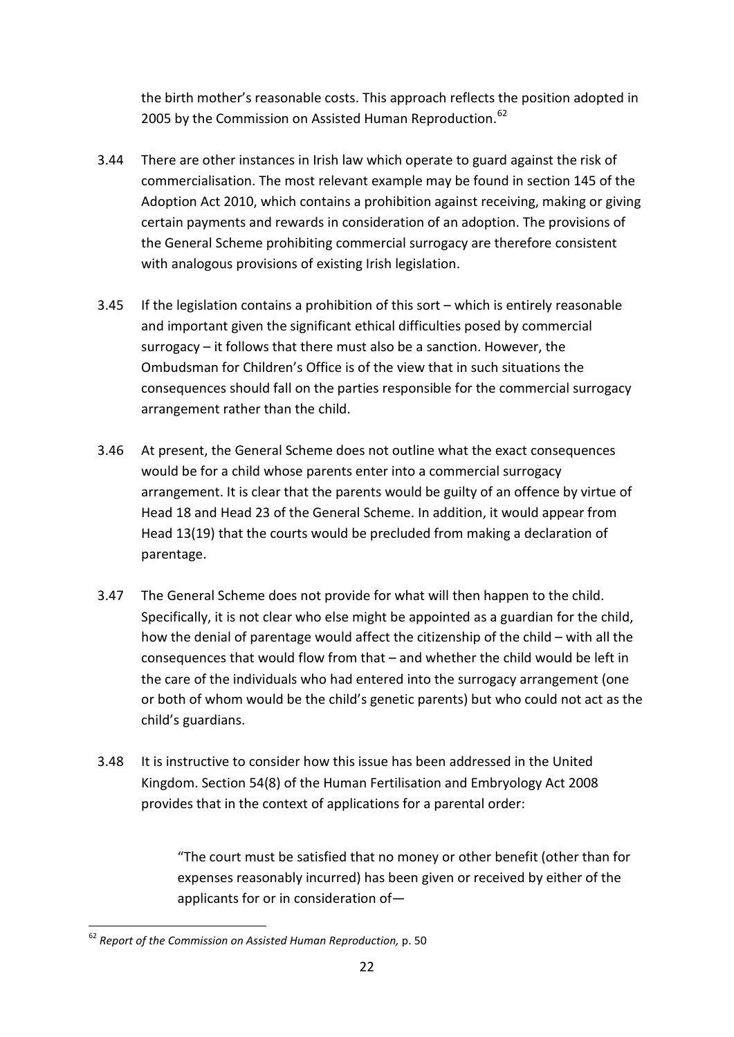the birth mother's reasonable costs. This approach reflects the position adopted in 2005 by the Commission on Assisted Human Reproduction.[62]

3.44 There are other instances in Irish law which operate to guard against the risk of commercialisation. The most relevant example may be found in section 145 of the Adoption Act 2010, which contains a prohibition against receiving, making or giving certain payments and rewards in consideration of an adoption. The provisions of the General Scheme prohibiting commercial surrogacy are therefore consistent with analogous provisions of existing Irish legislation.

3.45 If the legislation contains a prohibition of this sort – which is entirely reasonable and important given the significant ethical difficulties posed by commercial surrogacy – it follows that there must also be a sanction. However, the Ombudsman for Children's Office is of the view that in such situations the consequences should fall on the parties responsible for the commercial surrogacy arrangement rather than the child.

3.46 At present, the General Scheme does not outline what the exact consequences would be for a child whose parents enter into a commercial surrogacy arrangement. It is clear that the parents would be guilty of an offence by virtue of Head 18 and Head 23 of the General Scheme. In addition, it would appear from Head 13(19) that the courts would be precluded from making a declaration of parentage.

3.47 The General Scheme does not provide for what will then happen to the child. Specifically, it is not clear who else might be appointed as a guardian for the child, how the denial of parentage would affect the citizenship of the child – with all the consequences that would flow from that – and whether the child would be left in the care of the individuals who had entered into the surrogacy arrangement (one or both of whom would be the child's genetic parents) but who could not act as the child's guardians.

3.48 It is instructive to consider how this issue has been addressed in the United Kingdom. Section 54(8) of the Human Fertilisation and Embryology Act 2008 provides that in the context of applications for a parental order:

> "The court must be satisfied that no money or other benefit (other than for expenses reasonably incurred) has been given or received by either of the applicants for or in consideration of—

[62] *Report of the Commission on Assisted Human Reproduction,* p. 50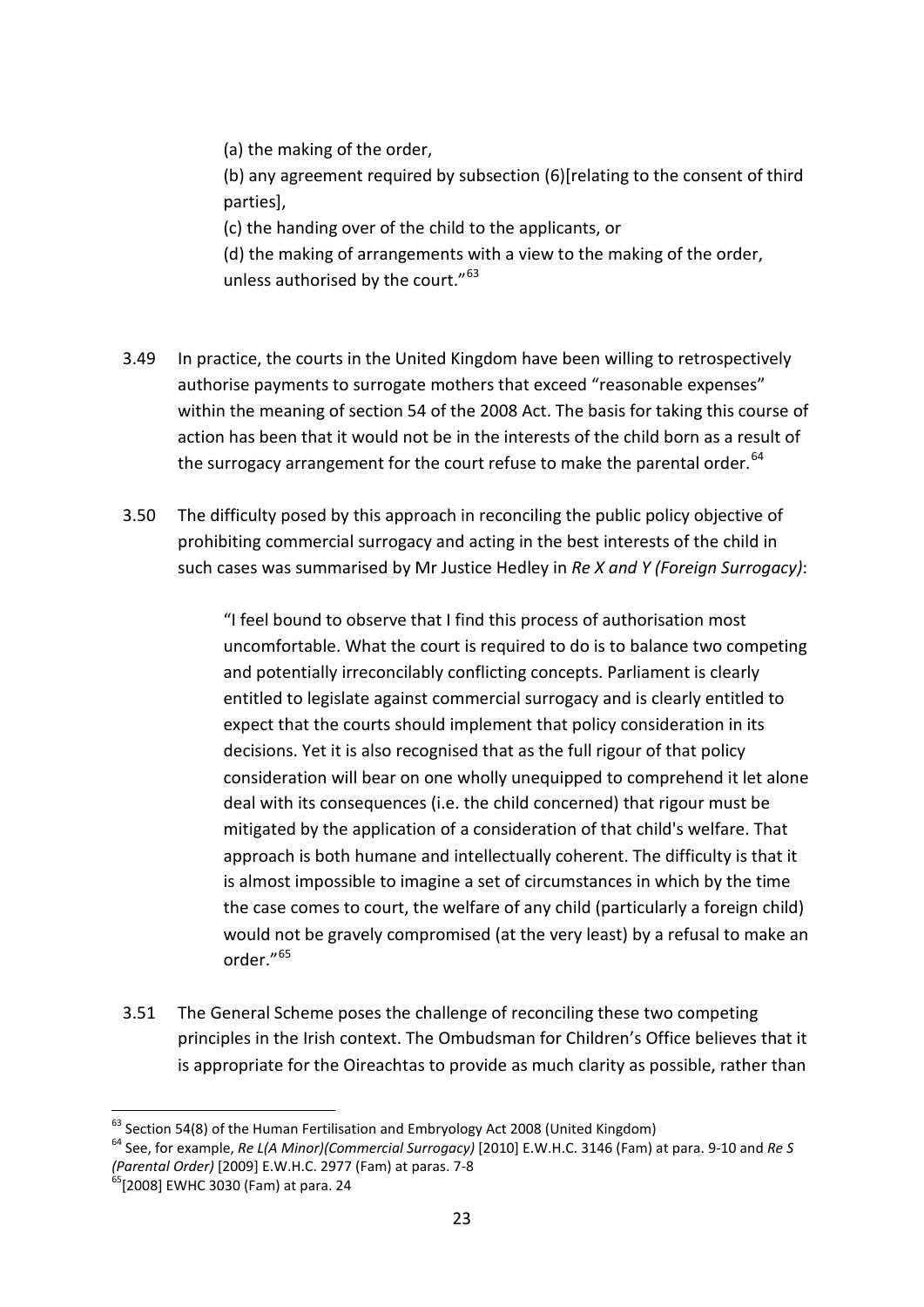> (a) the making of the order,
>
> (b) any agreement required by subsection (6)[relating to the consent of third parties],
>
> (c) the handing over of the child to the applicants, or
>
> (d) the making of arrangements with a view to the making of the order, unless authorised by the court."[63]

3.49 In practice, the courts in the United Kingdom have been willing to retrospectively authorise payments to surrogate mothers that exceed "reasonable expenses" within the meaning of section 54 of the 2008 Act. The basis for taking this course of action has been that it would not be in the interests of the child born as a result of the surrogacy arrangement for the court refuse to make the parental order.[64]

3.50 The difficulty posed by this approach in reconciling the public policy objective of prohibiting commercial surrogacy and acting in the best interests of the child in such cases was summarised by Mr Justice Hedley in *Re X and Y (Foreign Surrogacy)*:

> "I feel bound to observe that I find this process of authorisation most uncomfortable. What the court is required to do is to balance two competing and potentially irreconcilably conflicting concepts. Parliament is clearly entitled to legislate against commercial surrogacy and is clearly entitled to expect that the courts should implement that policy consideration in its decisions. Yet it is also recognised that as the full rigour of that policy consideration will bear on one wholly unequipped to comprehend it let alone deal with its consequences (i.e. the child concerned) that rigour must be mitigated by the application of a consideration of that child's welfare. That approach is both humane and intellectually coherent. The difficulty is that it is almost impossible to imagine a set of circumstances in which by the time the case comes to court, the welfare of any child (particularly a foreign child) would not be gravely compromised (at the very least) by a refusal to make an order."[65]

3.51 The General Scheme poses the challenge of reconciling these two competing principles in the Irish context. The Ombudsman for Children's Office believes that it is appropriate for the Oireachtas to provide as much clarity as possible, rather than

---

[63] Section 54(8) of the Human Fertilisation and Embryology Act 2008 (United Kingdom)

[64] See, for example, *Re L(A Minor)(Commercial Surrogacy)* [2010] E.W.H.C. 3146 (Fam) at para. 9-10 and *Re S (Parental Order)* [2009] E.W.H.C. 2977 (Fam) at paras. 7-8

[65] [2008] EWHC 3030 (Fam) at para. 24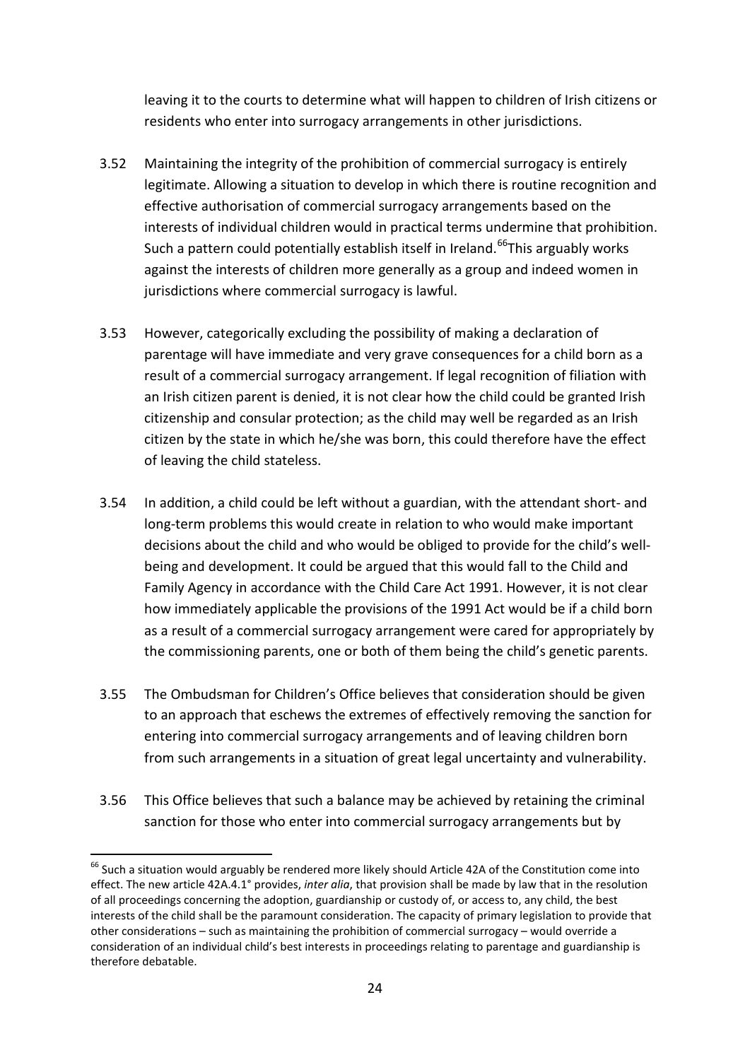leaving it to the courts to determine what will happen to children of Irish citizens or residents who enter into surrogacy arrangements in other jurisdictions.

3.52 Maintaining the integrity of the prohibition of commercial surrogacy is entirely legitimate. Allowing a situation to develop in which there is routine recognition and effective authorisation of commercial surrogacy arrangements based on the interests of individual children would in practical terms undermine that prohibition. Such a pattern could potentially establish itself in Ireland.[66] This arguably works against the interests of children more generally as a group and indeed women in jurisdictions where commercial surrogacy is lawful.

3.53 However, categorically excluding the possibility of making a declaration of parentage will have immediate and very grave consequences for a child born as a result of a commercial surrogacy arrangement. If legal recognition of filiation with an Irish citizen parent is denied, it is not clear how the child could be granted Irish citizenship and consular protection; as the child may well be regarded as an Irish citizen by the state in which he/she was born, this could therefore have the effect of leaving the child stateless.

3.54 In addition, a child could be left without a guardian, with the attendant short- and long-term problems this would create in relation to who would make important decisions about the child and who would be obliged to provide for the child's well-being and development. It could be argued that this would fall to the Child and Family Agency in accordance with the Child Care Act 1991. However, it is not clear how immediately applicable the provisions of the 1991 Act would be if a child born as a result of a commercial surrogacy arrangement were cared for appropriately by the commissioning parents, one or both of them being the child's genetic parents.

3.55 The Ombudsman for Children's Office believes that consideration should be given to an approach that eschews the extremes of effectively removing the sanction for entering into commercial surrogacy arrangements and of leaving children born from such arrangements in a situation of great legal uncertainty and vulnerability.

3.56 This Office believes that such a balance may be achieved by retaining the criminal sanction for those who enter into commercial surrogacy arrangements but by

---

[66] Such a situation would arguably be rendered more likely should Article 42A of the Constitution come into effect. The new article 42A.4.1° provides, *inter alia*, that provision shall be made by law that in the resolution of all proceedings concerning the adoption, guardianship or custody of, or access to, any child, the best interests of the child shall be the paramount consideration. The capacity of primary legislation to provide that other considerations – such as maintaining the prohibition of commercial surrogacy – would override a consideration of an individual child's best interests in proceedings relating to parentage and guardianship is therefore debatable.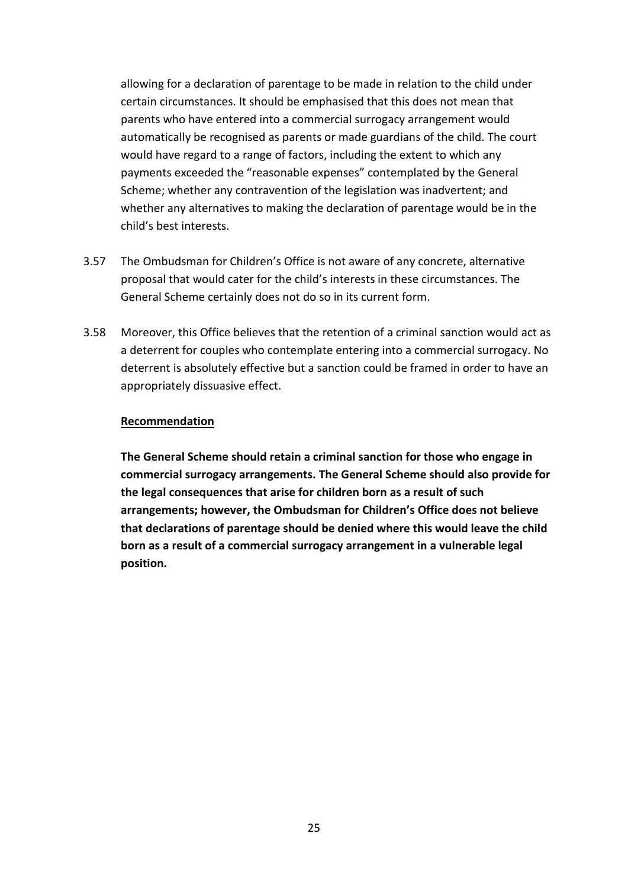allowing for a declaration of parentage to be made in relation to the child under certain circumstances. It should be emphasised that this does not mean that parents who have entered into a commercial surrogacy arrangement would automatically be recognised as parents or made guardians of the child. The court would have regard to a range of factors, including the extent to which any payments exceeded the "reasonable expenses" contemplated by the General Scheme; whether any contravention of the legislation was inadvertent; and whether any alternatives to making the declaration of parentage would be in the child's best interests.

3.57 The Ombudsman for Children's Office is not aware of any concrete, alternative proposal that would cater for the child's interests in these circumstances. The General Scheme certainly does not do so in its current form.

3.58 Moreover, this Office believes that the retention of a criminal sanction would act as a deterrent for couples who contemplate entering into a commercial surrogacy. No deterrent is absolutely effective but a sanction could be framed in order to have an appropriately dissuasive effect.

**Recommendation**

**The General Scheme should retain a criminal sanction for those who engage in commercial surrogacy arrangements. The General Scheme should also provide for the legal consequences that arise for children born as a result of such arrangements; however, the Ombudsman for Children's Office does not believe that declarations of parentage should be denied where this would leave the child born as a result of a commercial surrogacy arrangement in a vulnerable legal position.**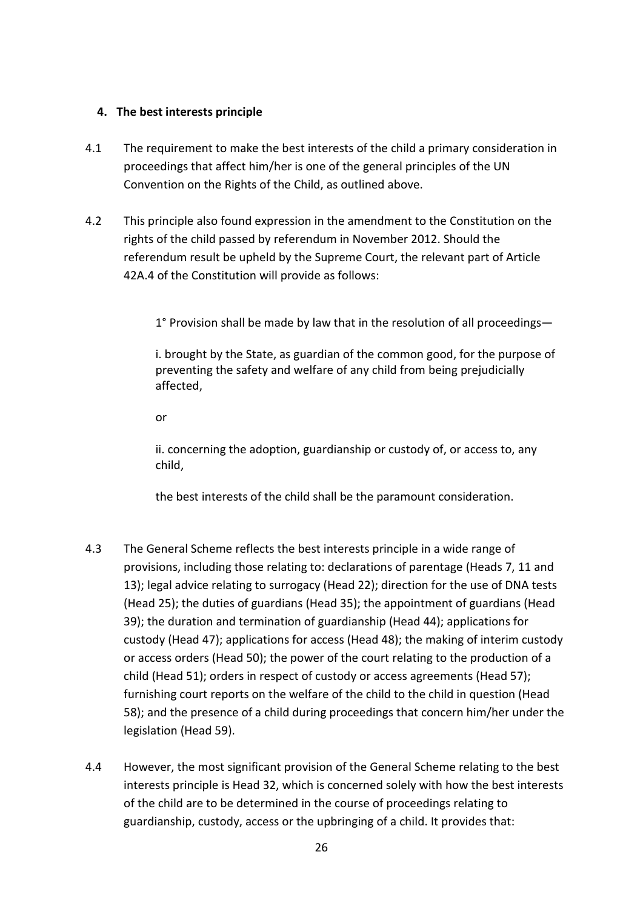## 4. The best interests principle

4.1 The requirement to make the best interests of the child a primary consideration in proceedings that affect him/her is one of the general principles of the UN Convention on the Rights of the Child, as outlined above.

4.2 This principle also found expression in the amendment to the Constitution on the rights of the child passed by referendum in November 2012. Should the referendum result be upheld by the Supreme Court, the relevant part of Article 42A.4 of the Constitution will provide as follows:

> 1° Provision shall be made by law that in the resolution of all proceedings—
>
> i. brought by the State, as guardian of the common good, for the purpose of preventing the safety and welfare of any child from being prejudicially affected,
>
> or
>
> ii. concerning the adoption, guardianship or custody of, or access to, any child,
>
> the best interests of the child shall be the paramount consideration.

4.3 The General Scheme reflects the best interests principle in a wide range of provisions, including those relating to: declarations of parentage (Heads 7, 11 and 13); legal advice relating to surrogacy (Head 22); direction for the use of DNA tests (Head 25); the duties of guardians (Head 35); the appointment of guardians (Head 39); the duration and termination of guardianship (Head 44); applications for custody (Head 47); applications for access (Head 48); the making of interim custody or access orders (Head 50); the power of the court relating to the production of a child (Head 51); orders in respect of custody or access agreements (Head 57); furnishing court reports on the welfare of the child to the child in question (Head 58); and the presence of a child during proceedings that concern him/her under the legislation (Head 59).

4.4 However, the most significant provision of the General Scheme relating to the best interests principle is Head 32, which is concerned solely with how the best interests of the child are to be determined in the course of proceedings relating to guardianship, custody, access or the upbringing of a child. It provides that: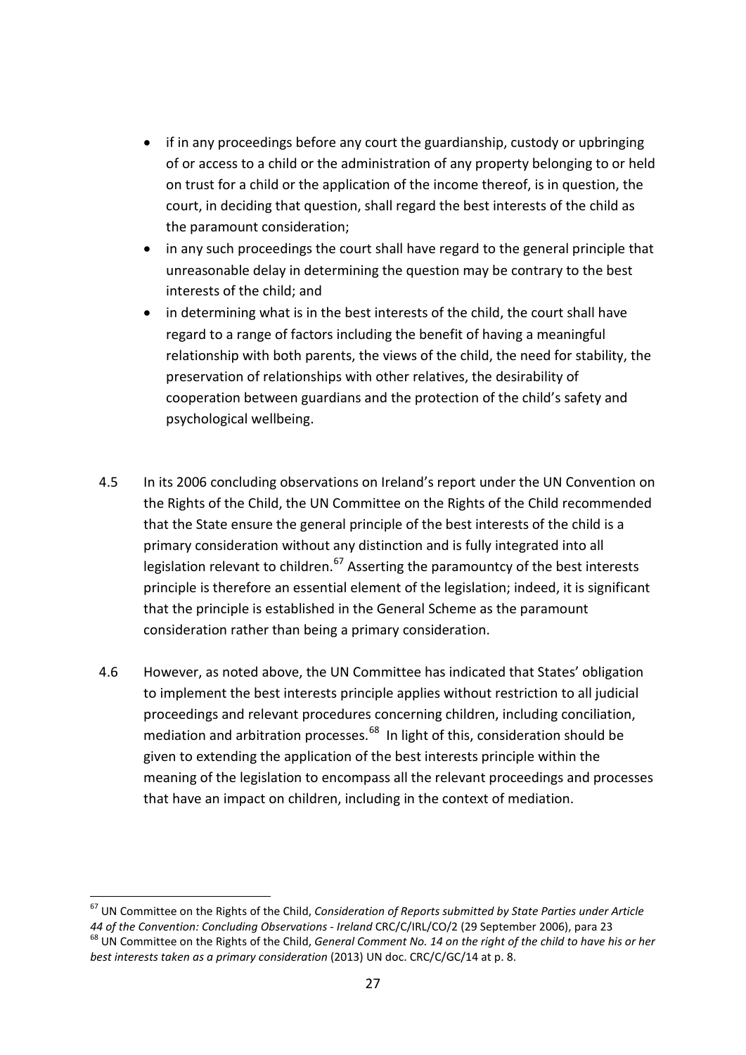- if in any proceedings before any court the guardianship, custody or upbringing of or access to a child or the administration of any property belonging to or held on trust for a child or the application of the income thereof, is in question, the court, in deciding that question, shall regard the best interests of the child as the paramount consideration;
- in any such proceedings the court shall have regard to the general principle that unreasonable delay in determining the question may be contrary to the best interests of the child; and
- in determining what is in the best interests of the child, the court shall have regard to a range of factors including the benefit of having a meaningful relationship with both parents, the views of the child, the need for stability, the preservation of relationships with other relatives, the desirability of cooperation between guardians and the protection of the child's safety and psychological wellbeing.

4.5 In its 2006 concluding observations on Ireland's report under the UN Convention on the Rights of the Child, the UN Committee on the Rights of the Child recommended that the State ensure the general principle of the best interests of the child is a primary consideration without any distinction and is fully integrated into all legislation relevant to children.[67] Asserting the paramountcy of the best interests principle is therefore an essential element of the legislation; indeed, it is significant that the principle is established in the General Scheme as the paramount consideration rather than being a primary consideration.

4.6 However, as noted above, the UN Committee has indicated that States' obligation to implement the best interests principle applies without restriction to all judicial proceedings and relevant procedures concerning children, including conciliation, mediation and arbitration processes.[68] In light of this, consideration should be given to extending the application of the best interests principle within the meaning of the legislation to encompass all the relevant proceedings and processes that have an impact on children, including in the context of mediation.

---

[67] UN Committee on the Rights of the Child, *Consideration of Reports submitted by State Parties under Article 44 of the Convention: Concluding Observations - Ireland* CRC/C/IRL/CO/2 (29 September 2006), para 23

[68] UN Committee on the Rights of the Child, *General Comment No. 14 on the right of the child to have his or her best interests taken as a primary consideration* (2013) UN doc. CRC/C/GC/14 at p. 8.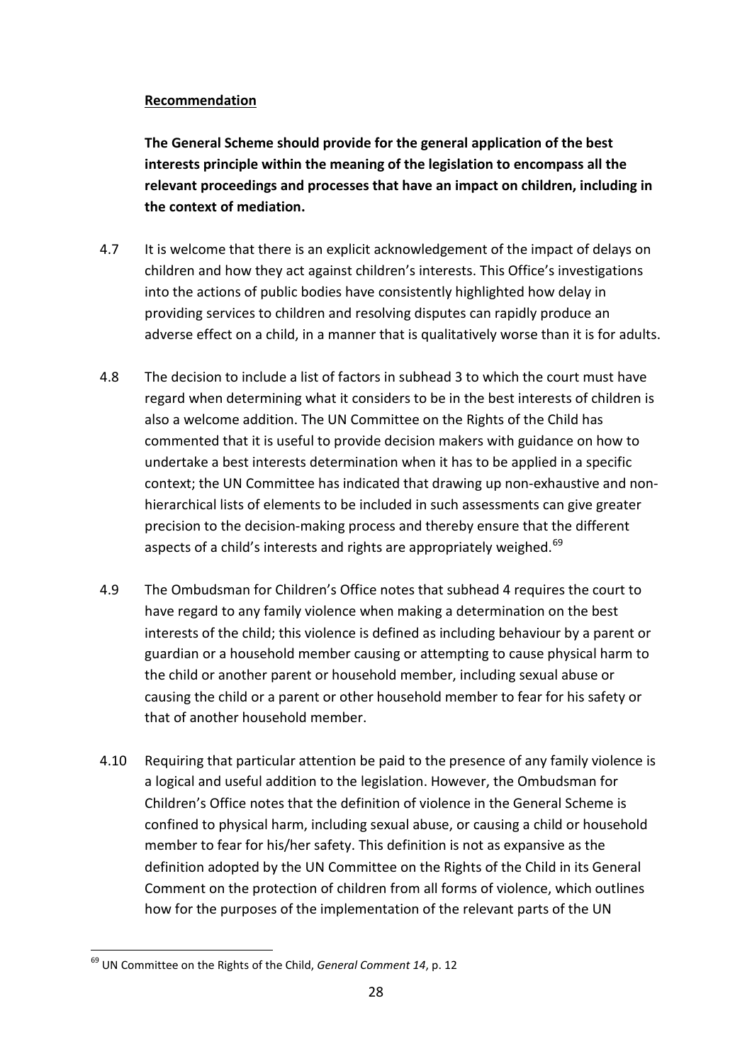**Recommendation**

**The General Scheme should provide for the general application of the best interests principle within the meaning of the legislation to encompass all the relevant proceedings and processes that have an impact on children, including in the context of mediation.**

4.7 It is welcome that there is an explicit acknowledgement of the impact of delays on children and how they act against children's interests. This Office's investigations into the actions of public bodies have consistently highlighted how delay in providing services to children and resolving disputes can rapidly produce an adverse effect on a child, in a manner that is qualitatively worse than it is for adults.

4.8 The decision to include a list of factors in subhead 3 to which the court must have regard when determining what it considers to be in the best interests of children is also a welcome addition. The UN Committee on the Rights of the Child has commented that it is useful to provide decision makers with guidance on how to undertake a best interests determination when it has to be applied in a specific context; the UN Committee has indicated that drawing up non-exhaustive and non-hierarchical lists of elements to be included in such assessments can give greater precision to the decision-making process and thereby ensure that the different aspects of a child's interests and rights are appropriately weighed.[69]

4.9 The Ombudsman for Children's Office notes that subhead 4 requires the court to have regard to any family violence when making a determination on the best interests of the child; this violence is defined as including behaviour by a parent or guardian or a household member causing or attempting to cause physical harm to the child or another parent or household member, including sexual abuse or causing the child or a parent or other household member to fear for his safety or that of another household member.

4.10 Requiring that particular attention be paid to the presence of any family violence is a logical and useful addition to the legislation. However, the Ombudsman for Children's Office notes that the definition of violence in the General Scheme is confined to physical harm, including sexual abuse, or causing a child or household member to fear for his/her safety. This definition is not as expansive as the definition adopted by the UN Committee on the Rights of the Child in its General Comment on the protection of children from all forms of violence, which outlines how for the purposes of the implementation of the relevant parts of the UN

[69] UN Committee on the Rights of the Child, *General Comment 14*, p. 12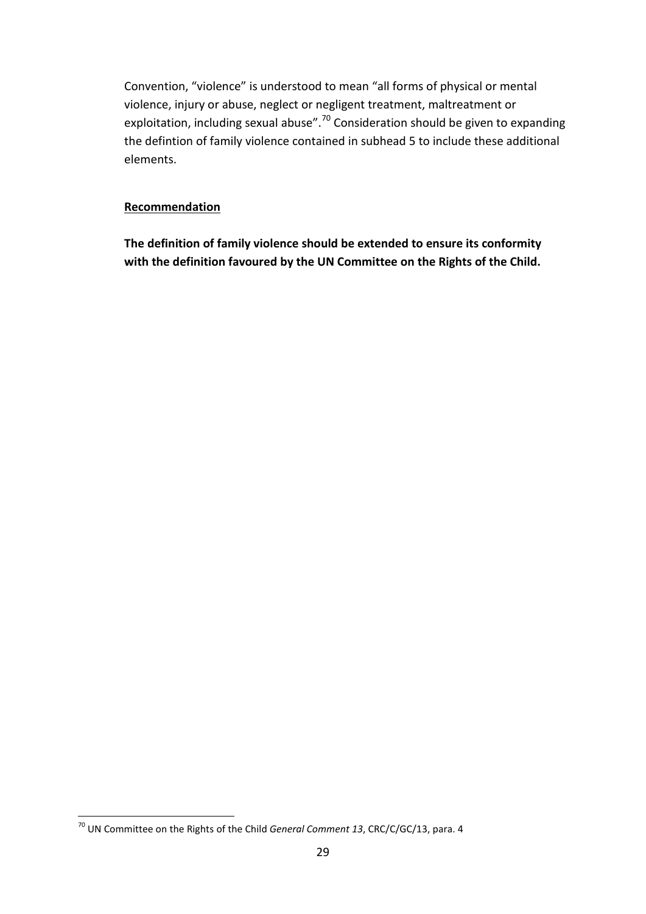Convention, "violence" is understood to mean "all forms of physical or mental violence, injury or abuse, neglect or negligent treatment, maltreatment or exploitation, including sexual abuse".[70] Consideration should be given to expanding the defintion of family violence contained in subhead 5 to include these additional elements.

**Recommendation**

**The definition of family violence should be extended to ensure its conformity with the definition favoured by the UN Committee on the Rights of the Child.**

---

[70] UN Committee on the Rights of the Child *General Comment 13*, CRC/C/GC/13, para. 4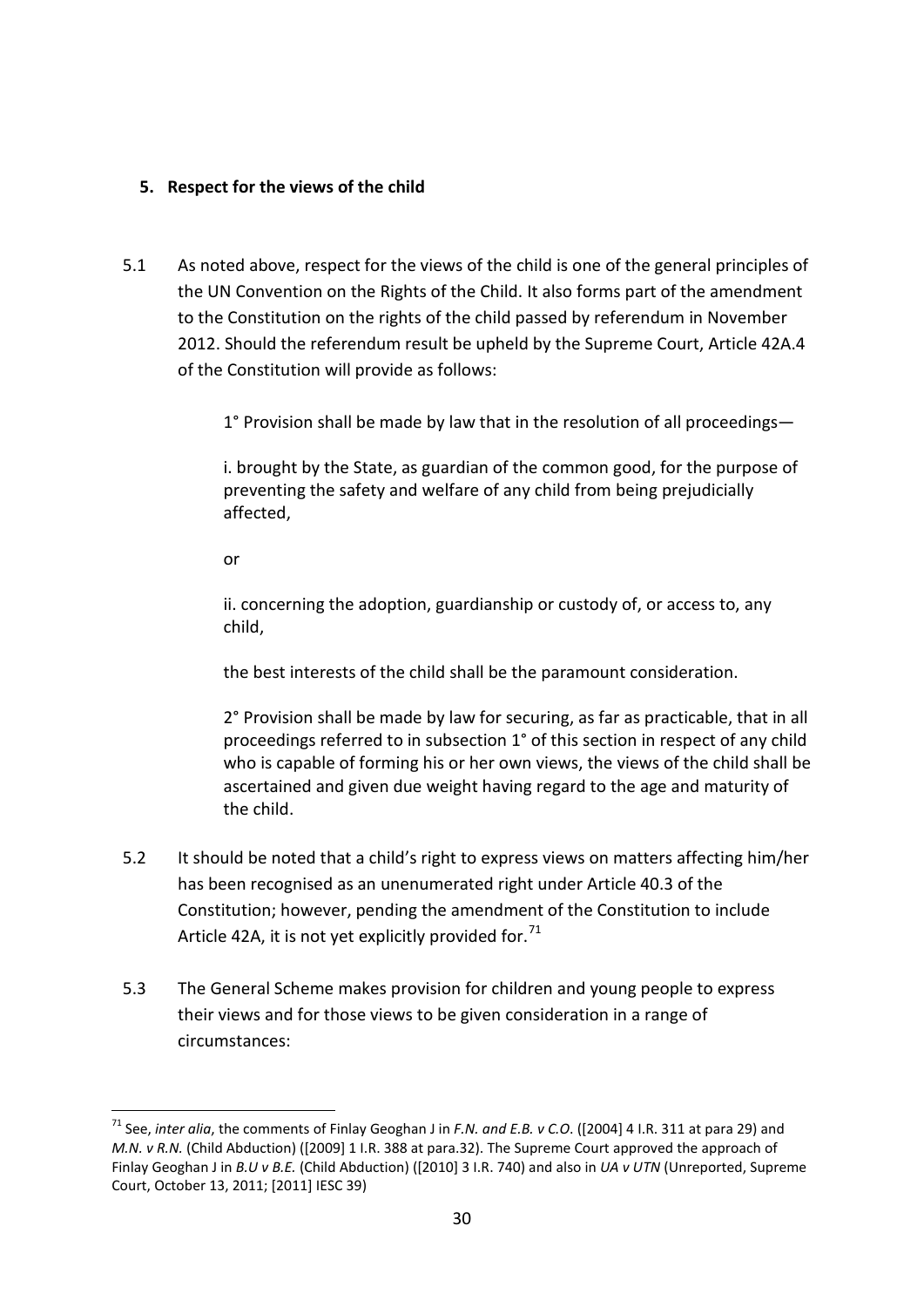## 5. Respect for the views of the child

5.1 As noted above, respect for the views of the child is one of the general principles of the UN Convention on the Rights of the Child. It also forms part of the amendment to the Constitution on the rights of the child passed by referendum in November 2012. Should the referendum result be upheld by the Supreme Court, Article 42A.4 of the Constitution will provide as follows:

> 1° Provision shall be made by law that in the resolution of all proceedings—
>
> i. brought by the State, as guardian of the common good, for the purpose of preventing the safety and welfare of any child from being prejudicially affected,
>
> or
>
> ii. concerning the adoption, guardianship or custody of, or access to, any child,
>
> the best interests of the child shall be the paramount consideration.
>
> 2° Provision shall be made by law for securing, as far as practicable, that in all proceedings referred to in subsection 1° of this section in respect of any child who is capable of forming his or her own views, the views of the child shall be ascertained and given due weight having regard to the age and maturity of the child.

5.2 It should be noted that a child's right to express views on matters affecting him/her has been recognised as an unenumerated right under Article 40.3 of the Constitution; however, pending the amendment of the Constitution to include Article 42A, it is not yet explicitly provided for.[71]

5.3 The General Scheme makes provision for children and young people to express their views and for those views to be given consideration in a range of circumstances:

---

[71] See, *inter alia*, the comments of Finlay Geoghan J in *F.N. and E.B. v C.O.* ([2004] 4 I.R. 311 at para 29) and *M.N. v R.N.* (Child Abduction) ([2009] 1 I.R. 388 at para.32). The Supreme Court approved the approach of Finlay Geoghan J in *B.U v B.E.* (Child Abduction) ([2010] 3 I.R. 740) and also in *UA v UTN* (Unreported, Supreme Court, October 13, 2011; [2011] IESC 39)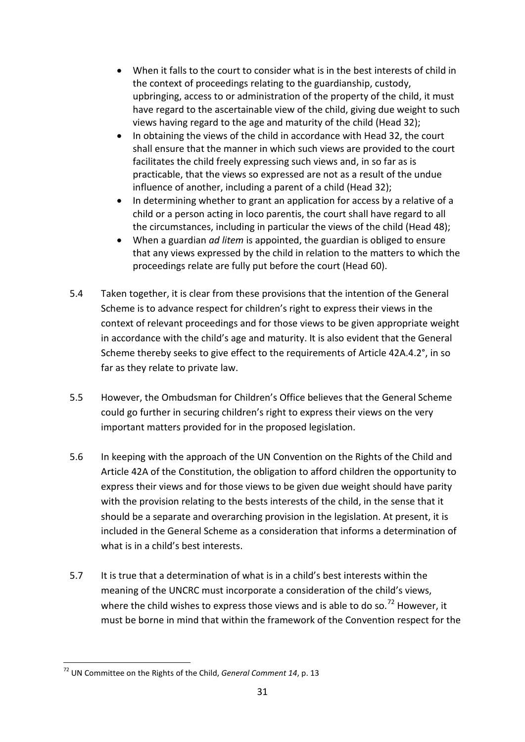- When it falls to the court to consider what is in the best interests of child in the context of proceedings relating to the guardianship, custody, upbringing, access to or administration of the property of the child, it must have regard to the ascertainable view of the child, giving due weight to such views having regard to the age and maturity of the child (Head 32);
- In obtaining the views of the child in accordance with Head 32, the court shall ensure that the manner in which such views are provided to the court facilitates the child freely expressing such views and, in so far as is practicable, that the views so expressed are not as a result of the undue influence of another, including a parent of a child (Head 32);
- In determining whether to grant an application for access by a relative of a child or a person acting in loco parentis, the court shall have regard to all the circumstances, including in particular the views of the child (Head 48);
- When a guardian *ad litem* is appointed, the guardian is obliged to ensure that any views expressed by the child in relation to the matters to which the proceedings relate are fully put before the court (Head 60).

5.4 Taken together, it is clear from these provisions that the intention of the General Scheme is to advance respect for children's right to express their views in the context of relevant proceedings and for those views to be given appropriate weight in accordance with the child's age and maturity. It is also evident that the General Scheme thereby seeks to give effect to the requirements of Article 42A.4.2°, in so far as they relate to private law.

5.5 However, the Ombudsman for Children's Office believes that the General Scheme could go further in securing children's right to express their views on the very important matters provided for in the proposed legislation.

5.6 In keeping with the approach of the UN Convention on the Rights of the Child and Article 42A of the Constitution, the obligation to afford children the opportunity to express their views and for those views to be given due weight should have parity with the provision relating to the bests interests of the child, in the sense that it should be a separate and overarching provision in the legislation. At present, it is included in the General Scheme as a consideration that informs a determination of what is in a child's best interests.

5.7 It is true that a determination of what is in a child's best interests within the meaning of the UNCRC must incorporate a consideration of the child's views, where the child wishes to express those views and is able to do so.[72] However, it must be borne in mind that within the framework of the Convention respect for the

---

[72] UN Committee on the Rights of the Child, *General Comment 14*, p. 13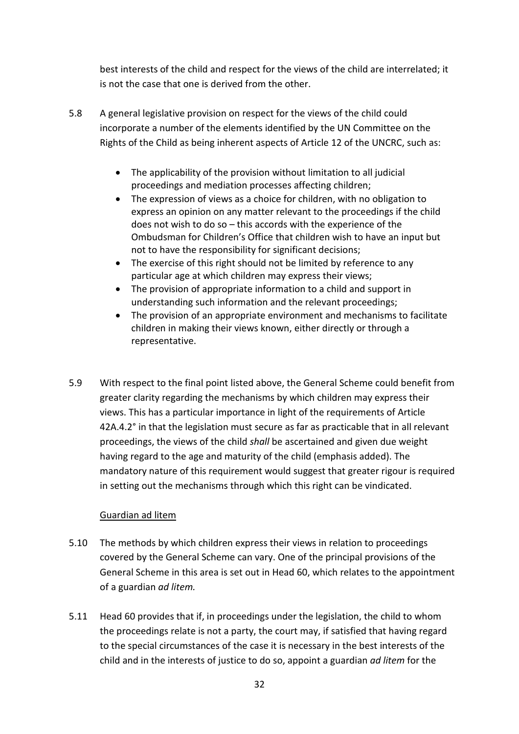best interests of the child and respect for the views of the child are interrelated; it is not the case that one is derived from the other.

5.8 A general legislative provision on respect for the views of the child could incorporate a number of the elements identified by the UN Committee on the Rights of the Child as being inherent aspects of Article 12 of the UNCRC, such as:

- The applicability of the provision without limitation to all judicial proceedings and mediation processes affecting children;
- The expression of views as a choice for children, with no obligation to express an opinion on any matter relevant to the proceedings if the child does not wish to do so – this accords with the experience of the Ombudsman for Children's Office that children wish to have an input but not to have the responsibility for significant decisions;
- The exercise of this right should not be limited by reference to any particular age at which children may express their views;
- The provision of appropriate information to a child and support in understanding such information and the relevant proceedings;
- The provision of an appropriate environment and mechanisms to facilitate children in making their views known, either directly or through a representative.

5.9 With respect to the final point listed above, the General Scheme could benefit from greater clarity regarding the mechanisms by which children may express their views. This has a particular importance in light of the requirements of Article 42A.4.2° in that the legislation must secure as far as practicable that in all relevant proceedings, the views of the child *shall* be ascertained and given due weight having regard to the age and maturity of the child (emphasis added). The mandatory nature of this requirement would suggest that greater rigour is required in setting out the mechanisms through which this right can be vindicated.

<u>Guardian ad litem</u>

5.10 The methods by which children express their views in relation to proceedings covered by the General Scheme can vary. One of the principal provisions of the General Scheme in this area is set out in Head 60, which relates to the appointment of a guardian *ad litem.*

5.11 Head 60 provides that if, in proceedings under the legislation, the child to whom the proceedings relate is not a party, the court may, if satisfied that having regard to the special circumstances of the case it is necessary in the best interests of the child and in the interests of justice to do so, appoint a guardian *ad litem* for the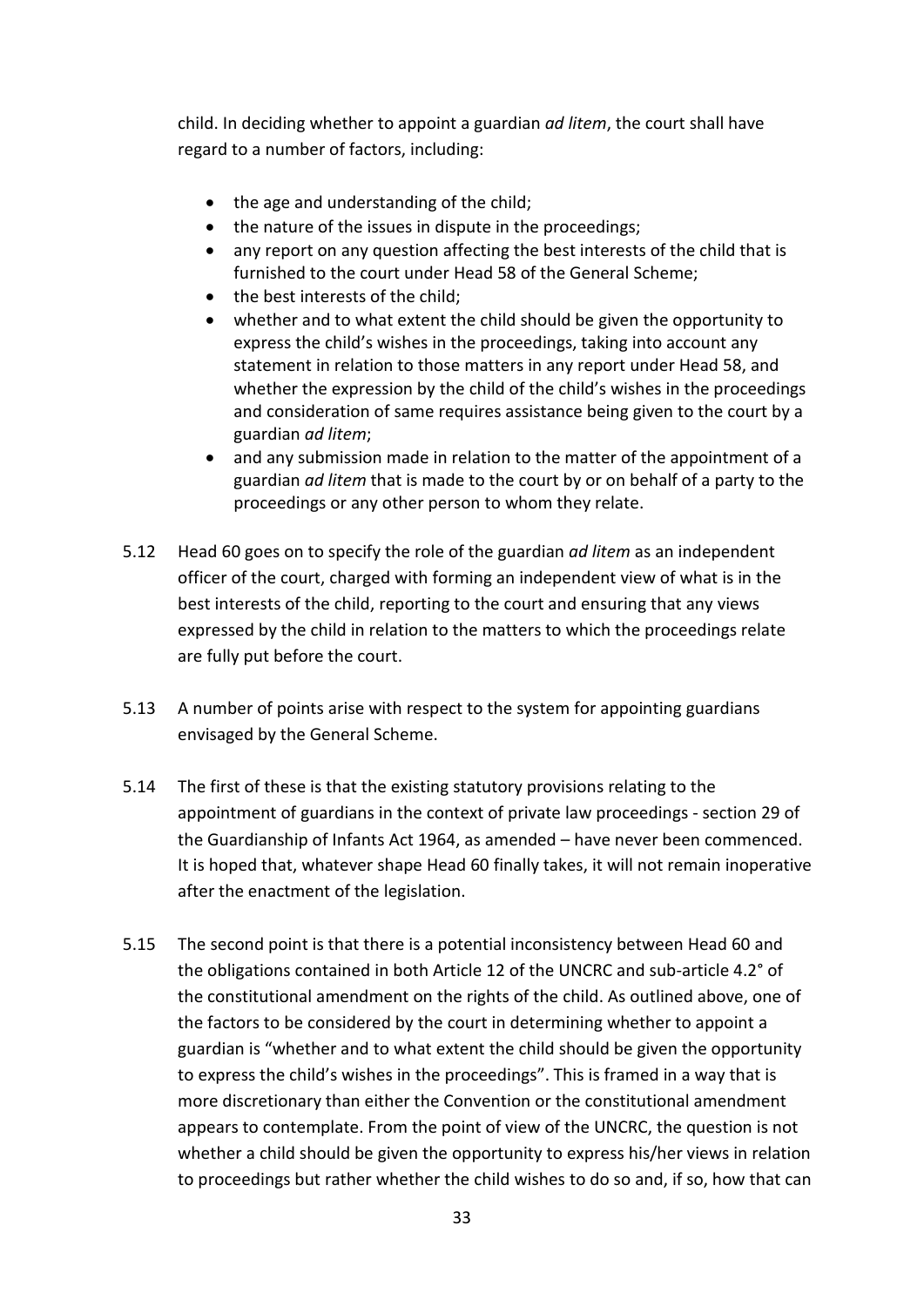child. In deciding whether to appoint a guardian *ad litem*, the court shall have regard to a number of factors, including:

- the age and understanding of the child;
- the nature of the issues in dispute in the proceedings;
- any report on any question affecting the best interests of the child that is furnished to the court under Head 58 of the General Scheme;
- the best interests of the child;
- whether and to what extent the child should be given the opportunity to express the child's wishes in the proceedings, taking into account any statement in relation to those matters in any report under Head 58, and whether the expression by the child of the child's wishes in the proceedings and consideration of same requires assistance being given to the court by a guardian *ad litem*;
- and any submission made in relation to the matter of the appointment of a guardian *ad litem* that is made to the court by or on behalf of a party to the proceedings or any other person to whom they relate.

5.12 Head 60 goes on to specify the role of the guardian *ad litem* as an independent officer of the court, charged with forming an independent view of what is in the best interests of the child, reporting to the court and ensuring that any views expressed by the child in relation to the matters to which the proceedings relate are fully put before the court.

5.13 A number of points arise with respect to the system for appointing guardians envisaged by the General Scheme.

5.14 The first of these is that the existing statutory provisions relating to the appointment of guardians in the context of private law proceedings - section 29 of the Guardianship of Infants Act 1964, as amended – have never been commenced. It is hoped that, whatever shape Head 60 finally takes, it will not remain inoperative after the enactment of the legislation.

5.15 The second point is that there is a potential inconsistency between Head 60 and the obligations contained in both Article 12 of the UNCRC and sub-article 4.2° of the constitutional amendment on the rights of the child. As outlined above, one of the factors to be considered by the court in determining whether to appoint a guardian is "whether and to what extent the child should be given the opportunity to express the child's wishes in the proceedings". This is framed in a way that is more discretionary than either the Convention or the constitutional amendment appears to contemplate. From the point of view of the UNCRC, the question is not whether a child should be given the opportunity to express his/her views in relation to proceedings but rather whether the child wishes to do so and, if so, how that can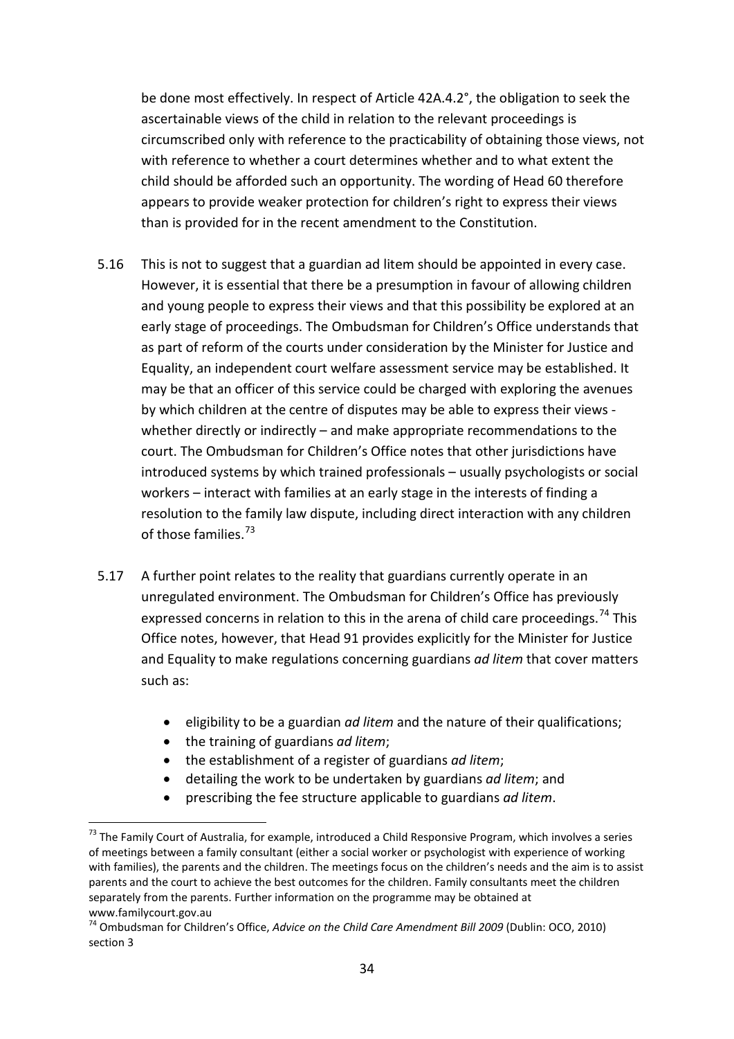be done most effectively. In respect of Article 42A.4.2°, the obligation to seek the ascertainable views of the child in relation to the relevant proceedings is circumscribed only with reference to the practicability of obtaining those views, not with reference to whether a court determines whether and to what extent the child should be afforded such an opportunity. The wording of Head 60 therefore appears to provide weaker protection for children's right to express their views than is provided for in the recent amendment to the Constitution.

5.16 This is not to suggest that a guardian ad litem should be appointed in every case. However, it is essential that there be a presumption in favour of allowing children and young people to express their views and that this possibility be explored at an early stage of proceedings. The Ombudsman for Children's Office understands that as part of reform of the courts under consideration by the Minister for Justice and Equality, an independent court welfare assessment service may be established. It may be that an officer of this service could be charged with exploring the avenues by which children at the centre of disputes may be able to express their views - whether directly or indirectly – and make appropriate recommendations to the court. The Ombudsman for Children's Office notes that other jurisdictions have introduced systems by which trained professionals – usually psychologists or social workers – interact with families at an early stage in the interests of finding a resolution to the family law dispute, including direct interaction with any children of those families.[73]

5.17 A further point relates to the reality that guardians currently operate in an unregulated environment. The Ombudsman for Children's Office has previously expressed concerns in relation to this in the arena of child care proceedings.[74] This Office notes, however, that Head 91 provides explicitly for the Minister for Justice and Equality to make regulations concerning guardians *ad litem* that cover matters such as:

- eligibility to be a guardian *ad litem* and the nature of their qualifications;
- the training of guardians *ad litem*;
- the establishment of a register of guardians *ad litem*;
- detailing the work to be undertaken by guardians *ad litem*; and
- prescribing the fee structure applicable to guardians *ad litem*.

---

[73] The Family Court of Australia, for example, introduced a Child Responsive Program, which involves a series of meetings between a family consultant (either a social worker or psychologist with experience of working with families), the parents and the children. The meetings focus on the children's needs and the aim is to assist parents and the court to achieve the best outcomes for the children. Family consultants meet the children separately from the parents. Further information on the programme may be obtained at www.familycourt.gov.au

[74] Ombudsman for Children's Office, *Advice on the Child Care Amendment Bill 2009* (Dublin: OCO, 2010) section 3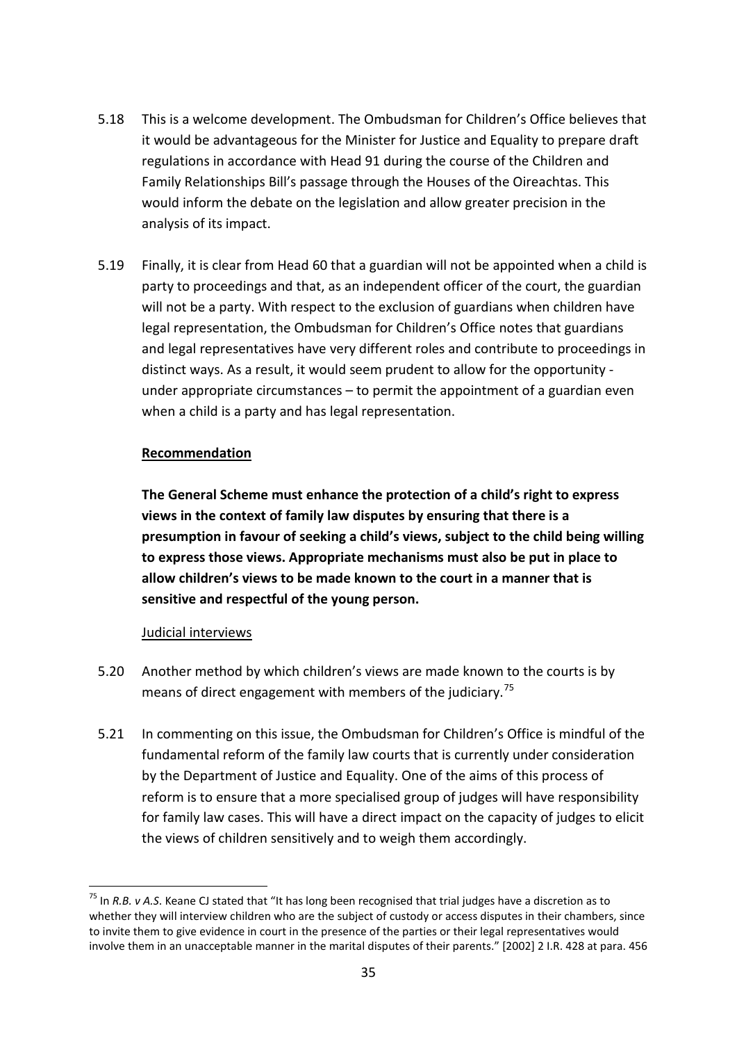5.18 This is a welcome development. The Ombudsman for Children's Office believes that it would be advantageous for the Minister for Justice and Equality to prepare draft regulations in accordance with Head 91 during the course of the Children and Family Relationships Bill's passage through the Houses of the Oireachtas. This would inform the debate on the legislation and allow greater precision in the analysis of its impact.

5.19 Finally, it is clear from Head 60 that a guardian will not be appointed when a child is party to proceedings and that, as an independent officer of the court, the guardian will not be a party. With respect to the exclusion of guardians when children have legal representation, the Ombudsman for Children's Office notes that guardians and legal representatives have very different roles and contribute to proceedings in distinct ways. As a result, it would seem prudent to allow for the opportunity - under appropriate circumstances – to permit the appointment of a guardian even when a child is a party and has legal representation.

**Recommendation**

**The General Scheme must enhance the protection of a child's right to express views in the context of family law disputes by ensuring that there is a presumption in favour of seeking a child's views, subject to the child being willing to express those views. Appropriate mechanisms must also be put in place to allow children's views to be made known to the court in a manner that is sensitive and respectful of the young person.**

Judicial interviews

5.20 Another method by which children's views are made known to the courts is by means of direct engagement with members of the judiciary.[75]

5.21 In commenting on this issue, the Ombudsman for Children's Office is mindful of the fundamental reform of the family law courts that is currently under consideration by the Department of Justice and Equality. One of the aims of this process of reform is to ensure that a more specialised group of judges will have responsibility for family law cases. This will have a direct impact on the capacity of judges to elicit the views of children sensitively and to weigh them accordingly.

---

[75] In *R.B. v A.S.* Keane CJ stated that "It has long been recognised that trial judges have a discretion as to whether they will interview children who are the subject of custody or access disputes in their chambers, since to invite them to give evidence in court in the presence of the parties or their legal representatives would involve them in an unacceptable manner in the marital disputes of their parents." [2002] 2 I.R. 428 at para. 456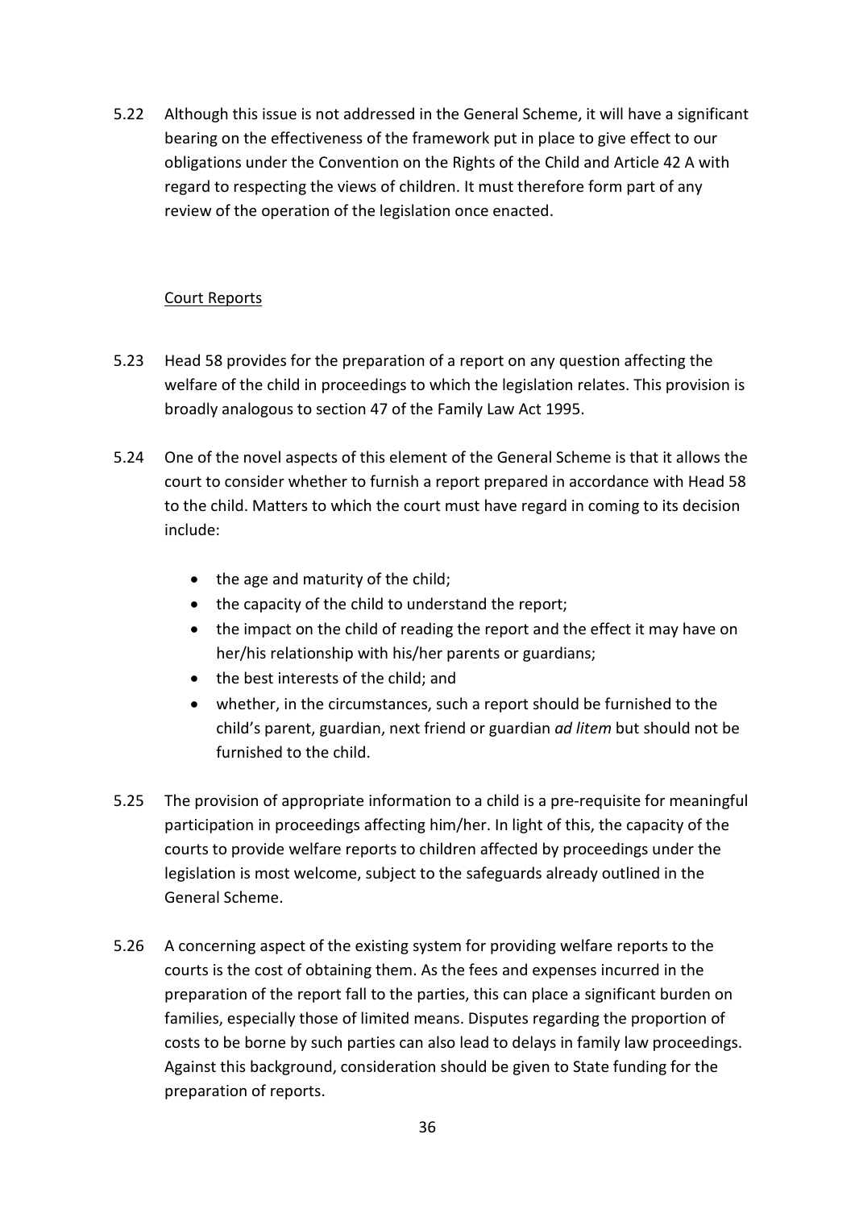5.22 Although this issue is not addressed in the General Scheme, it will have a significant bearing on the effectiveness of the framework put in place to give effect to our obligations under the Convention on the Rights of the Child and Article 42 A with regard to respecting the views of children. It must therefore form part of any review of the operation of the legislation once enacted.

Court Reports

5.23 Head 58 provides for the preparation of a report on any question affecting the welfare of the child in proceedings to which the legislation relates. This provision is broadly analogous to section 47 of the Family Law Act 1995.

5.24 One of the novel aspects of this element of the General Scheme is that it allows the court to consider whether to furnish a report prepared in accordance with Head 58 to the child. Matters to which the court must have regard in coming to its decision include:

- the age and maturity of the child;
- the capacity of the child to understand the report;
- the impact on the child of reading the report and the effect it may have on her/his relationship with his/her parents or guardians;
- the best interests of the child; and
- whether, in the circumstances, such a report should be furnished to the child's parent, guardian, next friend or guardian *ad litem* but should not be furnished to the child.

5.25 The provision of appropriate information to a child is a pre-requisite for meaningful participation in proceedings affecting him/her. In light of this, the capacity of the courts to provide welfare reports to children affected by proceedings under the legislation is most welcome, subject to the safeguards already outlined in the General Scheme.

5.26 A concerning aspect of the existing system for providing welfare reports to the courts is the cost of obtaining them. As the fees and expenses incurred in the preparation of the report fall to the parties, this can place a significant burden on families, especially those of limited means. Disputes regarding the proportion of costs to be borne by such parties can also lead to delays in family law proceedings. Against this background, consideration should be given to State funding for the preparation of reports.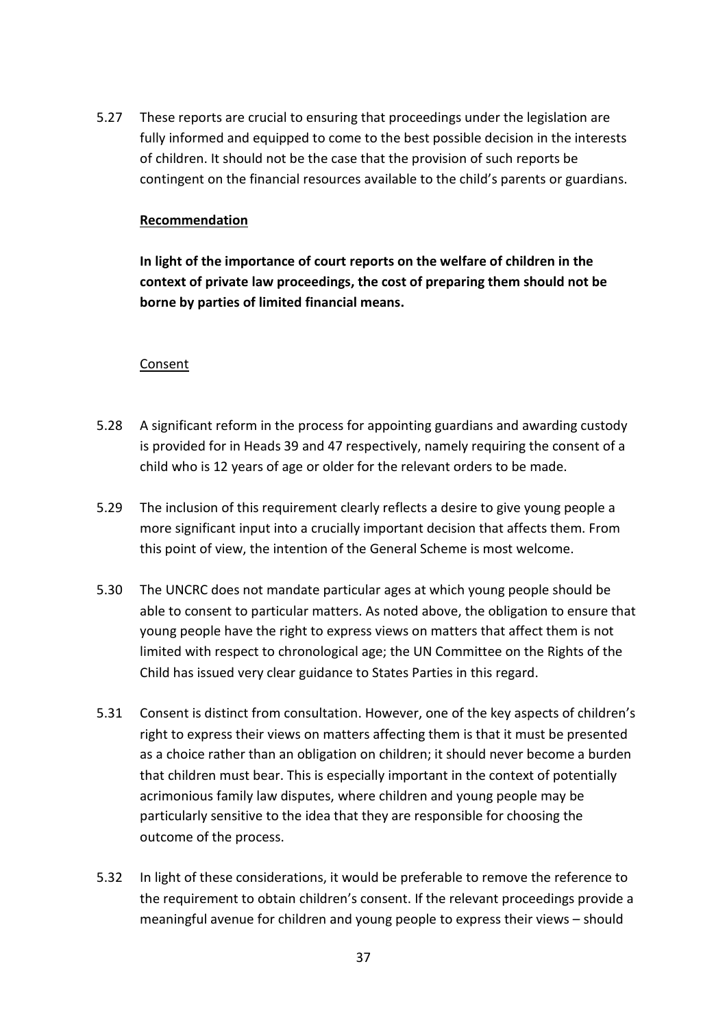5.27 These reports are crucial to ensuring that proceedings under the legislation are fully informed and equipped to come to the best possible decision in the interests of children. It should not be the case that the provision of such reports be contingent on the financial resources available to the child's parents or guardians.

**Recommendation**

**In light of the importance of court reports on the welfare of children in the context of private law proceedings, the cost of preparing them should not be borne by parties of limited financial means.**

Consent

5.28 A significant reform in the process for appointing guardians and awarding custody is provided for in Heads 39 and 47 respectively, namely requiring the consent of a child who is 12 years of age or older for the relevant orders to be made.

5.29 The inclusion of this requirement clearly reflects a desire to give young people a more significant input into a crucially important decision that affects them. From this point of view, the intention of the General Scheme is most welcome.

5.30 The UNCRC does not mandate particular ages at which young people should be able to consent to particular matters. As noted above, the obligation to ensure that young people have the right to express views on matters that affect them is not limited with respect to chronological age; the UN Committee on the Rights of the Child has issued very clear guidance to States Parties in this regard.

5.31 Consent is distinct from consultation. However, one of the key aspects of children's right to express their views on matters affecting them is that it must be presented as a choice rather than an obligation on children; it should never become a burden that children must bear. This is especially important in the context of potentially acrimonious family law disputes, where children and young people may be particularly sensitive to the idea that they are responsible for choosing the outcome of the process.

5.32 In light of these considerations, it would be preferable to remove the reference to the requirement to obtain children's consent. If the relevant proceedings provide a meaningful avenue for children and young people to express their views – should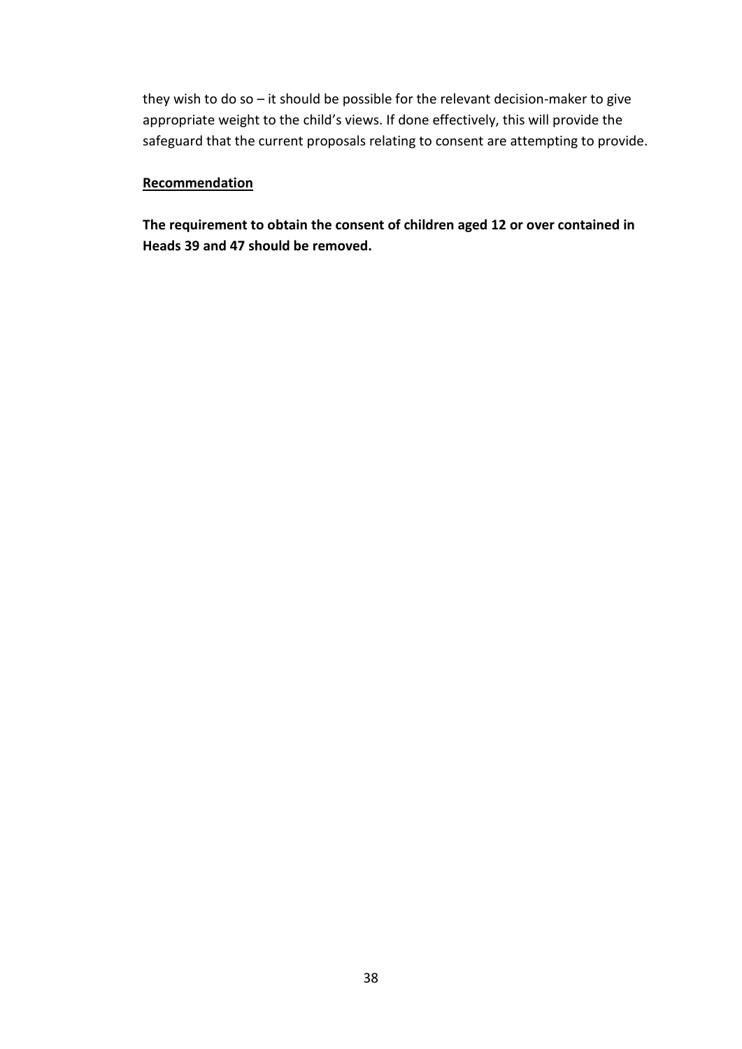they wish to do so – it should be possible for the relevant decision-maker to give appropriate weight to the child's views. If done effectively, this will provide the safeguard that the current proposals relating to consent are attempting to provide.

**Recommendation**

**The requirement to obtain the consent of children aged 12 or over contained in Heads 39 and 47 should be removed.**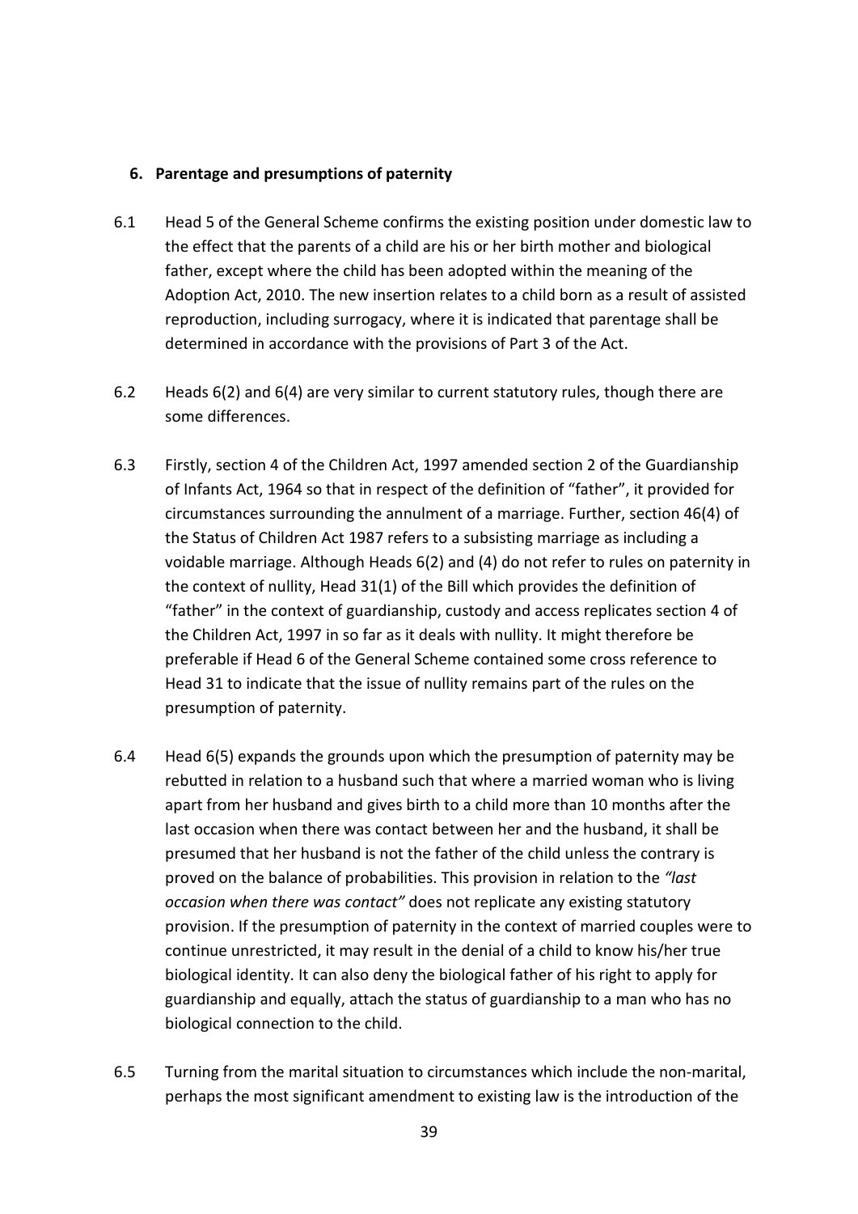## 6. Parentage and presumptions of paternity

6.1 Head 5 of the General Scheme confirms the existing position under domestic law to the effect that the parents of a child are his or her birth mother and biological father, except where the child has been adopted within the meaning of the Adoption Act, 2010. The new insertion relates to a child born as a result of assisted reproduction, including surrogacy, where it is indicated that parentage shall be determined in accordance with the provisions of Part 3 of the Act.

6.2 Heads 6(2) and 6(4) are very similar to current statutory rules, though there are some differences.

6.3 Firstly, section 4 of the Children Act, 1997 amended section 2 of the Guardianship of Infants Act, 1964 so that in respect of the definition of "father", it provided for circumstances surrounding the annulment of a marriage. Further, section 46(4) of the Status of Children Act 1987 refers to a subsisting marriage as including a voidable marriage. Although Heads 6(2) and (4) do not refer to rules on paternity in the context of nullity, Head 31(1) of the Bill which provides the definition of "father" in the context of guardianship, custody and access replicates section 4 of the Children Act, 1997 in so far as it deals with nullity. It might therefore be preferable if Head 6 of the General Scheme contained some cross reference to Head 31 to indicate that the issue of nullity remains part of the rules on the presumption of paternity.

6.4 Head 6(5) expands the grounds upon which the presumption of paternity may be rebutted in relation to a husband such that where a married woman who is living apart from her husband and gives birth to a child more than 10 months after the last occasion when there was contact between her and the husband, it shall be presumed that her husband is not the father of the child unless the contrary is proved on the balance of probabilities. This provision in relation to the *"last occasion when there was contact"* does not replicate any existing statutory provision. If the presumption of paternity in the context of married couples were to continue unrestricted, it may result in the denial of a child to know his/her true biological identity. It can also deny the biological father of his right to apply for guardianship and equally, attach the status of guardianship to a man who has no biological connection to the child.

6.5 Turning from the marital situation to circumstances which include the non-marital, perhaps the most significant amendment to existing law is the introduction of the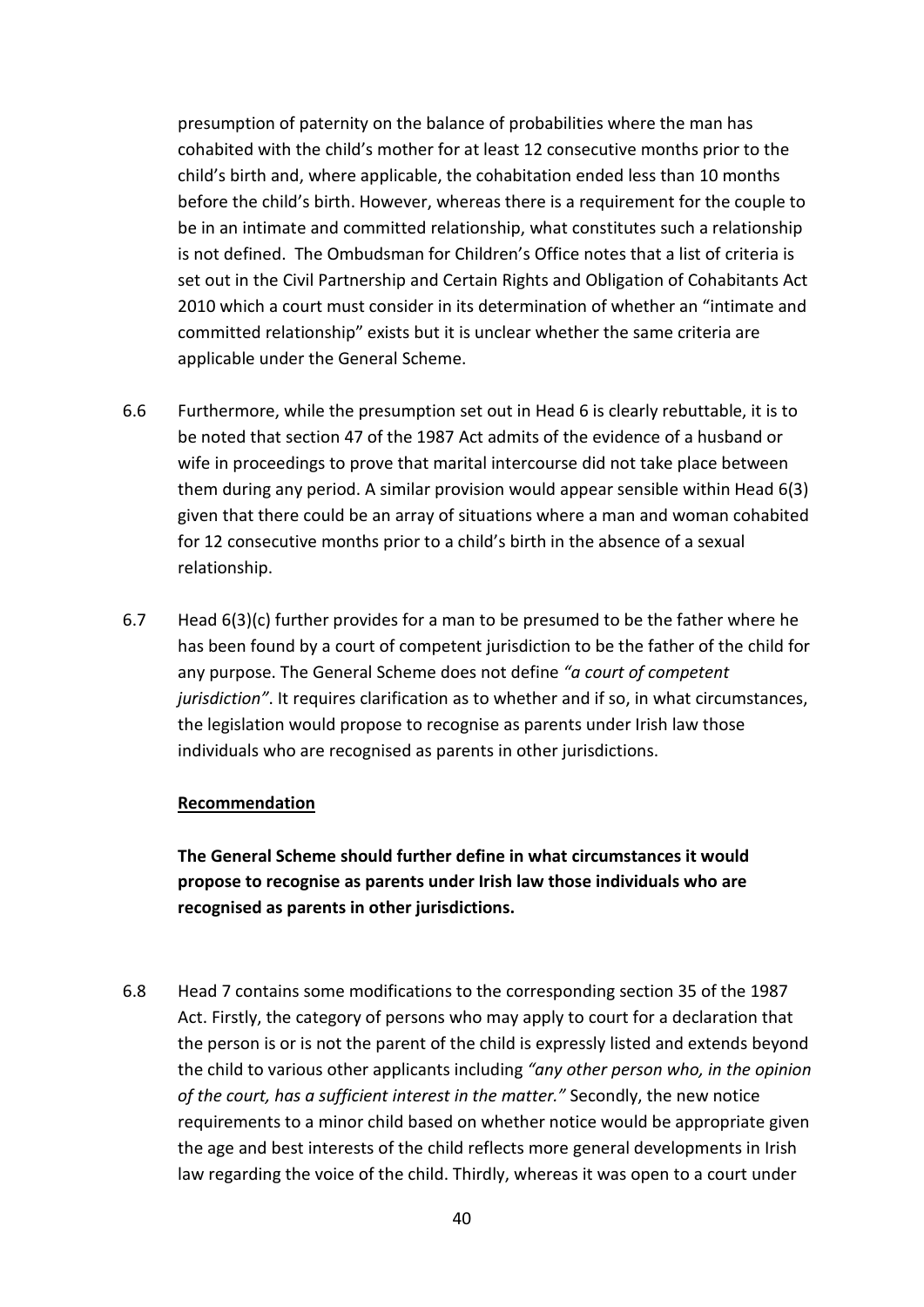presumption of paternity on the balance of probabilities where the man has cohabited with the child's mother for at least 12 consecutive months prior to the child's birth and, where applicable, the cohabitation ended less than 10 months before the child's birth. However, whereas there is a requirement for the couple to be in an intimate and committed relationship, what constitutes such a relationship is not defined. The Ombudsman for Children's Office notes that a list of criteria is set out in the Civil Partnership and Certain Rights and Obligation of Cohabitants Act 2010 which a court must consider in its determination of whether an "intimate and committed relationship" exists but it is unclear whether the same criteria are applicable under the General Scheme.

6.6 Furthermore, while the presumption set out in Head 6 is clearly rebuttable, it is to be noted that section 47 of the 1987 Act admits of the evidence of a husband or wife in proceedings to prove that marital intercourse did not take place between them during any period. A similar provision would appear sensible within Head 6(3) given that there could be an array of situations where a man and woman cohabited for 12 consecutive months prior to a child's birth in the absence of a sexual relationship.

6.7 Head 6(3)(c) further provides for a man to be presumed to be the father where he has been found by a court of competent jurisdiction to be the father of the child for any purpose. The General Scheme does not define *"a court of competent jurisdiction"*. It requires clarification as to whether and if so, in what circumstances, the legislation would propose to recognise as parents under Irish law those individuals who are recognised as parents in other jurisdictions.

**Recommendation**

**The General Scheme should further define in what circumstances it would propose to recognise as parents under Irish law those individuals who are recognised as parents in other jurisdictions.**

6.8 Head 7 contains some modifications to the corresponding section 35 of the 1987 Act. Firstly, the category of persons who may apply to court for a declaration that the person is or is not the parent of the child is expressly listed and extends beyond the child to various other applicants including *"any other person who, in the opinion of the court, has a sufficient interest in the matter."* Secondly, the new notice requirements to a minor child based on whether notice would be appropriate given the age and best interests of the child reflects more general developments in Irish law regarding the voice of the child. Thirdly, whereas it was open to a court under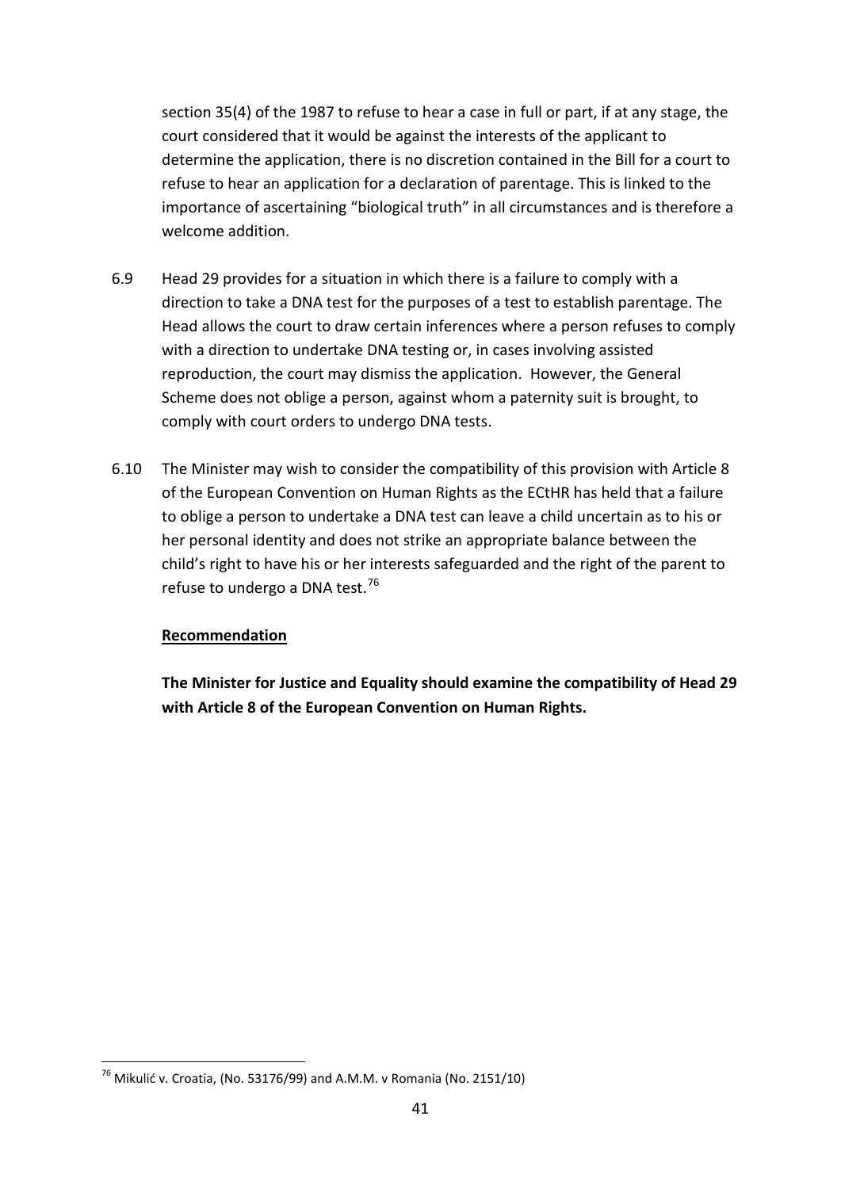section 35(4) of the 1987 to refuse to hear a case in full or part, if at any stage, the court considered that it would be against the interests of the applicant to determine the application, there is no discretion contained in the Bill for a court to refuse to hear an application for a declaration of parentage. This is linked to the importance of ascertaining "biological truth" in all circumstances and is therefore a welcome addition.

6.9 Head 29 provides for a situation in which there is a failure to comply with a direction to take a DNA test for the purposes of a test to establish parentage. The Head allows the court to draw certain inferences where a person refuses to comply with a direction to undertake DNA testing or, in cases involving assisted reproduction, the court may dismiss the application. However, the General Scheme does not oblige a person, against whom a paternity suit is brought, to comply with court orders to undergo DNA tests.

6.10 The Minister may wish to consider the compatibility of this provision with Article 8 of the European Convention on Human Rights as the ECtHR has held that a failure to oblige a person to undertake a DNA test can leave a child uncertain as to his or her personal identity and does not strike an appropriate balance between the child's right to have his or her interests safeguarded and the right of the parent to refuse to undergo a DNA test.[76]

**Recommendation**

**The Minister for Justice and Equality should examine the compatibility of Head 29 with Article 8 of the European Convention on Human Rights.**

[76] Mikulić v. Croatia, (No. 53176/99) and A.M.M. v Romania (No. 2151/10)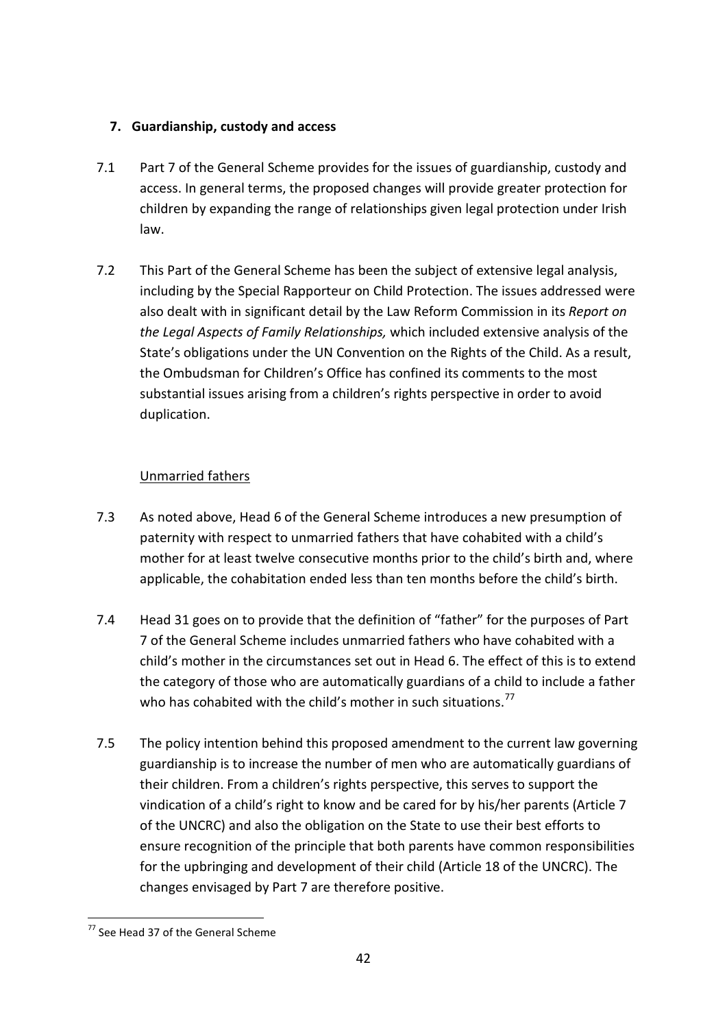## 7. Guardianship, custody and access

7.1 Part 7 of the General Scheme provides for the issues of guardianship, custody and access. In general terms, the proposed changes will provide greater protection for children by expanding the range of relationships given legal protection under Irish law.

7.2 This Part of the General Scheme has been the subject of extensive legal analysis, including by the Special Rapporteur on Child Protection. The issues addressed were also dealt with in significant detail by the Law Reform Commission in its *Report on the Legal Aspects of Family Relationships,* which included extensive analysis of the State's obligations under the UN Convention on the Rights of the Child. As a result, the Ombudsman for Children's Office has confined its comments to the most substantial issues arising from a children's rights perspective in order to avoid duplication.

### Unmarried fathers

7.3 As noted above, Head 6 of the General Scheme introduces a new presumption of paternity with respect to unmarried fathers that have cohabited with a child's mother for at least twelve consecutive months prior to the child's birth and, where applicable, the cohabitation ended less than ten months before the child's birth.

7.4 Head 31 goes on to provide that the definition of "father" for the purposes of Part 7 of the General Scheme includes unmarried fathers who have cohabited with a child's mother in the circumstances set out in Head 6. The effect of this is to extend the category of those who are automatically guardians of a child to include a father who has cohabited with the child's mother in such situations.[77]

7.5 The policy intention behind this proposed amendment to the current law governing guardianship is to increase the number of men who are automatically guardians of their children. From a children's rights perspective, this serves to support the vindication of a child's right to know and be cared for by his/her parents (Article 7 of the UNCRC) and also the obligation on the State to use their best efforts to ensure recognition of the principle that both parents have common responsibilities for the upbringing and development of their child (Article 18 of the UNCRC). The changes envisaged by Part 7 are therefore positive.

[77] See Head 37 of the General Scheme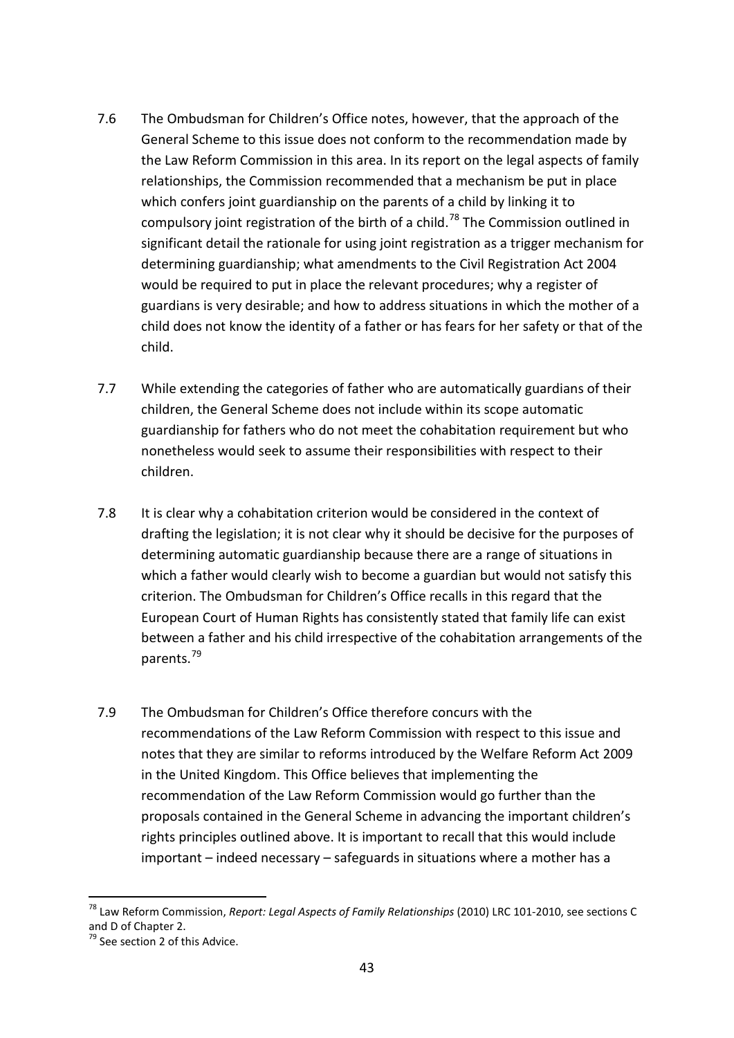7.6 The Ombudsman for Children's Office notes, however, that the approach of the General Scheme to this issue does not conform to the recommendation made by the Law Reform Commission in this area. In its report on the legal aspects of family relationships, the Commission recommended that a mechanism be put in place which confers joint guardianship on the parents of a child by linking it to compulsory joint registration of the birth of a child.[78] The Commission outlined in significant detail the rationale for using joint registration as a trigger mechanism for determining guardianship; what amendments to the Civil Registration Act 2004 would be required to put in place the relevant procedures; why a register of guardians is very desirable; and how to address situations in which the mother of a child does not know the identity of a father or has fears for her safety or that of the child.

7.7 While extending the categories of father who are automatically guardians of their children, the General Scheme does not include within its scope automatic guardianship for fathers who do not meet the cohabitation requirement but who nonetheless would seek to assume their responsibilities with respect to their children.

7.8 It is clear why a cohabitation criterion would be considered in the context of drafting the legislation; it is not clear why it should be decisive for the purposes of determining automatic guardianship because there are a range of situations in which a father would clearly wish to become a guardian but would not satisfy this criterion. The Ombudsman for Children's Office recalls in this regard that the European Court of Human Rights has consistently stated that family life can exist between a father and his child irrespective of the cohabitation arrangements of the parents.[79]

7.9 The Ombudsman for Children's Office therefore concurs with the recommendations of the Law Reform Commission with respect to this issue and notes that they are similar to reforms introduced by the Welfare Reform Act 2009 in the United Kingdom. This Office believes that implementing the recommendation of the Law Reform Commission would go further than the proposals contained in the General Scheme in advancing the important children's rights principles outlined above. It is important to recall that this would include important – indeed necessary – safeguards in situations where a mother has a

---

[78] Law Reform Commission, *Report: Legal Aspects of Family Relationships* (2010) LRC 101-2010, see sections C and D of Chapter 2.

[79] See section 2 of this Advice.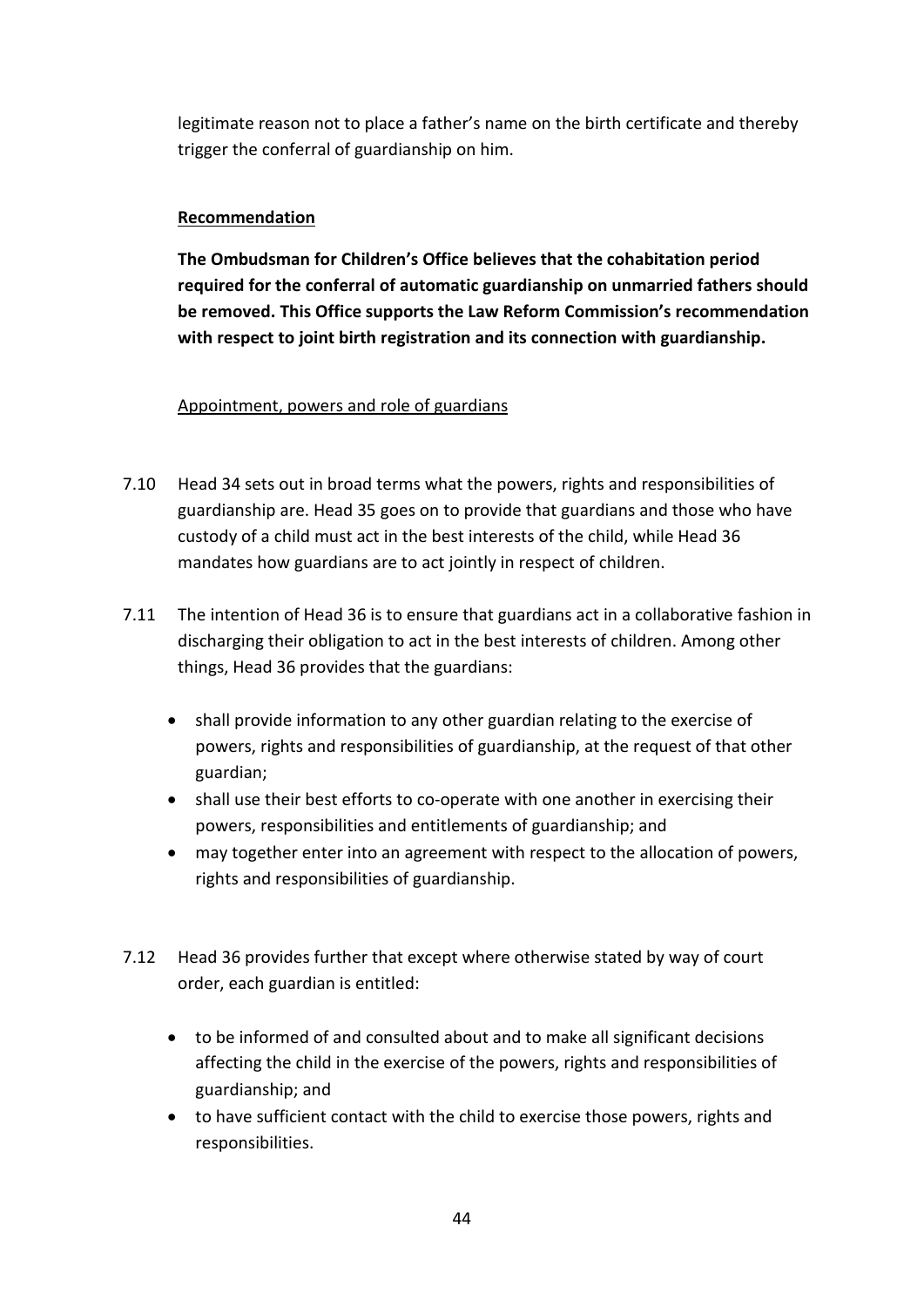legitimate reason not to place a father's name on the birth certificate and thereby trigger the conferral of guardianship on him.

**Recommendation**

**The Ombudsman for Children's Office believes that the cohabitation period required for the conferral of automatic guardianship on unmarried fathers should be removed. This Office supports the Law Reform Commission's recommendation with respect to joint birth registration and its connection with guardianship.**

Appointment, powers and role of guardians

7.10 Head 34 sets out in broad terms what the powers, rights and responsibilities of guardianship are. Head 35 goes on to provide that guardians and those who have custody of a child must act in the best interests of the child, while Head 36 mandates how guardians are to act jointly in respect of children.

7.11 The intention of Head 36 is to ensure that guardians act in a collaborative fashion in discharging their obligation to act in the best interests of children. Among other things, Head 36 provides that the guardians:

- shall provide information to any other guardian relating to the exercise of powers, rights and responsibilities of guardianship, at the request of that other guardian;
- shall use their best efforts to co-operate with one another in exercising their powers, responsibilities and entitlements of guardianship; and
- may together enter into an agreement with respect to the allocation of powers, rights and responsibilities of guardianship.

7.12 Head 36 provides further that except where otherwise stated by way of court order, each guardian is entitled:

- to be informed of and consulted about and to make all significant decisions affecting the child in the exercise of the powers, rights and responsibilities of guardianship; and
- to have sufficient contact with the child to exercise those powers, rights and responsibilities.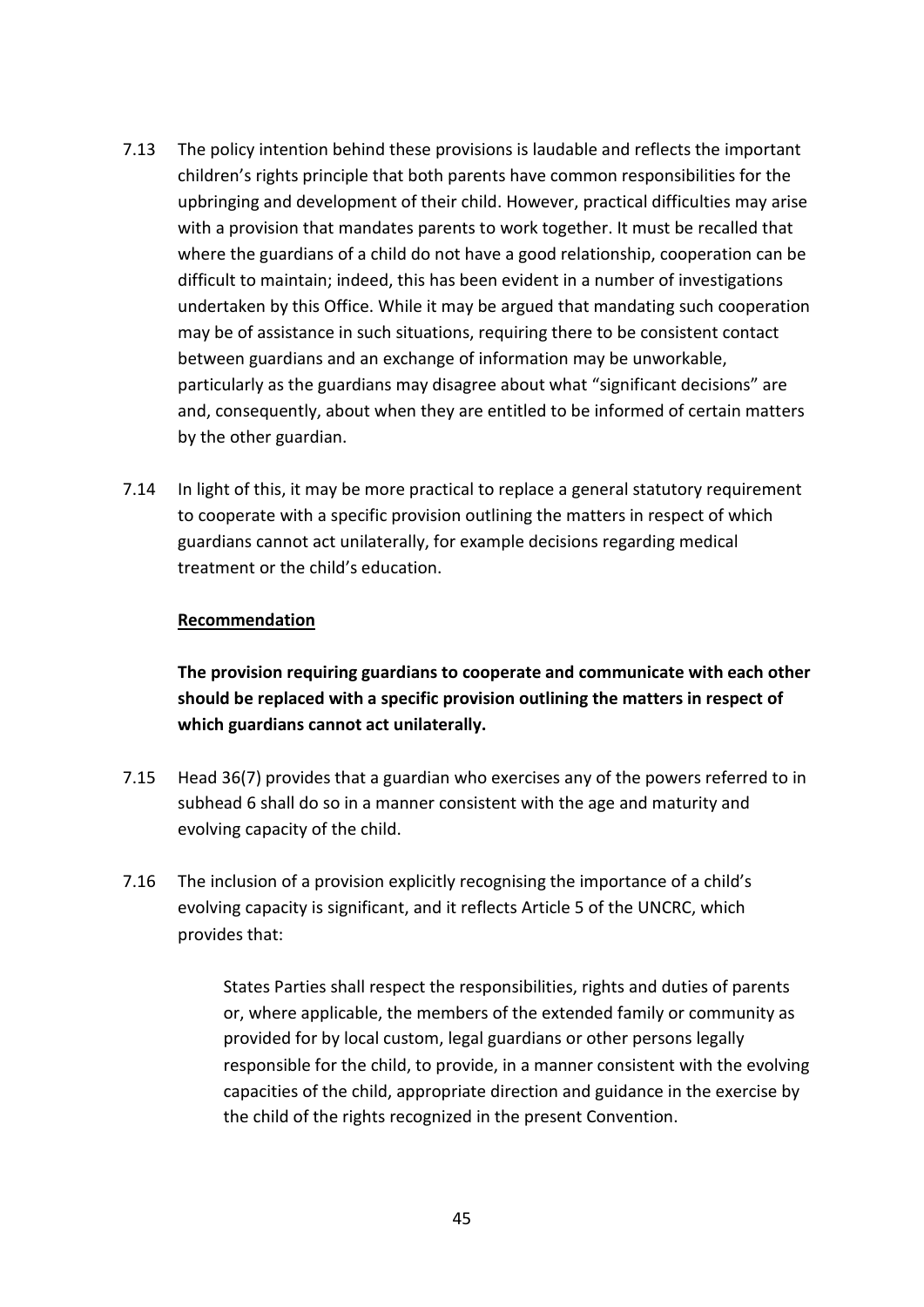7.13 The policy intention behind these provisions is laudable and reflects the important children's rights principle that both parents have common responsibilities for the upbringing and development of their child. However, practical difficulties may arise with a provision that mandates parents to work together. It must be recalled that where the guardians of a child do not have a good relationship, cooperation can be difficult to maintain; indeed, this has been evident in a number of investigations undertaken by this Office. While it may be argued that mandating such cooperation may be of assistance in such situations, requiring there to be consistent contact between guardians and an exchange of information may be unworkable, particularly as the guardians may disagree about what "significant decisions" are and, consequently, about when they are entitled to be informed of certain matters by the other guardian.

7.14 In light of this, it may be more practical to replace a general statutory requirement to cooperate with a specific provision outlining the matters in respect of which guardians cannot act unilaterally, for example decisions regarding medical treatment or the child's education.

<u>**Recommendation**</u>

**The provision requiring guardians to cooperate and communicate with each other should be replaced with a specific provision outlining the matters in respect of which guardians cannot act unilaterally.**

7.15 Head 36(7) provides that a guardian who exercises any of the powers referred to in subhead 6 shall do so in a manner consistent with the age and maturity and evolving capacity of the child.

7.16 The inclusion of a provision explicitly recognising the importance of a child's evolving capacity is significant, and it reflects Article 5 of the UNCRC, which provides that:

> States Parties shall respect the responsibilities, rights and duties of parents or, where applicable, the members of the extended family or community as provided for by local custom, legal guardians or other persons legally responsible for the child, to provide, in a manner consistent with the evolving capacities of the child, appropriate direction and guidance in the exercise by the child of the rights recognized in the present Convention.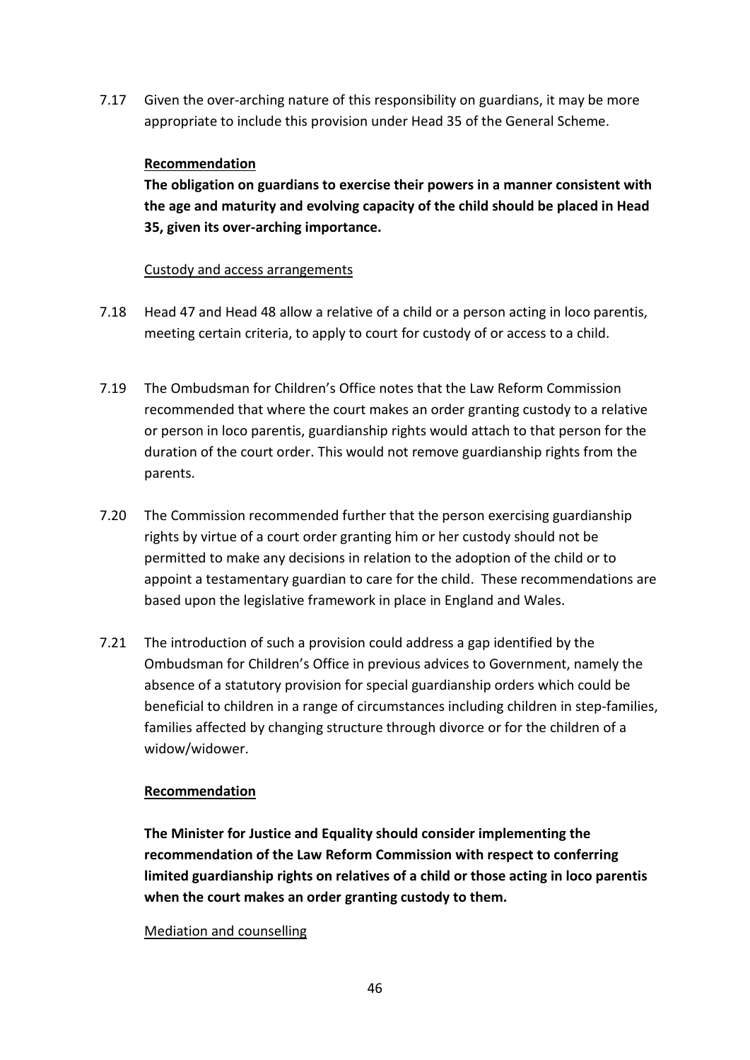7.17 Given the over-arching nature of this responsibility on guardians, it may be more appropriate to include this provision under Head 35 of the General Scheme.

**Recommendation**

**The obligation on guardians to exercise their powers in a manner consistent with the age and maturity and evolving capacity of the child should be placed in Head 35, given its over-arching importance.**

Custody and access arrangements

7.18 Head 47 and Head 48 allow a relative of a child or a person acting in loco parentis, meeting certain criteria, to apply to court for custody of or access to a child.

7.19 The Ombudsman for Children's Office notes that the Law Reform Commission recommended that where the court makes an order granting custody to a relative or person in loco parentis, guardianship rights would attach to that person for the duration of the court order. This would not remove guardianship rights from the parents.

7.20 The Commission recommended further that the person exercising guardianship rights by virtue of a court order granting him or her custody should not be permitted to make any decisions in relation to the adoption of the child or to appoint a testamentary guardian to care for the child. These recommendations are based upon the legislative framework in place in England and Wales.

7.21 The introduction of such a provision could address a gap identified by the Ombudsman for Children's Office in previous advices to Government, namely the absence of a statutory provision for special guardianship orders which could be beneficial to children in a range of circumstances including children in step-families, families affected by changing structure through divorce or for the children of a widow/widower.

**Recommendation**

**The Minister for Justice and Equality should consider implementing the recommendation of the Law Reform Commission with respect to conferring limited guardianship rights on relatives of a child or those acting in loco parentis when the court makes an order granting custody to them.**

Mediation and counselling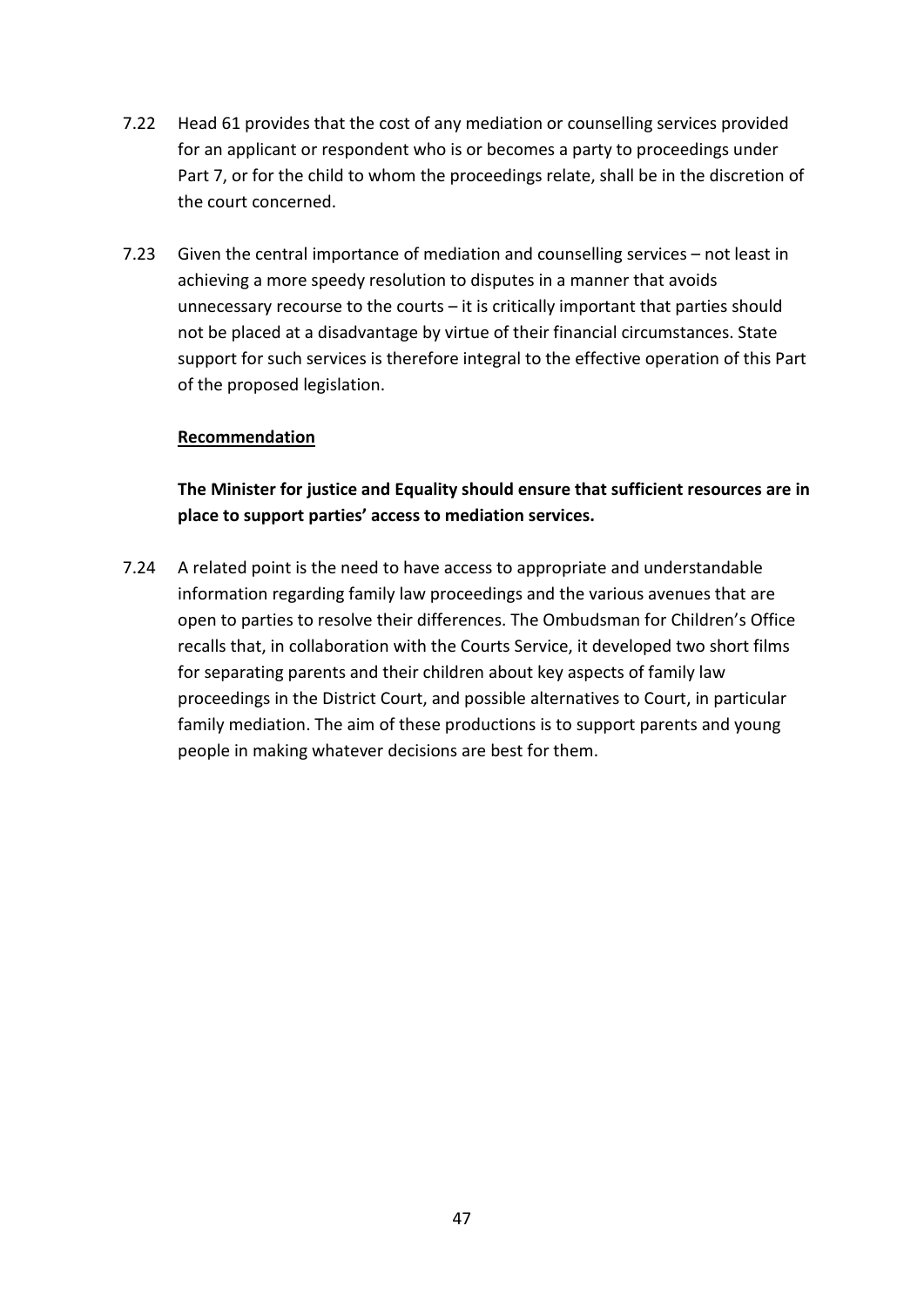7.22 Head 61 provides that the cost of any mediation or counselling services provided for an applicant or respondent who is or becomes a party to proceedings under Part 7, or for the child to whom the proceedings relate, shall be in the discretion of the court concerned.

7.23 Given the central importance of mediation and counselling services – not least in achieving a more speedy resolution to disputes in a manner that avoids unnecessary recourse to the courts – it is critically important that parties should not be placed at a disadvantage by virtue of their financial circumstances. State support for such services is therefore integral to the effective operation of this Part of the proposed legislation.

**Recommendation**

**The Minister for justice and Equality should ensure that sufficient resources are in place to support parties' access to mediation services.**

7.24 A related point is the need to have access to appropriate and understandable information regarding family law proceedings and the various avenues that are open to parties to resolve their differences. The Ombudsman for Children's Office recalls that, in collaboration with the Courts Service, it developed two short films for separating parents and their children about key aspects of family law proceedings in the District Court, and possible alternatives to Court, in particular family mediation. The aim of these productions is to support parents and young people in making whatever decisions are best for them.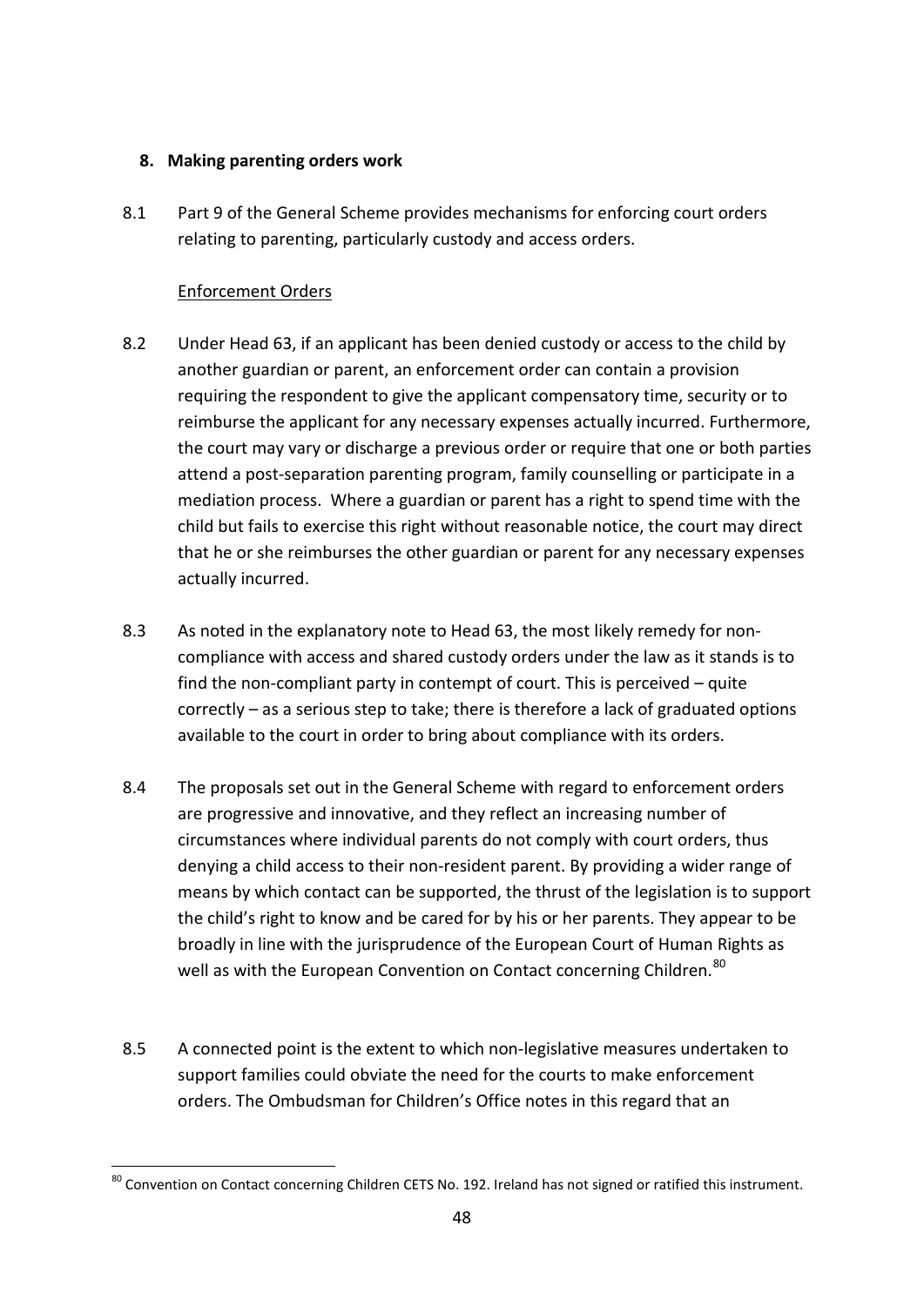## 8. Making parenting orders work

8.1 Part 9 of the General Scheme provides mechanisms for enforcing court orders relating to parenting, particularly custody and access orders.

Enforcement Orders

8.2 Under Head 63, if an applicant has been denied custody or access to the child by another guardian or parent, an enforcement order can contain a provision requiring the respondent to give the applicant compensatory time, security or to reimburse the applicant for any necessary expenses actually incurred. Furthermore, the court may vary or discharge a previous order or require that one or both parties attend a post-separation parenting program, family counselling or participate in a mediation process. Where a guardian or parent has a right to spend time with the child but fails to exercise this right without reasonable notice, the court may direct that he or she reimburses the other guardian or parent for any necessary expenses actually incurred.

8.3 As noted in the explanatory note to Head 63, the most likely remedy for non-compliance with access and shared custody orders under the law as it stands is to find the non-compliant party in contempt of court. This is perceived – quite correctly – as a serious step to take; there is therefore a lack of graduated options available to the court in order to bring about compliance with its orders.

8.4 The proposals set out in the General Scheme with regard to enforcement orders are progressive and innovative, and they reflect an increasing number of circumstances where individual parents do not comply with court orders, thus denying a child access to their non-resident parent. By providing a wider range of means by which contact can be supported, the thrust of the legislation is to support the child's right to know and be cared for by his or her parents. They appear to be broadly in line with the jurisprudence of the European Court of Human Rights as well as with the European Convention on Contact concerning Children.[80]

8.5 A connected point is the extent to which non-legislative measures undertaken to support families could obviate the need for the courts to make enforcement orders. The Ombudsman for Children's Office notes in this regard that an

[80] Convention on Contact concerning Children CETS No. 192. Ireland has not signed or ratified this instrument.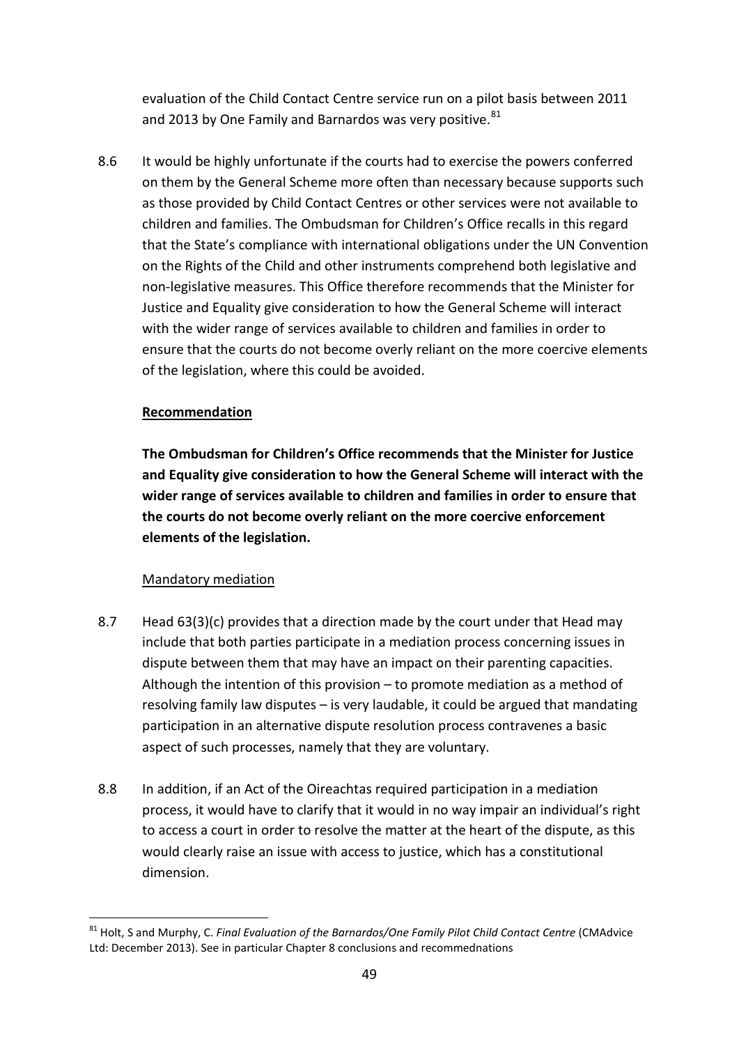evaluation of the Child Contact Centre service run on a pilot basis between 2011 and 2013 by One Family and Barnardos was very positive.[81]

8.6 It would be highly unfortunate if the courts had to exercise the powers conferred on them by the General Scheme more often than necessary because supports such as those provided by Child Contact Centres or other services were not available to children and families. The Ombudsman for Children's Office recalls in this regard that the State's compliance with international obligations under the UN Convention on the Rights of the Child and other instruments comprehend both legislative and non-legislative measures. This Office therefore recommends that the Minister for Justice and Equality give consideration to how the General Scheme will interact with the wider range of services available to children and families in order to ensure that the courts do not become overly reliant on the more coercive elements of the legislation, where this could be avoided.

**Recommendation**

**The Ombudsman for Children's Office recommends that the Minister for Justice and Equality give consideration to how the General Scheme will interact with the wider range of services available to children and families in order to ensure that the courts do not become overly reliant on the more coercive enforcement elements of the legislation.**

Mandatory mediation

8.7 Head 63(3)(c) provides that a direction made by the court under that Head may include that both parties participate in a mediation process concerning issues in dispute between them that may have an impact on their parenting capacities. Although the intention of this provision – to promote mediation as a method of resolving family law disputes – is very laudable, it could be argued that mandating participation in an alternative dispute resolution process contravenes a basic aspect of such processes, namely that they are voluntary.

8.8 In addition, if an Act of the Oireachtas required participation in a mediation process, it would have to clarify that it would in no way impair an individual's right to access a court in order to resolve the matter at the heart of the dispute, as this would clearly raise an issue with access to justice, which has a constitutional dimension.

[81] Holt, S and Murphy, C. *Final Evaluation of the Barnardos/One Family Pilot Child Contact Centre* (CMAdvice Ltd: December 2013). See in particular Chapter 8 conclusions and recommednations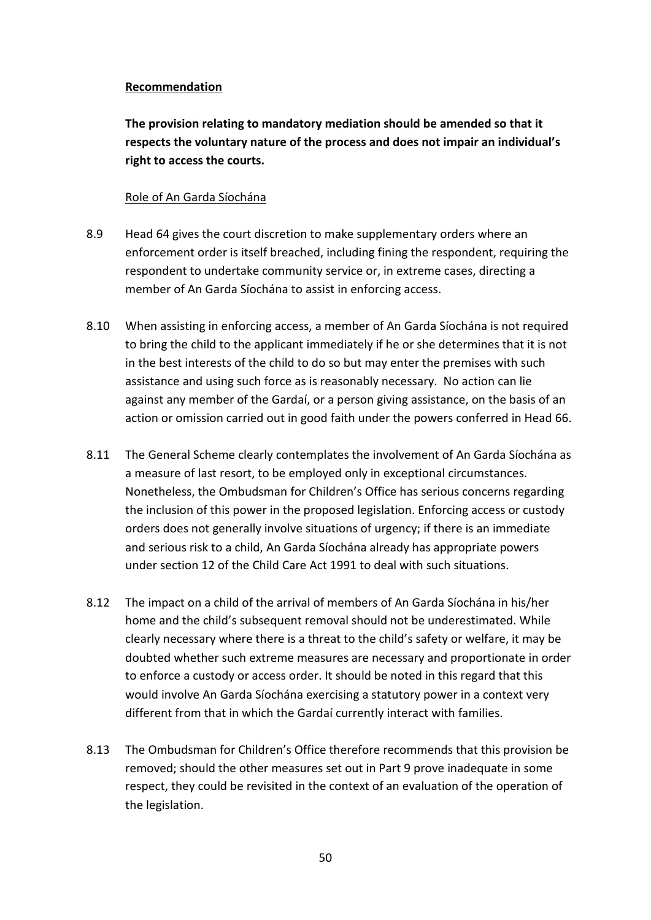**<u>Recommendation</u>**

**The provision relating to mandatory mediation should be amended so that it respects the voluntary nature of the process and does not impair an individual's right to access the courts.**

<u>Role of An Garda Síochána</u>

8.9 Head 64 gives the court discretion to make supplementary orders where an enforcement order is itself breached, including fining the respondent, requiring the respondent to undertake community service or, in extreme cases, directing a member of An Garda Síochána to assist in enforcing access.

8.10 When assisting in enforcing access, a member of An Garda Síochána is not required to bring the child to the applicant immediately if he or she determines that it is not in the best interests of the child to do so but may enter the premises with such assistance and using such force as is reasonably necessary. No action can lie against any member of the Gardaí, or a person giving assistance, on the basis of an action or omission carried out in good faith under the powers conferred in Head 66.

8.11 The General Scheme clearly contemplates the involvement of An Garda Síochána as a measure of last resort, to be employed only in exceptional circumstances. Nonetheless, the Ombudsman for Children's Office has serious concerns regarding the inclusion of this power in the proposed legislation. Enforcing access or custody orders does not generally involve situations of urgency; if there is an immediate and serious risk to a child, An Garda Síochána already has appropriate powers under section 12 of the Child Care Act 1991 to deal with such situations.

8.12 The impact on a child of the arrival of members of An Garda Síochána in his/her home and the child's subsequent removal should not be underestimated. While clearly necessary where there is a threat to the child's safety or welfare, it may be doubted whether such extreme measures are necessary and proportionate in order to enforce a custody or access order. It should be noted in this regard that this would involve An Garda Síochána exercising a statutory power in a context very different from that in which the Gardaí currently interact with families.

8.13 The Ombudsman for Children's Office therefore recommends that this provision be removed; should the other measures set out in Part 9 prove inadequate in some respect, they could be revisited in the context of an evaluation of the operation of the legislation.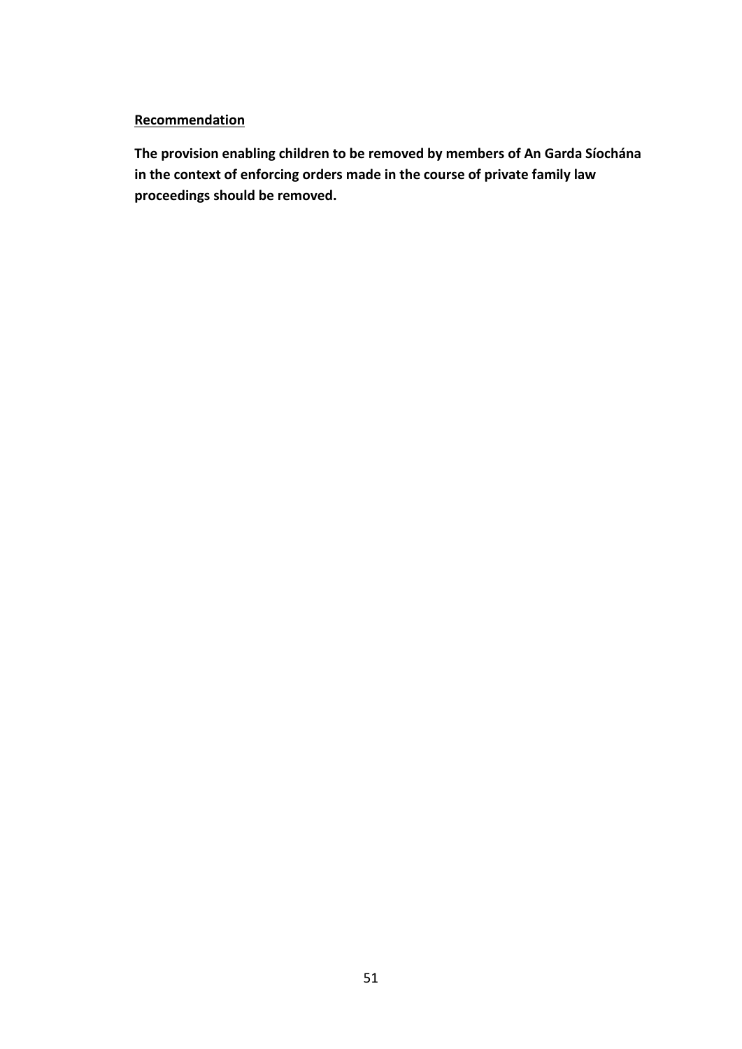<u>**Recommendation**</u>

**The provision enabling children to be removed by members of An Garda Síochána in the context of enforcing orders made in the course of private family law proceedings should be removed.**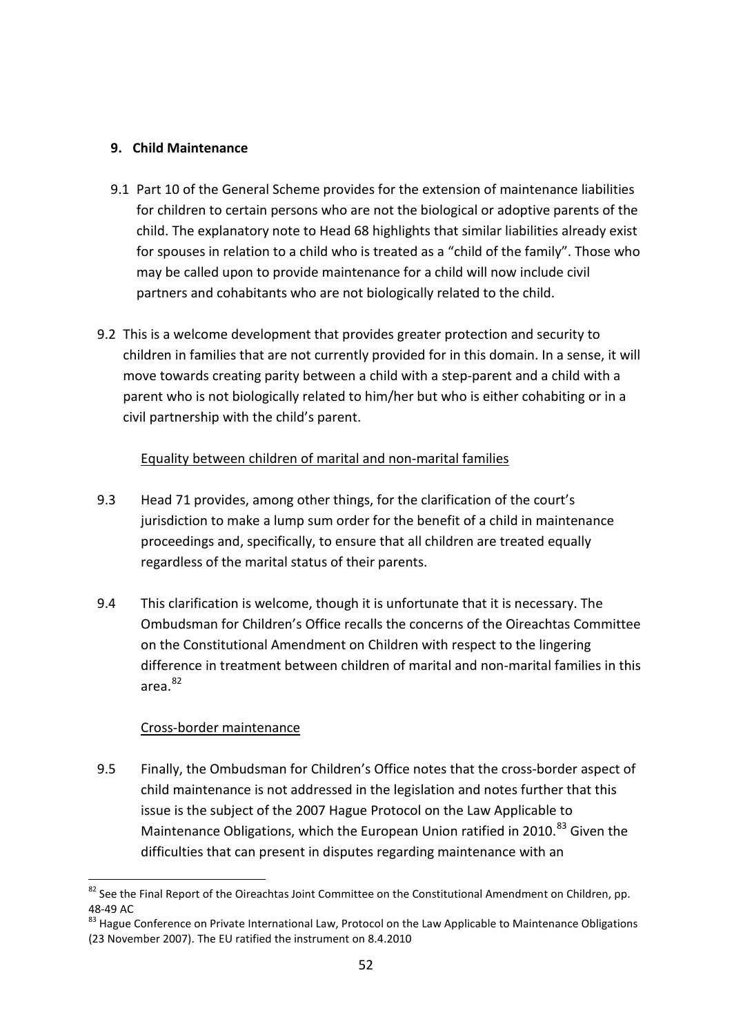## 9. Child Maintenance

9.1 Part 10 of the General Scheme provides for the extension of maintenance liabilities for children to certain persons who are not the biological or adoptive parents of the child. The explanatory note to Head 68 highlights that similar liabilities already exist for spouses in relation to a child who is treated as a "child of the family". Those who may be called upon to provide maintenance for a child will now include civil partners and cohabitants who are not biologically related to the child.

9.2 This is a welcome development that provides greater protection and security to children in families that are not currently provided for in this domain. In a sense, it will move towards creating parity between a child with a step-parent and a child with a parent who is not biologically related to him/her but who is either cohabiting or in a civil partnership with the child's parent.

Equality between children of marital and non-marital families

9.3 Head 71 provides, among other things, for the clarification of the court's jurisdiction to make a lump sum order for the benefit of a child in maintenance proceedings and, specifically, to ensure that all children are treated equally regardless of the marital status of their parents.

9.4 This clarification is welcome, though it is unfortunate that it is necessary. The Ombudsman for Children's Office recalls the concerns of the Oireachtas Committee on the Constitutional Amendment on Children with respect to the lingering difference in treatment between children of marital and non-marital families in this area.[82]

Cross-border maintenance

9.5 Finally, the Ombudsman for Children's Office notes that the cross-border aspect of child maintenance is not addressed in the legislation and notes further that this issue is the subject of the 2007 Hague Protocol on the Law Applicable to Maintenance Obligations, which the European Union ratified in 2010.[83] Given the difficulties that can present in disputes regarding maintenance with an

[82] See the Final Report of the Oireachtas Joint Committee on the Constitutional Amendment on Children, pp. 48-49 AC

[83] Hague Conference on Private International Law, Protocol on the Law Applicable to Maintenance Obligations (23 November 2007). The EU ratified the instrument on 8.4.2010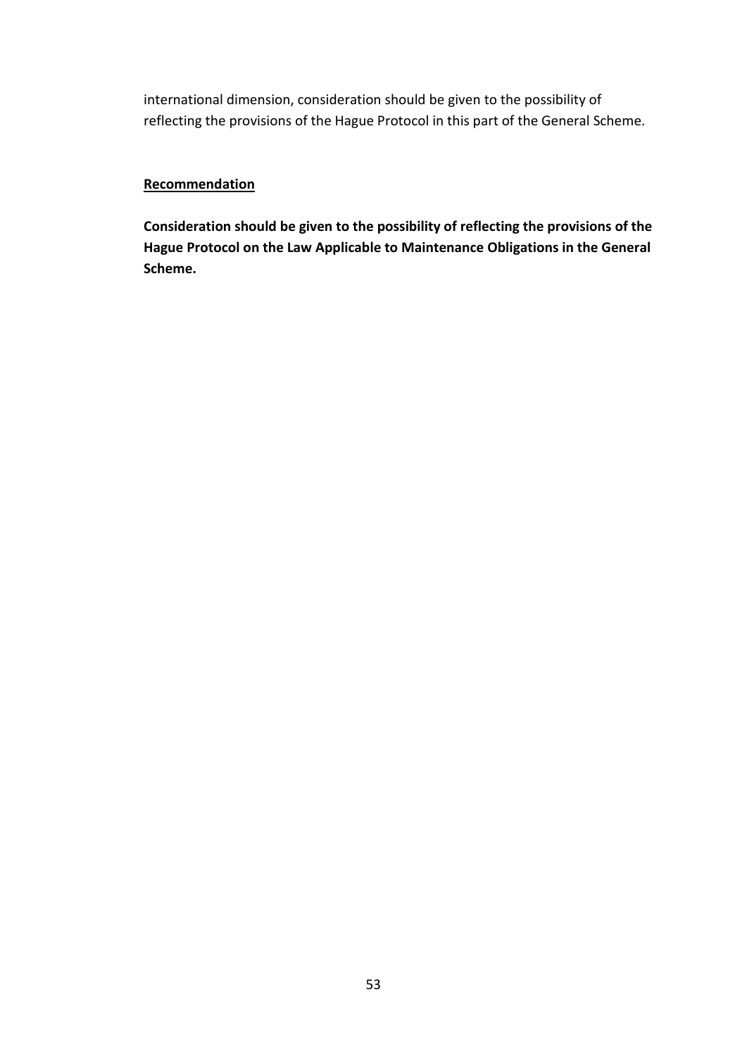international dimension, consideration should be given to the possibility of reflecting the provisions of the Hague Protocol in this part of the General Scheme.

**Recommendation**

**Consideration should be given to the possibility of reflecting the provisions of the Hague Protocol on the Law Applicable to Maintenance Obligations in the General Scheme.**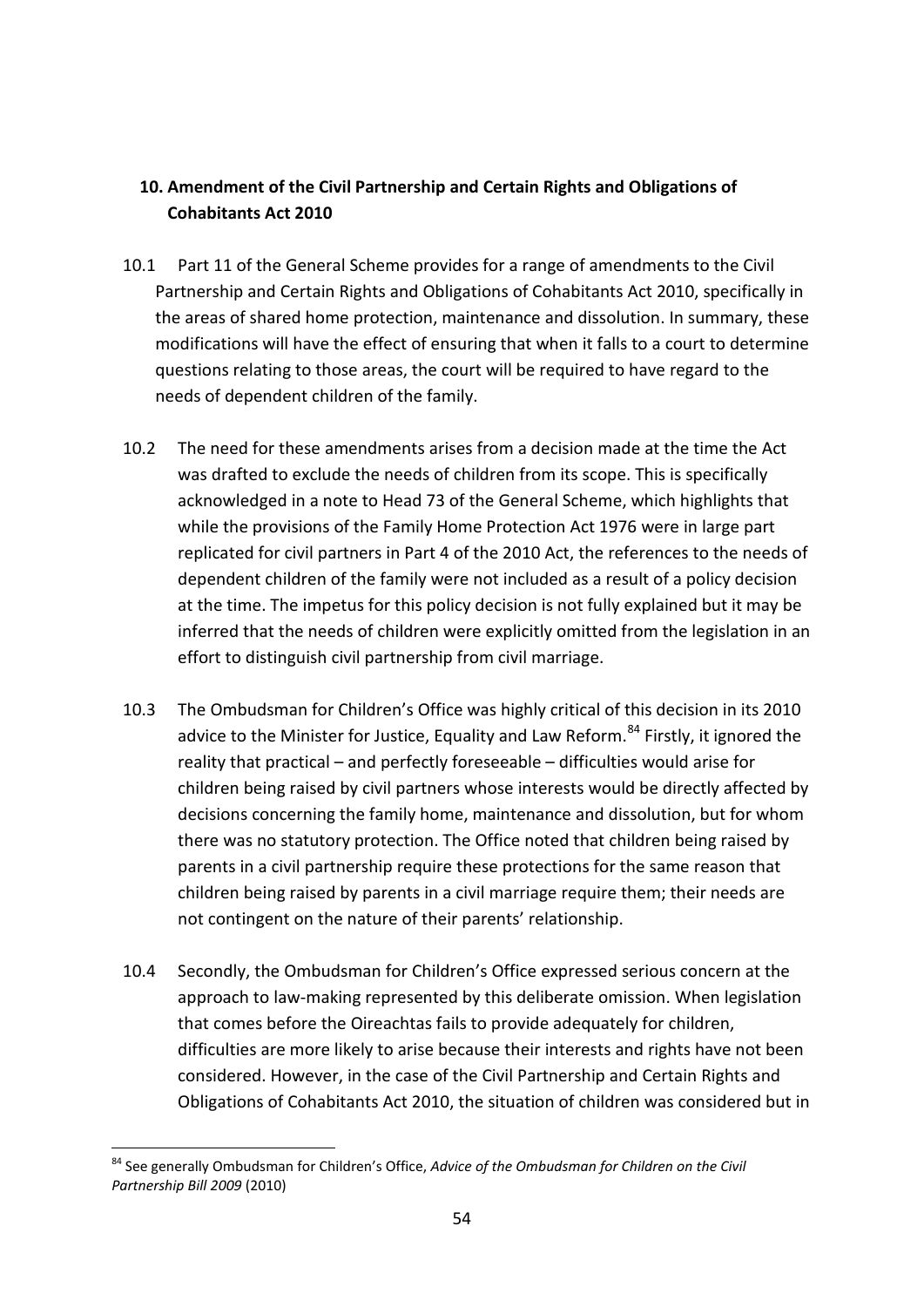## 10. Amendment of the Civil Partnership and Certain Rights and Obligations of Cohabitants Act 2010

10.1 Part 11 of the General Scheme provides for a range of amendments to the Civil Partnership and Certain Rights and Obligations of Cohabitants Act 2010, specifically in the areas of shared home protection, maintenance and dissolution. In summary, these modifications will have the effect of ensuring that when it falls to a court to determine questions relating to those areas, the court will be required to have regard to the needs of dependent children of the family.

10.2 The need for these amendments arises from a decision made at the time the Act was drafted to exclude the needs of children from its scope. This is specifically acknowledged in a note to Head 73 of the General Scheme, which highlights that while the provisions of the Family Home Protection Act 1976 were in large part replicated for civil partners in Part 4 of the 2010 Act, the references to the needs of dependent children of the family were not included as a result of a policy decision at the time. The impetus for this policy decision is not fully explained but it may be inferred that the needs of children were explicitly omitted from the legislation in an effort to distinguish civil partnership from civil marriage.

10.3 The Ombudsman for Children's Office was highly critical of this decision in its 2010 advice to the Minister for Justice, Equality and Law Reform.[84] Firstly, it ignored the reality that practical – and perfectly foreseeable – difficulties would arise for children being raised by civil partners whose interests would be directly affected by decisions concerning the family home, maintenance and dissolution, but for whom there was no statutory protection. The Office noted that children being raised by parents in a civil partnership require these protections for the same reason that children being raised by parents in a civil marriage require them; their needs are not contingent on the nature of their parents' relationship.

10.4 Secondly, the Ombudsman for Children's Office expressed serious concern at the approach to law-making represented by this deliberate omission. When legislation that comes before the Oireachtas fails to provide adequately for children, difficulties are more likely to arise because their interests and rights have not been considered. However, in the case of the Civil Partnership and Certain Rights and Obligations of Cohabitants Act 2010, the situation of children was considered but in

[84] See generally Ombudsman for Children's Office, *Advice of the Ombudsman for Children on the Civil Partnership Bill 2009* (2010)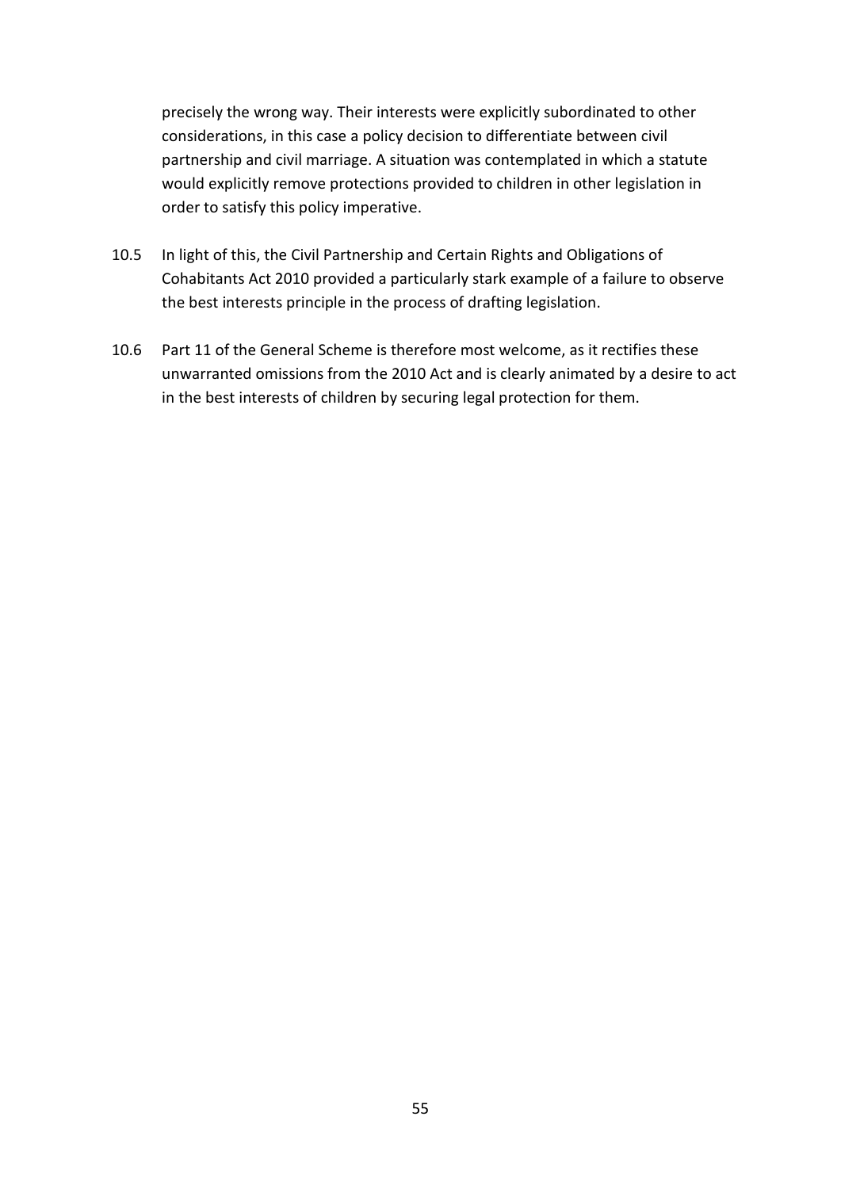precisely the wrong way. Their interests were explicitly subordinated to other considerations, in this case a policy decision to differentiate between civil partnership and civil marriage. A situation was contemplated in which a statute would explicitly remove protections provided to children in other legislation in order to satisfy this policy imperative.

10.5 In light of this, the Civil Partnership and Certain Rights and Obligations of Cohabitants Act 2010 provided a particularly stark example of a failure to observe the best interests principle in the process of drafting legislation.

10.6 Part 11 of the General Scheme is therefore most welcome, as it rectifies these unwarranted omissions from the 2010 Act and is clearly animated by a desire to act in the best interests of children by securing legal protection for them.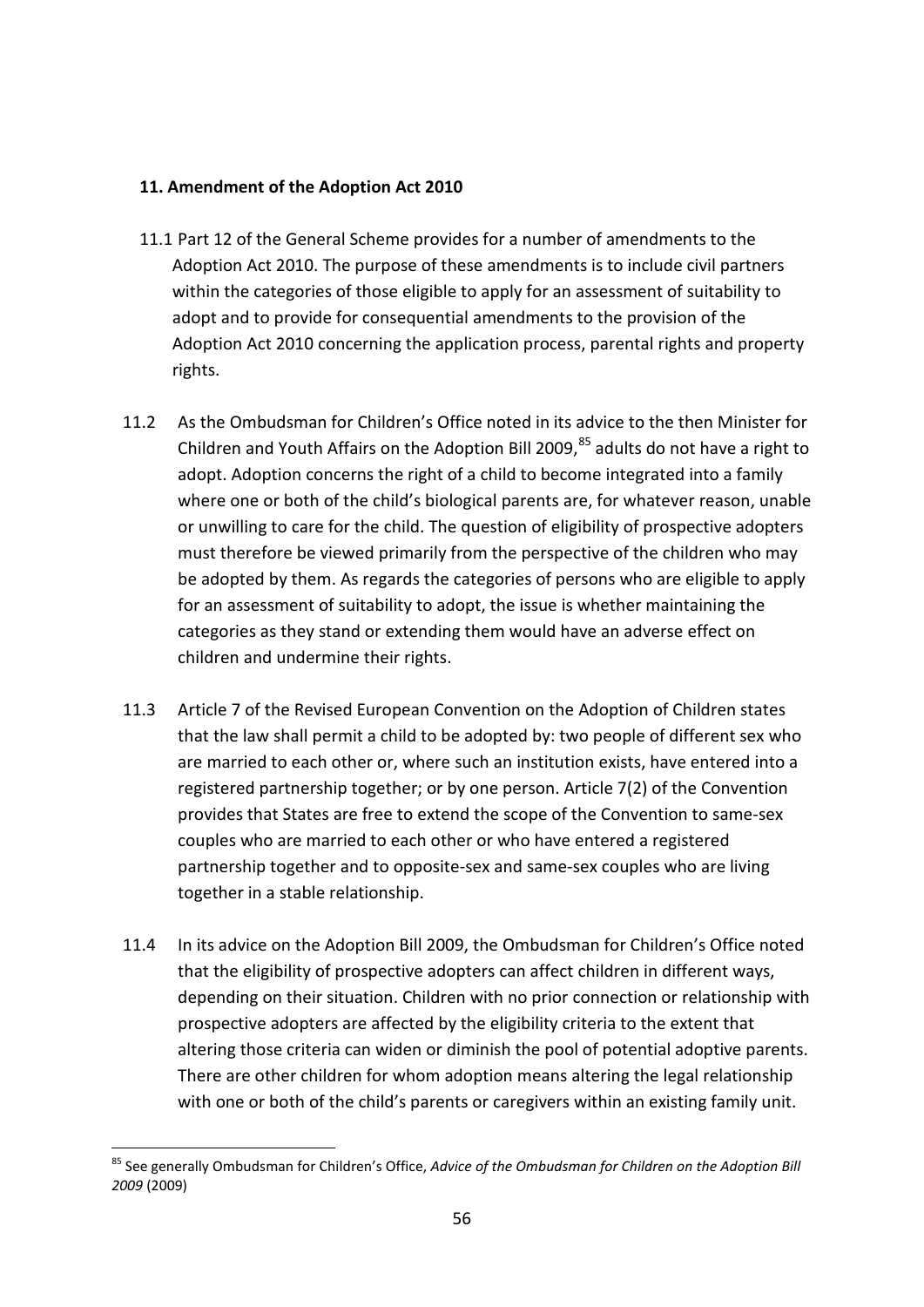**11. Amendment of the Adoption Act 2010**

11.1 Part 12 of the General Scheme provides for a number of amendments to the Adoption Act 2010. The purpose of these amendments is to include civil partners within the categories of those eligible to apply for an assessment of suitability to adopt and to provide for consequential amendments to the provision of the Adoption Act 2010 concerning the application process, parental rights and property rights.

11.2 As the Ombudsman for Children's Office noted in its advice to the then Minister for Children and Youth Affairs on the Adoption Bill 2009,[85] adults do not have a right to adopt. Adoption concerns the right of a child to become integrated into a family where one or both of the child's biological parents are, for whatever reason, unable or unwilling to care for the child. The question of eligibility of prospective adopters must therefore be viewed primarily from the perspective of the children who may be adopted by them. As regards the categories of persons who are eligible to apply for an assessment of suitability to adopt, the issue is whether maintaining the categories as they stand or extending them would have an adverse effect on children and undermine their rights.

11.3 Article 7 of the Revised European Convention on the Adoption of Children states that the law shall permit a child to be adopted by: two people of different sex who are married to each other or, where such an institution exists, have entered into a registered partnership together; or by one person. Article 7(2) of the Convention provides that States are free to extend the scope of the Convention to same-sex couples who are married to each other or who have entered a registered partnership together and to opposite-sex and same-sex couples who are living together in a stable relationship.

11.4 In its advice on the Adoption Bill 2009, the Ombudsman for Children's Office noted that the eligibility of prospective adopters can affect children in different ways, depending on their situation. Children with no prior connection or relationship with prospective adopters are affected by the eligibility criteria to the extent that altering those criteria can widen or diminish the pool of potential adoptive parents. There are other children for whom adoption means altering the legal relationship with one or both of the child's parents or caregivers within an existing family unit.

---

[85] See generally Ombudsman for Children's Office, *Advice of the Ombudsman for Children on the Adoption Bill 2009* (2009)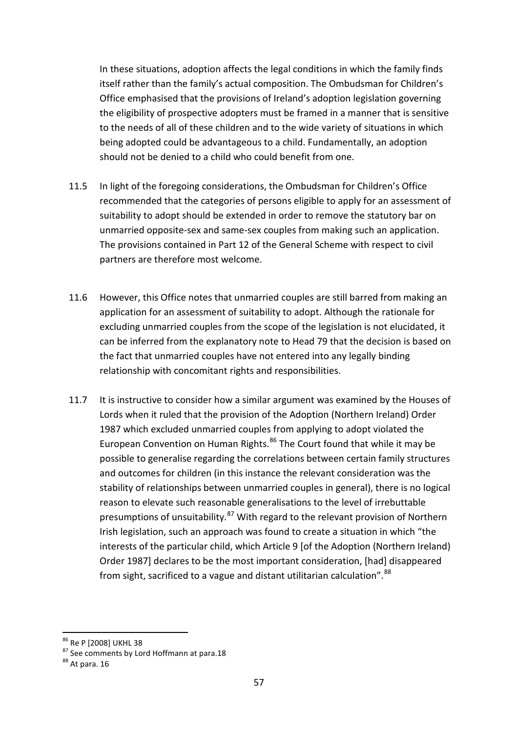In these situations, adoption affects the legal conditions in which the family finds itself rather than the family's actual composition. The Ombudsman for Children's Office emphasised that the provisions of Ireland's adoption legislation governing the eligibility of prospective adopters must be framed in a manner that is sensitive to the needs of all of these children and to the wide variety of situations in which being adopted could be advantageous to a child. Fundamentally, an adoption should not be denied to a child who could benefit from one.

11.5 In light of the foregoing considerations, the Ombudsman for Children's Office recommended that the categories of persons eligible to apply for an assessment of suitability to adopt should be extended in order to remove the statutory bar on unmarried opposite-sex and same-sex couples from making such an application. The provisions contained in Part 12 of the General Scheme with respect to civil partners are therefore most welcome.

11.6 However, this Office notes that unmarried couples are still barred from making an application for an assessment of suitability to adopt. Although the rationale for excluding unmarried couples from the scope of the legislation is not elucidated, it can be inferred from the explanatory note to Head 79 that the decision is based on the fact that unmarried couples have not entered into any legally binding relationship with concomitant rights and responsibilities.

11.7 It is instructive to consider how a similar argument was examined by the Houses of Lords when it ruled that the provision of the Adoption (Northern Ireland) Order 1987 which excluded unmarried couples from applying to adopt violated the European Convention on Human Rights.[86] The Court found that while it may be possible to generalise regarding the correlations between certain family structures and outcomes for children (in this instance the relevant consideration was the stability of relationships between unmarried couples in general), there is no logical reason to elevate such reasonable generalisations to the level of irrebuttable presumptions of unsuitability.[87] With regard to the relevant provision of Northern Irish legislation, such an approach was found to create a situation in which "the interests of the particular child, which Article 9 [of the Adoption (Northern Ireland) Order 1987] declares to be the most important consideration, [had] disappeared from sight, sacrificed to a vague and distant utilitarian calculation".[88]

---

[86] Re P [2008] UKHL 38

[87] See comments by Lord Hoffmann at para.18

[88] At para. 16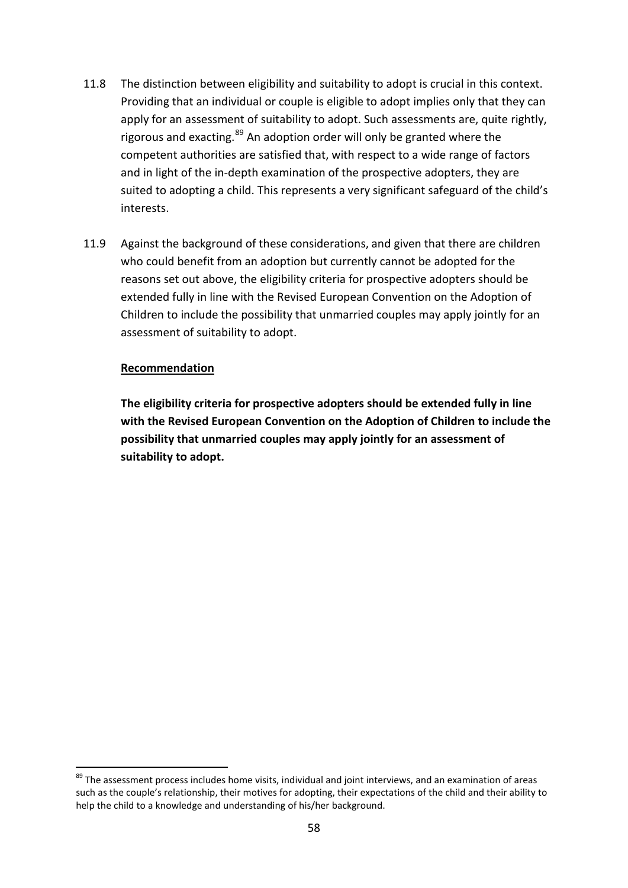11.8 The distinction between eligibility and suitability to adopt is crucial in this context. Providing that an individual or couple is eligible to adopt implies only that they can apply for an assessment of suitability to adopt. Such assessments are, quite rightly, rigorous and exacting.[89] An adoption order will only be granted where the competent authorities are satisfied that, with respect to a wide range of factors and in light of the in-depth examination of the prospective adopters, they are suited to adopting a child. This represents a very significant safeguard of the child's interests.

11.9 Against the background of these considerations, and given that there are children who could benefit from an adoption but currently cannot be adopted for the reasons set out above, the eligibility criteria for prospective adopters should be extended fully in line with the Revised European Convention on the Adoption of Children to include the possibility that unmarried couples may apply jointly for an assessment of suitability to adopt.

**Recommendation**

**The eligibility criteria for prospective adopters should be extended fully in line with the Revised European Convention on the Adoption of Children to include the possibility that unmarried couples may apply jointly for an assessment of suitability to adopt.**

---

[89] The assessment process includes home visits, individual and joint interviews, and an examination of areas such as the couple's relationship, their motives for adopting, their expectations of the child and their ability to help the child to a knowledge and understanding of his/her background.